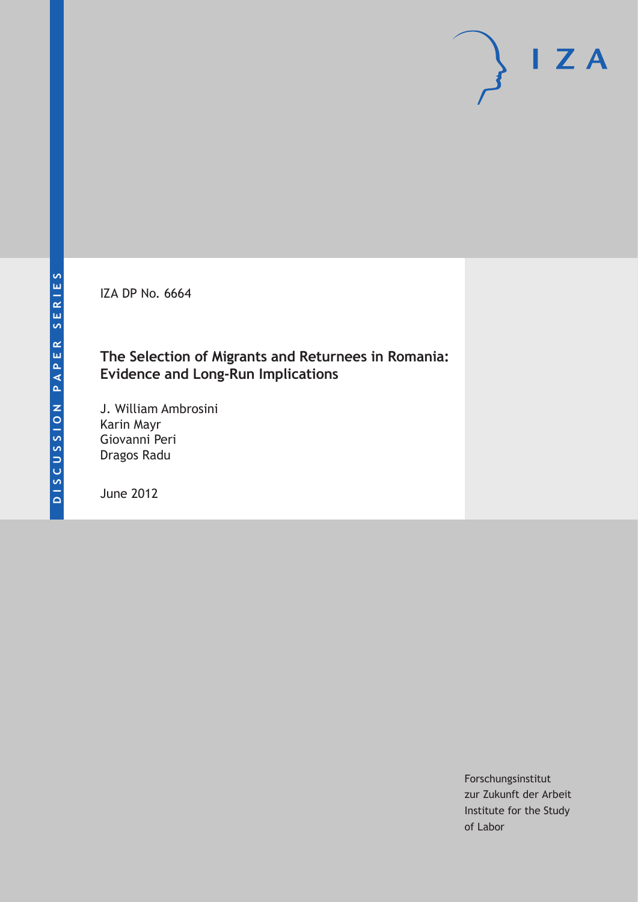DISCUSSION PAPER SERIES

IZA DP No. 6664

# The Selection of Migrants and Returnees in Romania: Evidence and Long-Run Implications

J. William Ambrosini
Karin Mayr
Giovanni Peri
Dragos Radu

June 2012

Forschungsinstitut
zur Zukunft der Arbeit
Institute for the Study
of Labor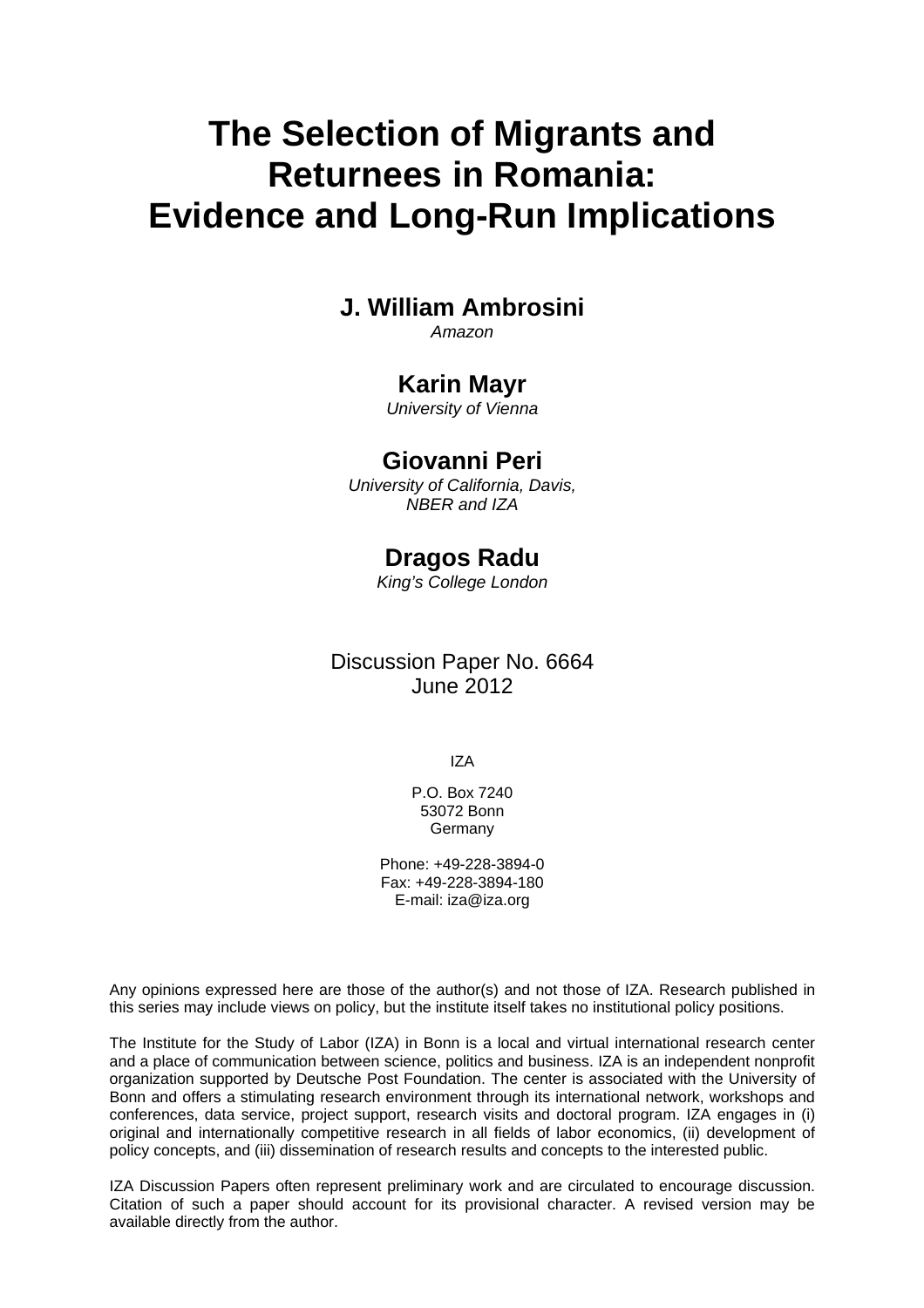# The Selection of Migrants and Returnees in Romania: Evidence and Long-Run Implications

**J. William Ambrosini**
*Amazon*

**Karin Mayr**
*University of Vienna*

**Giovanni Peri**
*University of California, Davis, NBER and IZA*

**Dragos Radu**
*King's College London*

Discussion Paper No. 6664
June 2012

IZA

P.O. Box 7240
53072 Bonn
Germany

Phone: +49-228-3894-0
Fax: +49-228-3894-180
E-mail: iza@iza.org

Any opinions expressed here are those of the author(s) and not those of IZA. Research published in this series may include views on policy, but the institute itself takes no institutional policy positions.

The Institute for the Study of Labor (IZA) in Bonn is a local and virtual international research center and a place of communication between science, politics and business. IZA is an independent nonprofit organization supported by Deutsche Post Foundation. The center is associated with the University of Bonn and offers a stimulating research environment through its international network, workshops and conferences, data service, project support, research visits and doctoral program. IZA engages in (i) original and internationally competitive research in all fields of labor economics, (ii) development of policy concepts, and (iii) dissemination of research results and concepts to the interested public.

IZA Discussion Papers often represent preliminary work and are circulated to encourage discussion. Citation of such a paper should account for its provisional character. A revised version may be available directly from the author.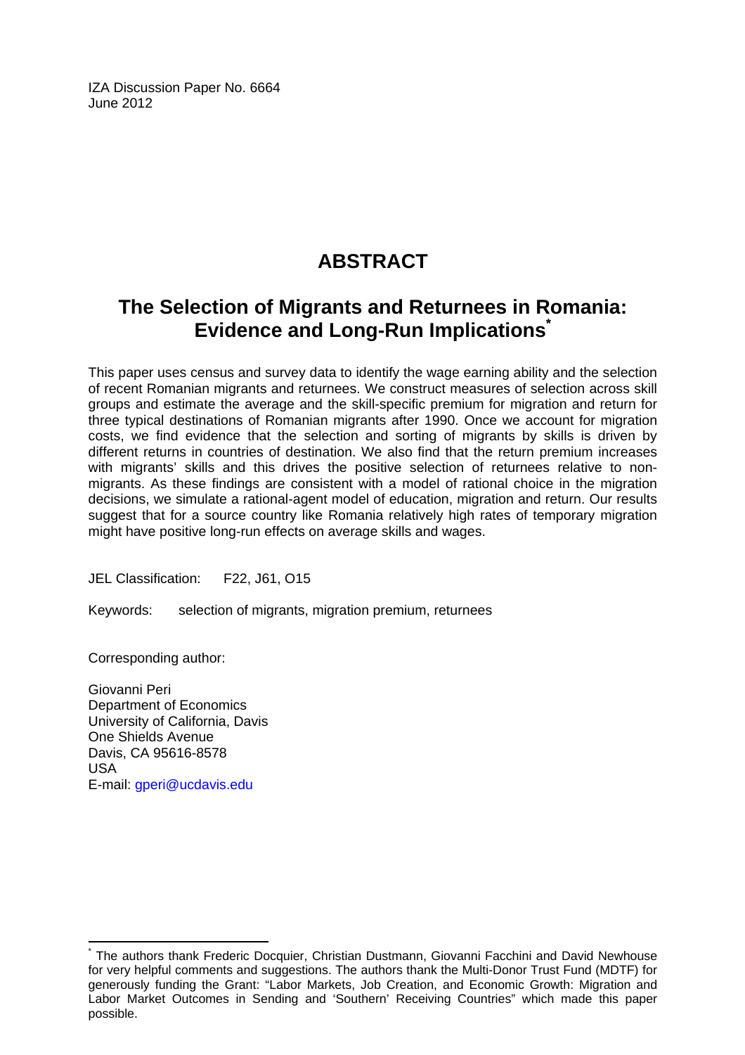IZA Discussion Paper No. 6664
June 2012

# ABSTRACT

## The Selection of Migrants and Returnees in Romania: Evidence and Long-Run Implications*

This paper uses census and survey data to identify the wage earning ability and the selection of recent Romanian migrants and returnees. We construct measures of selection across skill groups and estimate the average and the skill-specific premium for migration and return for three typical destinations of Romanian migrants after 1990. Once we account for migration costs, we find evidence that the selection and sorting of migrants by skills is driven by different returns in countries of destination. We also find that the return premium increases with migrants' skills and this drives the positive selection of returnees relative to non-migrants. As these findings are consistent with a model of rational choice in the migration decisions, we simulate a rational-agent model of education, migration and return. Our results suggest that for a source country like Romania relatively high rates of temporary migration might have positive long-run effects on average skills and wages.

JEL Classification: F22, J61, O15

Keywords: selection of migrants, migration premium, returnees

Corresponding author:

Giovanni Peri
Department of Economics
University of California, Davis
One Shields Avenue
Davis, CA 95616-8578
USA
E-mail: gperi@ucdavis.edu

---

* The authors thank Frederic Docquier, Christian Dustmann, Giovanni Facchini and David Newhouse for very helpful comments and suggestions. The authors thank the Multi-Donor Trust Fund (MDTF) for generously funding the Grant: "Labor Markets, Job Creation, and Economic Growth: Migration and Labor Market Outcomes in Sending and 'Southern' Receiving Countries" which made this paper possible.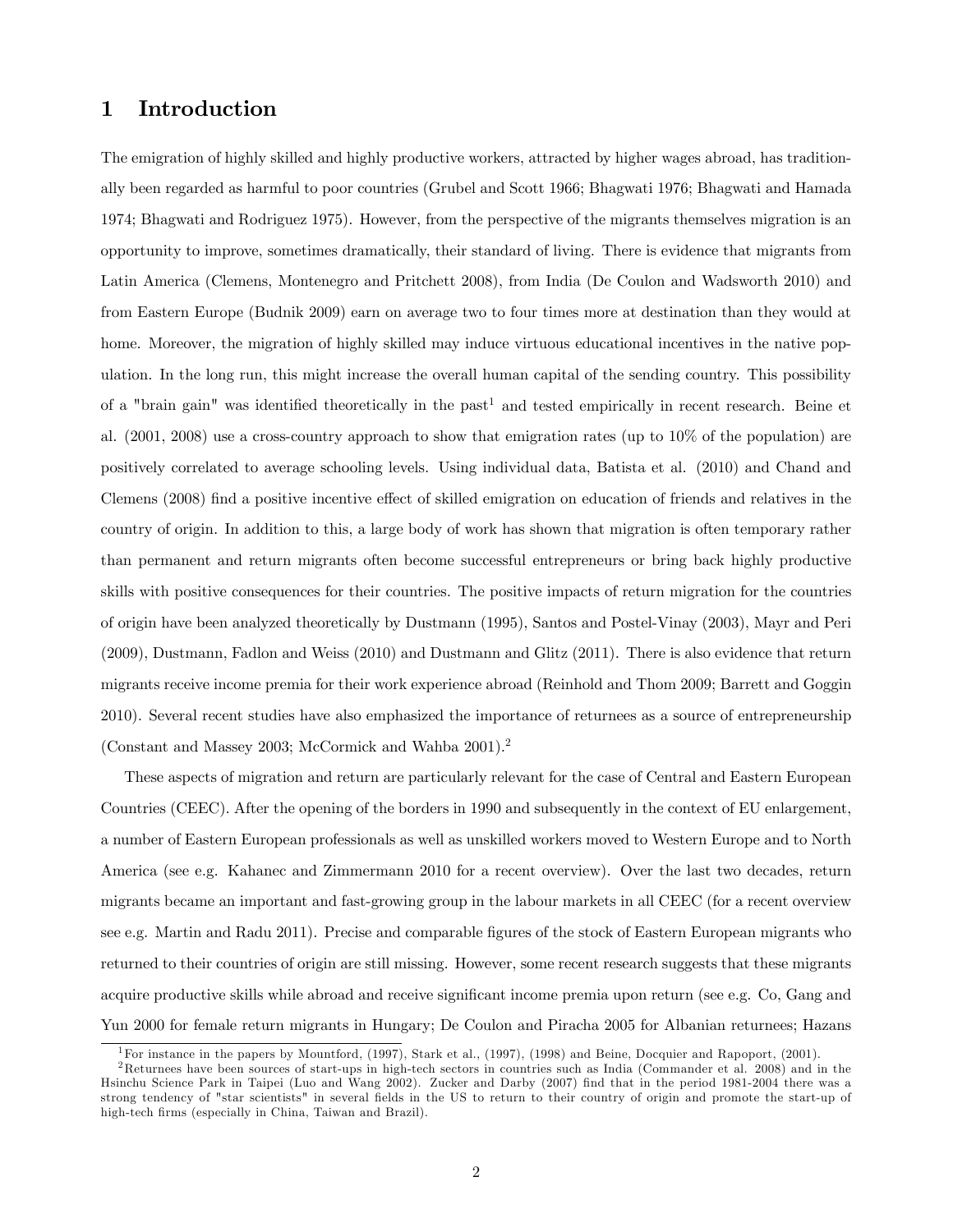# 1 Introduction

The emigration of highly skilled and highly productive workers, attracted by higher wages abroad, has traditionally been regarded as harmful to poor countries (Grubel and Scott 1966; Bhagwati 1976; Bhagwati and Hamada 1974; Bhagwati and Rodriguez 1975). However, from the perspective of the migrants themselves migration is an opportunity to improve, sometimes dramatically, their standard of living. There is evidence that migrants from Latin America (Clemens, Montenegro and Pritchett 2008), from India (De Coulon and Wadsworth 2010) and from Eastern Europe (Budnik 2009) earn on average two to four times more at destination than they would at home. Moreover, the migration of highly skilled may induce virtuous educational incentives in the native population. In the long run, this might increase the overall human capital of the sending country. This possibility of a "brain gain" was identified theoretically in the past[1] and tested empirically in recent research. Beine et al. (2001, 2008) use a cross-country approach to show that emigration rates (up to 10% of the population) are positively correlated to average schooling levels. Using individual data, Batista et al. (2010) and Chand and Clemens (2008) find a positive incentive effect of skilled emigration on education of friends and relatives in the country of origin. In addition to this, a large body of work has shown that migration is often temporary rather than permanent and return migrants often become successful entrepreneurs or bring back highly productive skills with positive consequences for their countries. The positive impacts of return migration for the countries of origin have been analyzed theoretically by Dustmann (1995), Santos and Postel-Vinay (2003), Mayr and Peri (2009), Dustmann, Fadlon and Weiss (2010) and Dustmann and Glitz (2011). There is also evidence that return migrants receive income premia for their work experience abroad (Reinhold and Thom 2009; Barrett and Goggin 2010). Several recent studies have also emphasized the importance of returnees as a source of entrepreneurship (Constant and Massey 2003; McCormick and Wahba 2001).[2]

These aspects of migration and return are particularly relevant for the case of Central and Eastern European Countries (CEEC). After the opening of the borders in 1990 and subsequently in the context of EU enlargement, a number of Eastern European professionals as well as unskilled workers moved to Western Europe and to North America (see e.g. Kahanec and Zimmermann 2010 for a recent overview). Over the last two decades, return migrants became an important and fast-growing group in the labour markets in all CEEC (for a recent overview see e.g. Martin and Radu 2011). Precise and comparable figures of the stock of Eastern European migrants who returned to their countries of origin are still missing. However, some recent research suggests that these migrants acquire productive skills while abroad and receive significant income premia upon return (see e.g. Co, Gang and Yun 2000 for female return migrants in Hungary; De Coulon and Piracha 2005 for Albanian returnees; Hazans

[1] For instance in the papers by Mountford, (1997), Stark et al., (1997), (1998) and Beine, Docquier and Rapoport, (2001).

[2] Returnees have been sources of start-ups in high-tech sectors in countries such as India (Commander et al. 2008) and in the Hsinchu Science Park in Taipei (Luo and Wang 2002). Zucker and Darby (2007) find that in the period 1981-2004 there was a strong tendency of "star scientists" in several fields in the US to return to their country of origin and promote the start-up of high-tech firms (especially in China, Taiwan and Brazil).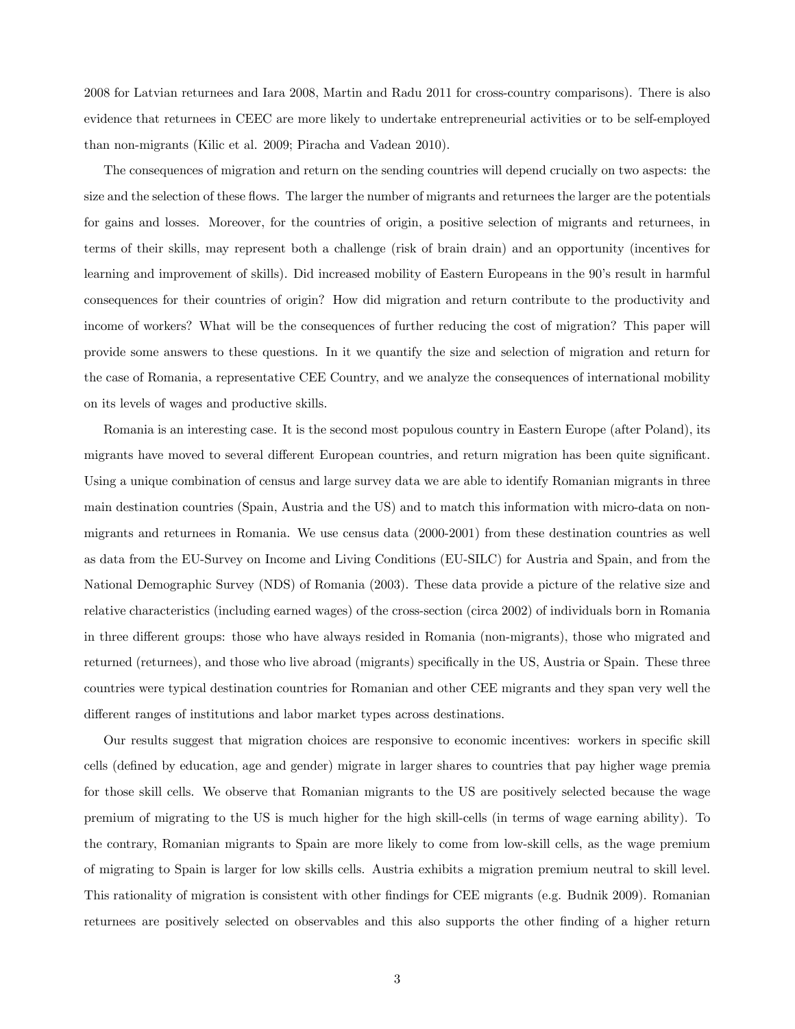2008 for Latvian returnees and Iara 2008, Martin and Radu 2011 for cross-country comparisons). There is also evidence that returnees in CEEC are more likely to undertake entrepreneurial activities or to be self-employed than non-migrants (Kilic et al. 2009; Piracha and Vadean 2010).

The consequences of migration and return on the sending countries will depend crucially on two aspects: the size and the selection of these flows. The larger the number of migrants and returnees the larger are the potentials for gains and losses. Moreover, for the countries of origin, a positive selection of migrants and returnees, in terms of their skills, may represent both a challenge (risk of brain drain) and an opportunity (incentives for learning and improvement of skills). Did increased mobility of Eastern Europeans in the 90's result in harmful consequences for their countries of origin? How did migration and return contribute to the productivity and income of workers? What will be the consequences of further reducing the cost of migration? This paper will provide some answers to these questions. In it we quantify the size and selection of migration and return for the case of Romania, a representative CEE Country, and we analyze the consequences of international mobility on its levels of wages and productive skills.

Romania is an interesting case. It is the second most populous country in Eastern Europe (after Poland), its migrants have moved to several different European countries, and return migration has been quite significant. Using a unique combination of census and large survey data we are able to identify Romanian migrants in three main destination countries (Spain, Austria and the US) and to match this information with micro-data on non-migrants and returnees in Romania. We use census data (2000-2001) from these destination countries as well as data from the EU-Survey on Income and Living Conditions (EU-SILC) for Austria and Spain, and from the National Demographic Survey (NDS) of Romania (2003). These data provide a picture of the relative size and relative characteristics (including earned wages) of the cross-section (circa 2002) of individuals born in Romania in three different groups: those who have always resided in Romania (non-migrants), those who migrated and returned (returnees), and those who live abroad (migrants) specifically in the US, Austria or Spain. These three countries were typical destination countries for Romanian and other CEE migrants and they span very well the different ranges of institutions and labor market types across destinations.

Our results suggest that migration choices are responsive to economic incentives: workers in specific skill cells (defined by education, age and gender) migrate in larger shares to countries that pay higher wage premia for those skill cells. We observe that Romanian migrants to the US are positively selected because the wage premium of migrating to the US is much higher for the high skill-cells (in terms of wage earning ability). To the contrary, Romanian migrants to Spain are more likely to come from low-skill cells, as the wage premium of migrating to Spain is larger for low skills cells. Austria exhibits a migration premium neutral to skill level. This rationality of migration is consistent with other findings for CEE migrants (e.g. Budnik 2009). Romanian returnees are positively selected on observables and this also supports the other finding of a higher return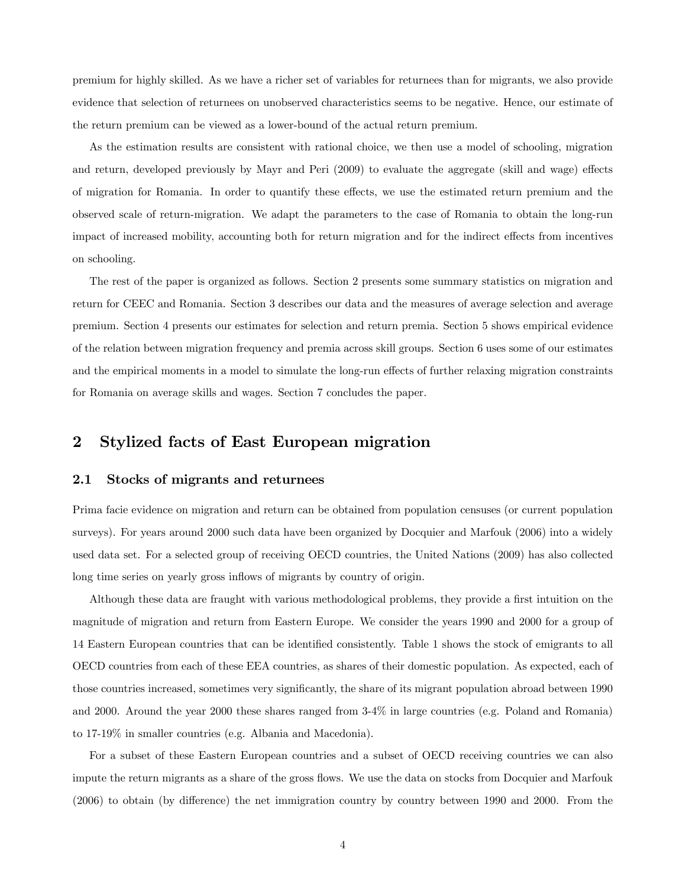premium for highly skilled. As we have a richer set of variables for returnees than for migrants, we also provide evidence that selection of returnees on unobserved characteristics seems to be negative. Hence, our estimate of the return premium can be viewed as a lower-bound of the actual return premium.

As the estimation results are consistent with rational choice, we then use a model of schooling, migration and return, developed previously by Mayr and Peri (2009) to evaluate the aggregate (skill and wage) effects of migration for Romania. In order to quantify these effects, we use the estimated return premium and the observed scale of return-migration. We adapt the parameters to the case of Romania to obtain the long-run impact of increased mobility, accounting both for return migration and for the indirect effects from incentives on schooling.

The rest of the paper is organized as follows. Section 2 presents some summary statistics on migration and return for CEEC and Romania. Section 3 describes our data and the measures of average selection and average premium. Section 4 presents our estimates for selection and return premia. Section 5 shows empirical evidence of the relation between migration frequency and premia across skill groups. Section 6 uses some of our estimates and the empirical moments in a model to simulate the long-run effects of further relaxing migration constraints for Romania on average skills and wages. Section 7 concludes the paper.

## 2 Stylized facts of East European migration

### 2.1 Stocks of migrants and returnees

Prima facie evidence on migration and return can be obtained from population censuses (or current population surveys). For years around 2000 such data have been organized by Docquier and Marfouk (2006) into a widely used data set. For a selected group of receiving OECD countries, the United Nations (2009) has also collected long time series on yearly gross inflows of migrants by country of origin.

Although these data are fraught with various methodological problems, they provide a first intuition on the magnitude of migration and return from Eastern Europe. We consider the years 1990 and 2000 for a group of 14 Eastern European countries that can be identified consistently. Table 1 shows the stock of emigrants to all OECD countries from each of these EEA countries, as shares of their domestic population. As expected, each of those countries increased, sometimes very significantly, the share of its migrant population abroad between 1990 and 2000. Around the year 2000 these shares ranged from 3-4% in large countries (e.g. Poland and Romania) to 17-19% in smaller countries (e.g. Albania and Macedonia).

For a subset of these Eastern European countries and a subset of OECD receiving countries we can also impute the return migrants as a share of the gross flows. We use the data on stocks from Docquier and Marfouk (2006) to obtain (by difference) the net immigration country by country between 1990 and 2000. From the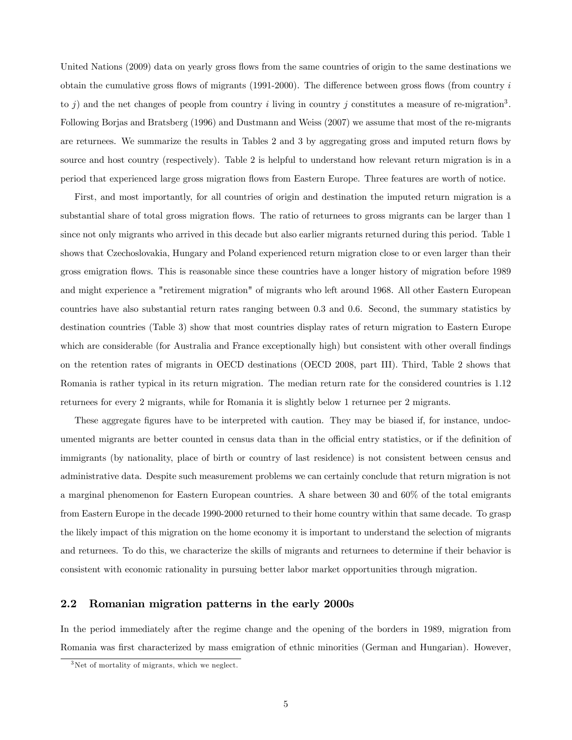United Nations (2009) data on yearly gross flows from the same countries of origin to the same destinations we obtain the cumulative gross flows of migrants (1991-2000). The difference between gross flows (from country $i$ to $j$) and the net changes of people from country $i$ living in country $j$ constitutes a measure of re-migration[3]. Following Borjas and Bratsberg (1996) and Dustmann and Weiss (2007) we assume that most of the re-migrants are returnees. We summarize the results in Tables 2 and 3 by aggregating gross and imputed return flows by source and host country (respectively). Table 2 is helpful to understand how relevant return migration is in a period that experienced large gross migration flows from Eastern Europe. Three features are worth of notice.

First, and most importantly, for all countries of origin and destination the imputed return migration is a substantial share of total gross migration flows. The ratio of returnees to gross migrants can be larger than 1 since not only migrants who arrived in this decade but also earlier migrants returned during this period. Table 1 shows that Czechoslovakia, Hungary and Poland experienced return migration close to or even larger than their gross emigration flows. This is reasonable since these countries have a longer history of migration before 1989 and might experience a "retirement migration" of migrants who left around 1968. All other Eastern European countries have also substantial return rates ranging between 0.3 and 0.6. Second, the summary statistics by destination countries (Table 3) show that most countries display rates of return migration to Eastern Europe which are considerable (for Australia and France exceptionally high) but consistent with other overall findings on the retention rates of migrants in OECD destinations (OECD 2008, part III). Third, Table 2 shows that Romania is rather typical in its return migration. The median return rate for the considered countries is 1.12 returnees for every 2 migrants, while for Romania it is slightly below 1 returnee per 2 migrants.

These aggregate figures have to be interpreted with caution. They may be biased if, for instance, undocumented migrants are better counted in census data than in the official entry statistics, or if the definition of immigrants (by nationality, place of birth or country of last residence) is not consistent between census and administrative data. Despite such measurement problems we can certainly conclude that return migration is not a marginal phenomenon for Eastern European countries. A share between 30 and 60% of the total emigrants from Eastern Europe in the decade 1990-2000 returned to their home country within that same decade. To grasp the likely impact of this migration on the home economy it is important to understand the selection of migrants and returnees. To do this, we characterize the skills of migrants and returnees to determine if their behavior is consistent with economic rationality in pursuing better labor market opportunities through migration.

## 2.2 Romanian migration patterns in the early 2000s

In the period immediately after the regime change and the opening of the borders in 1989, migration from Romania was first characterized by mass emigration of ethnic minorities (German and Hungarian). However,

[3] Net of mortality of migrants, which we neglect.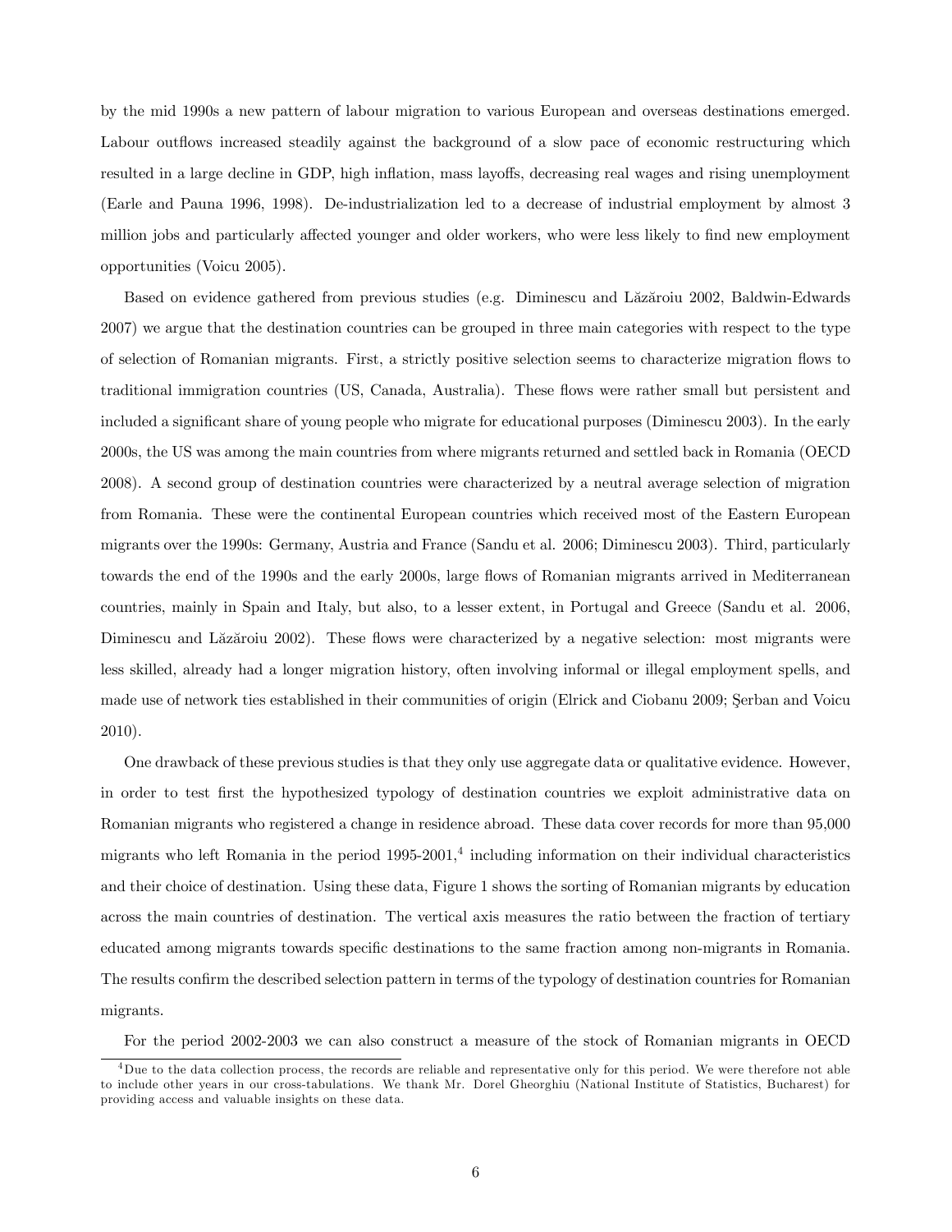by the mid 1990s a new pattern of labour migration to various European and overseas destinations emerged. Labour outflows increased steadily against the background of a slow pace of economic restructuring which resulted in a large decline in GDP, high inflation, mass layoffs, decreasing real wages and rising unemployment (Earle and Pauna 1996, 1998). De-industrialization led to a decrease of industrial employment by almost 3 million jobs and particularly affected younger and older workers, who were less likely to find new employment opportunities (Voicu 2005).

Based on evidence gathered from previous studies (e.g. Diminescu and Lăzăroiu 2002, Baldwin-Edwards 2007) we argue that the destination countries can be grouped in three main categories with respect to the type of selection of Romanian migrants. First, a strictly positive selection seems to characterize migration flows to traditional immigration countries (US, Canada, Australia). These flows were rather small but persistent and included a significant share of young people who migrate for educational purposes (Diminescu 2003). In the early 2000s, the US was among the main countries from where migrants returned and settled back in Romania (OECD 2008). A second group of destination countries were characterized by a neutral average selection of migration from Romania. These were the continental European countries which received most of the Eastern European migrants over the 1990s: Germany, Austria and France (Sandu et al. 2006; Diminescu 2003). Third, particularly towards the end of the 1990s and the early 2000s, large flows of Romanian migrants arrived in Mediterranean countries, mainly in Spain and Italy, but also, to a lesser extent, in Portugal and Greece (Sandu et al. 2006, Diminescu and Lăzăroiu 2002). These flows were characterized by a negative selection: most migrants were less skilled, already had a longer migration history, often involving informal or illegal employment spells, and made use of network ties established in their communities of origin (Elrick and Ciobanu 2009; Şerban and Voicu 2010).

One drawback of these previous studies is that they only use aggregate data or qualitative evidence. However, in order to test first the hypothesized typology of destination countries we exploit administrative data on Romanian migrants who registered a change in residence abroad. These data cover records for more than 95,000 migrants who left Romania in the period 1995-2001,[4] including information on their individual characteristics and their choice of destination. Using these data, Figure 1 shows the sorting of Romanian migrants by education across the main countries of destination. The vertical axis measures the ratio between the fraction of tertiary educated among migrants towards specific destinations to the same fraction among non-migrants in Romania. The results confirm the described selection pattern in terms of the typology of destination countries for Romanian migrants.

For the period 2002-2003 we can also construct a measure of the stock of Romanian migrants in OECD

[4] Due to the data collection process, the records are reliable and representative only for this period. We were therefore not able to include other years in our cross-tabulations. We thank Mr. Dorel Gheorghiu (National Institute of Statistics, Bucharest) for providing access and valuable insights on these data.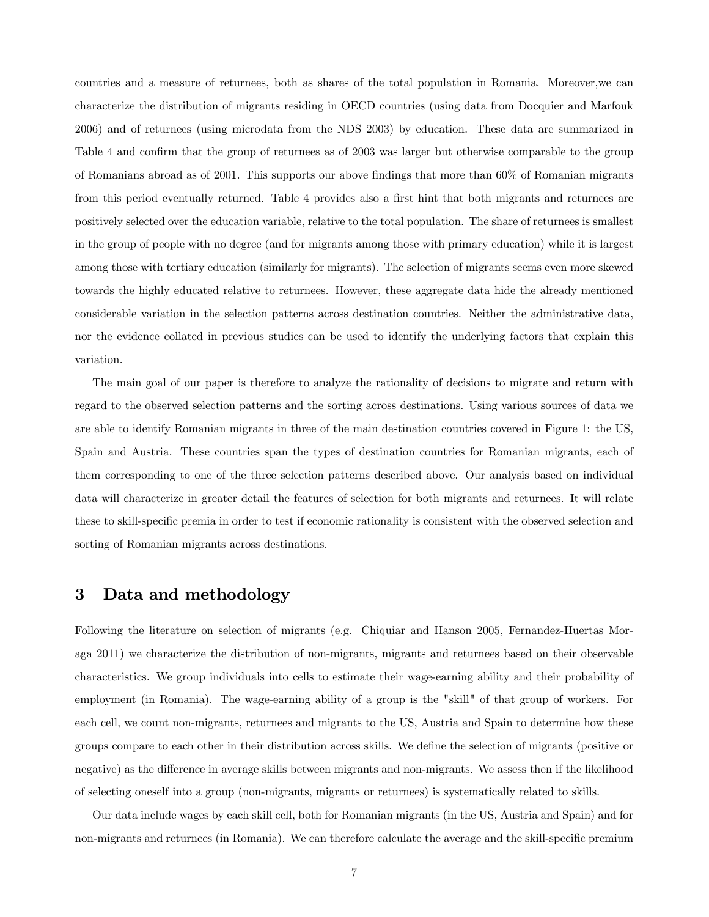countries and a measure of returnees, both as shares of the total population in Romania. Moreover,we can characterize the distribution of migrants residing in OECD countries (using data from Docquier and Marfouk 2006) and of returnees (using microdata from the NDS 2003) by education. These data are summarized in Table 4 and confirm that the group of returnees as of 2003 was larger but otherwise comparable to the group of Romanians abroad as of 2001. This supports our above findings that more than 60% of Romanian migrants from this period eventually returned. Table 4 provides also a first hint that both migrants and returnees are positively selected over the education variable, relative to the total population. The share of returnees is smallest in the group of people with no degree (and for migrants among those with primary education) while it is largest among those with tertiary education (similarly for migrants). The selection of migrants seems even more skewed towards the highly educated relative to returnees. However, these aggregate data hide the already mentioned considerable variation in the selection patterns across destination countries. Neither the administrative data, nor the evidence collated in previous studies can be used to identify the underlying factors that explain this variation.

The main goal of our paper is therefore to analyze the rationality of decisions to migrate and return with regard to the observed selection patterns and the sorting across destinations. Using various sources of data we are able to identify Romanian migrants in three of the main destination countries covered in Figure 1: the US, Spain and Austria. These countries span the types of destination countries for Romanian migrants, each of them corresponding to one of the three selection patterns described above. Our analysis based on individual data will characterize in greater detail the features of selection for both migrants and returnees. It will relate these to skill-specific premia in order to test if economic rationality is consistent with the observed selection and sorting of Romanian migrants across destinations.

# 3 Data and methodology

Following the literature on selection of migrants (e.g. Chiquiar and Hanson 2005, Fernandez-Huertas Moraga 2011) we characterize the distribution of non-migrants, migrants and returnees based on their observable characteristics. We group individuals into cells to estimate their wage-earning ability and their probability of employment (in Romania). The wage-earning ability of a group is the "skill" of that group of workers. For each cell, we count non-migrants, returnees and migrants to the US, Austria and Spain to determine how these groups compare to each other in their distribution across skills. We define the selection of migrants (positive or negative) as the difference in average skills between migrants and non-migrants. We assess then if the likelihood of selecting oneself into a group (non-migrants, migrants or returnees) is systematically related to skills.

Our data include wages by each skill cell, both for Romanian migrants (in the US, Austria and Spain) and for non-migrants and returnees (in Romania). We can therefore calculate the average and the skill-specific premium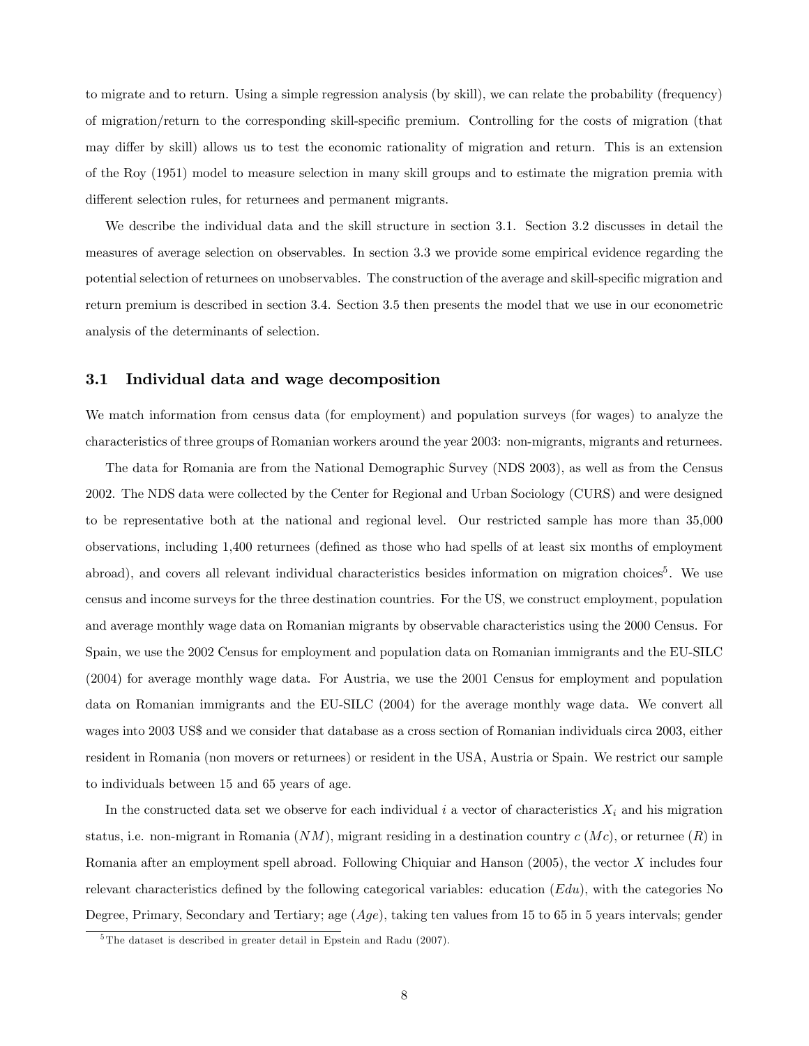to migrate and to return. Using a simple regression analysis (by skill), we can relate the probability (frequency) of migration/return to the corresponding skill-specific premium. Controlling for the costs of migration (that may differ by skill) allows us to test the economic rationality of migration and return. This is an extension of the Roy (1951) model to measure selection in many skill groups and to estimate the migration premia with different selection rules, for returnees and permanent migrants.

We describe the individual data and the skill structure in section 3.1. Section 3.2 discusses in detail the measures of average selection on observables. In section 3.3 we provide some empirical evidence regarding the potential selection of returnees on unobservables. The construction of the average and skill-specific migration and return premium is described in section 3.4. Section 3.5 then presents the model that we use in our econometric analysis of the determinants of selection.

### 3.1 Individual data and wage decomposition

We match information from census data (for employment) and population surveys (for wages) to analyze the characteristics of three groups of Romanian workers around the year 2003: non-migrants, migrants and returnees.

The data for Romania are from the National Demographic Survey (NDS 2003), as well as from the Census 2002. The NDS data were collected by the Center for Regional and Urban Sociology (CURS) and were designed to be representative both at the national and regional level. Our restricted sample has more than 35,000 observations, including 1,400 returnees (defined as those who had spells of at least six months of employment abroad), and covers all relevant individual characteristics besides information on migration choices[5]. We use census and income surveys for the three destination countries. For the US, we construct employment, population and average monthly wage data on Romanian migrants by observable characteristics using the 2000 Census. For Spain, we use the 2002 Census for employment and population data on Romanian immigrants and the EU-SILC (2004) for average monthly wage data. For Austria, we use the 2001 Census for employment and population data on Romanian immigrants and the EU-SILC (2004) for the average monthly wage data. We convert all wages into 2003 US$ and we consider that database as a cross section of Romanian individuals circa 2003, either resident in Romania (non movers or returnees) or resident in the USA, Austria or Spain. We restrict our sample to individuals between 15 and 65 years of age.

In the constructed data set we observe for each individual $i$ a vector of characteristics $X_i$ and his migration status, i.e. non-migrant in Romania ($NM$), migrant residing in a destination country $c$ ($Mc$), or returnee ($R$) in Romania after an employment spell abroad. Following Chiquiar and Hanson (2005), the vector $X$ includes four relevant characteristics defined by the following categorical variables: education ($Edu$), with the categories No Degree, Primary, Secondary and Tertiary; age ($Age$), taking ten values from 15 to 65 in 5 years intervals; gender

[5] The dataset is described in greater detail in Epstein and Radu (2007).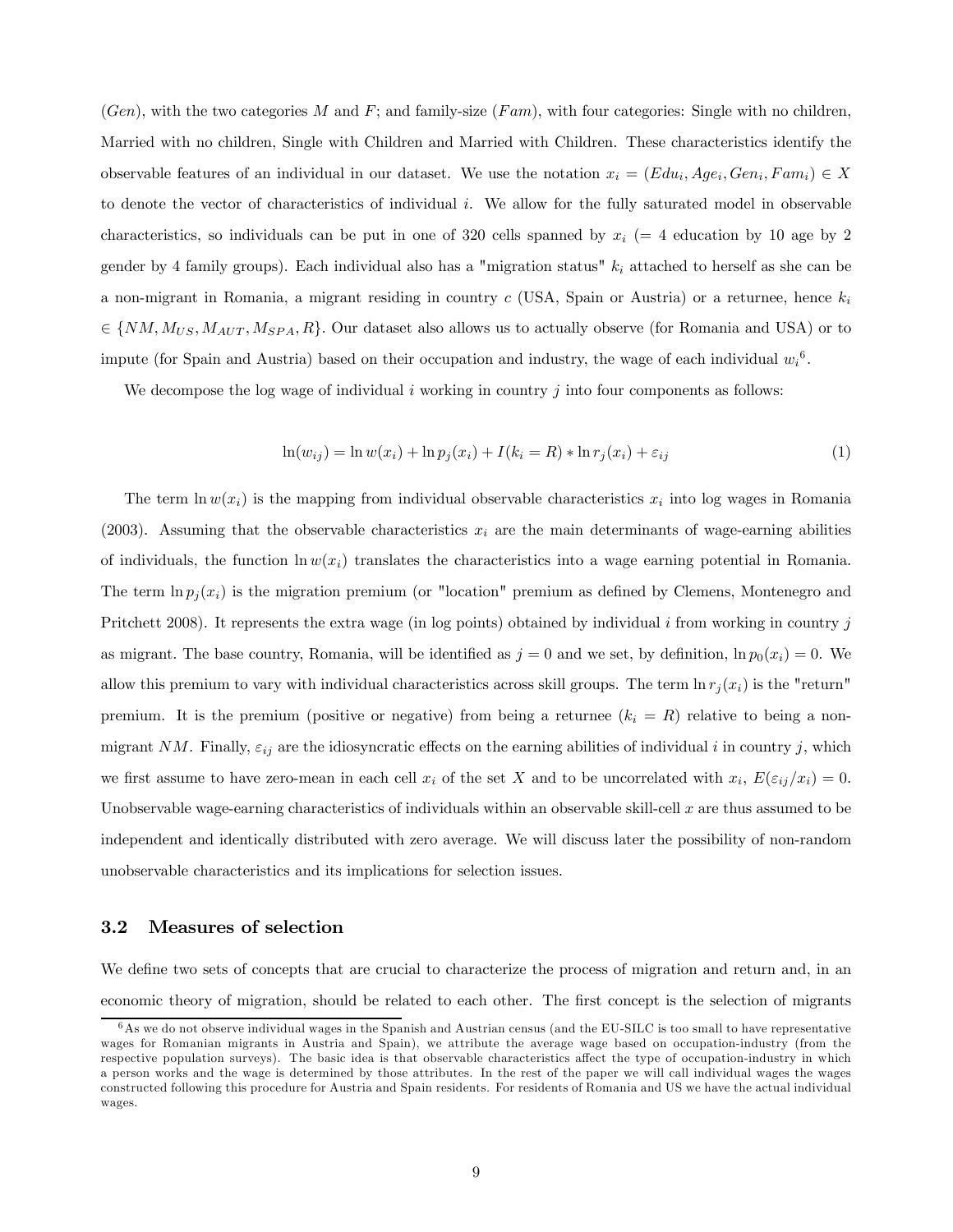($Gen$), with the two categories $M$ and $F$; and family-size ($Fam$), with four categories: Single with no children, Married with no children, Single with Children and Married with Children. These characteristics identify the observable features of an individual in our dataset. We use the notation $x_i = (Edu_i, Age_i, Gen_i, Fam_i) \in X$ to denote the vector of characteristics of individual $i$. We allow for the fully saturated model in observable characteristics, so individuals can be put in one of 320 cells spanned by $x_i$ (= 4 education by 10 age by 2 gender by 4 family groups). Each individual also has a "migration status" $k_i$ attached to herself as she can be a non-migrant in Romania, a migrant residing in country $c$ (USA, Spain or Austria) or a returnee, hence $k_i \in \{NM, M_{US}, M_{AUT}, M_{SPA}, R\}$. Our dataset also allows us to actually observe (for Romania and USA) or to impute (for Spain and Austria) based on their occupation and industry, the wage of each individual $w_i$[6].

We decompose the log wage of individual $i$ working in country $j$ into four components as follows:

$$\ln(w_{ij}) = \ln w(x_i) + \ln p_j(x_i) + I(k_i = R) * \ln r_j(x_i) + \varepsilon_{ij} \tag{1}$$

The term $\ln w(x_i)$ is the mapping from individual observable characteristics $x_i$ into log wages in Romania (2003). Assuming that the observable characteristics $x_i$ are the main determinants of wage-earning abilities of individuals, the function $\ln w(x_i)$ translates the characteristics into a wage earning potential in Romania. The term $\ln p_j(x_i)$ is the migration premium (or "location" premium as defined by Clemens, Montenegro and Pritchett 2008). It represents the extra wage (in log points) obtained by individual $i$ from working in country $j$ as migrant. The base country, Romania, will be identified as $j = 0$ and we set, by definition, $\ln p_0(x_i) = 0$. We allow this premium to vary with individual characteristics across skill groups. The term $\ln r_j(x_i)$ is the "return" premium. It is the premium (positive or negative) from being a returnee ($k_i = R$) relative to being a non-migrant $NM$. Finally, $\varepsilon_{ij}$ are the idiosyncratic effects on the earning abilities of individual $i$ in country $j$, which we first assume to have zero-mean in each cell $x_i$ of the set $X$ and to be uncorrelated with $x_i$, $E(\varepsilon_{ij}/x_i) = 0$. Unobservable wage-earning characteristics of individuals within an observable skill-cell $x$ are thus assumed to be independent and identically distributed with zero average. We will discuss later the possibility of non-random unobservable characteristics and its implications for selection issues.

### 3.2 Measures of selection

We define two sets of concepts that are crucial to characterize the process of migration and return and, in an economic theory of migration, should be related to each other. The first concept is the selection of migrants

[6] As we do not observe individual wages in the Spanish and Austrian census (and the EU-SILC is too small to have representative wages for Romanian migrants in Austria and Spain), we attribute the average wage based on occupation-industry (from the respective population surveys). The basic idea is that observable characteristics affect the type of occupation-industry in which a person works and the wage is determined by those attributes. In the rest of the paper we will call individual wages the wages constructed following this procedure for Austria and Spain residents. For residents of Romania and US we have the actual individual wages.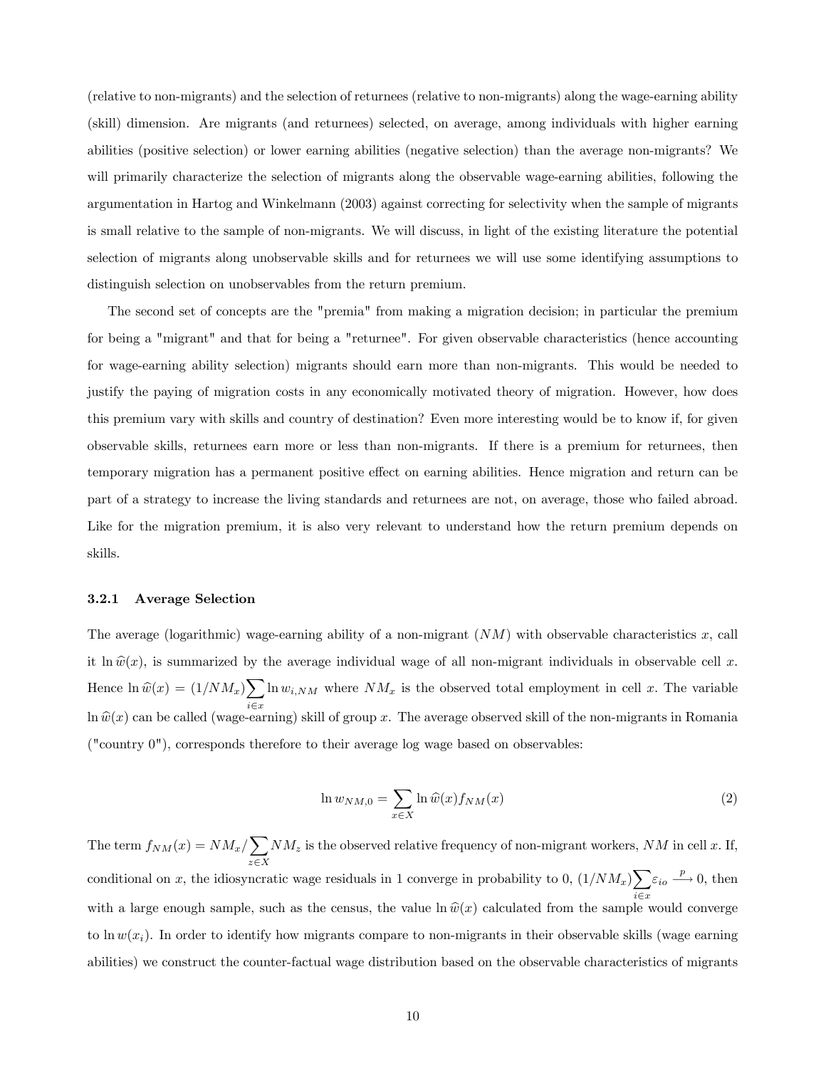(relative to non-migrants) and the selection of returnees (relative to non-migrants) along the wage-earning ability (skill) dimension. Are migrants (and returnees) selected, on average, among individuals with higher earning abilities (positive selection) or lower earning abilities (negative selection) than the average non-migrants? We will primarily characterize the selection of migrants along the observable wage-earning abilities, following the argumentation in Hartog and Winkelmann (2003) against correcting for selectivity when the sample of migrants is small relative to the sample of non-migrants. We will discuss, in light of the existing literature the potential selection of migrants along unobservable skills and for returnees we will use some identifying assumptions to distinguish selection on unobservables from the return premium.

The second set of concepts are the "premia" from making a migration decision; in particular the premium for being a "migrant" and that for being a "returnee". For given observable characteristics (hence accounting for wage-earning ability selection) migrants should earn more than non-migrants. This would be needed to justify the paying of migration costs in any economically motivated theory of migration. However, how does this premium vary with skills and country of destination? Even more interesting would be to know if, for given observable skills, returnees earn more or less than non-migrants. If there is a premium for returnees, then temporary migration has a permanent positive effect on earning abilities. Hence migration and return can be part of a strategy to increase the living standards and returnees are not, on average, those who failed abroad. Like for the migration premium, it is also very relevant to understand how the return premium depends on skills.

### 3.2.1 Average Selection

The average (logarithmic) wage-earning ability of a non-migrant ($NM$) with observable characteristics $x$, call it $\ln \widehat{w}(x)$, is summarized by the average individual wage of all non-migrant individuals in observable cell $x$. Hence $\ln \widehat{w}(x) = (1/NM_x) \sum_{i \in x} \ln w_{i,NM}$ where $NM_x$ is the observed total employment in cell $x$. The variable $\ln \widehat{w}(x)$ can be called (wage-earning) skill of group $x$. The average observed skill of the non-migrants in Romania ("country 0"), corresponds therefore to their average log wage based on observables:

$$\ln w_{NM,0} = \sum_{x \in X} \ln \widehat{w}(x) f_{NM}(x) \tag{2}$$

The term $f_{NM}(x) = NM_x / \sum_{z \in X} NM_z$ is the observed relative frequency of non-migrant workers, $NM$ in cell $x$. If, conditional on $x$, the idiosyncratic wage residuals in 1 converge in probability to 0, $(1/NM_x) \sum_{i \in x} \varepsilon_{io} \xrightarrow{p} 0$, then with a large enough sample, such as the census, the value $\ln \widehat{w}(x)$ calculated from the sample would converge to $\ln w(x_i)$. In order to identify how migrants compare to non-migrants in their observable skills (wage earning abilities) we construct the counter-factual wage distribution based on the observable characteristics of migrants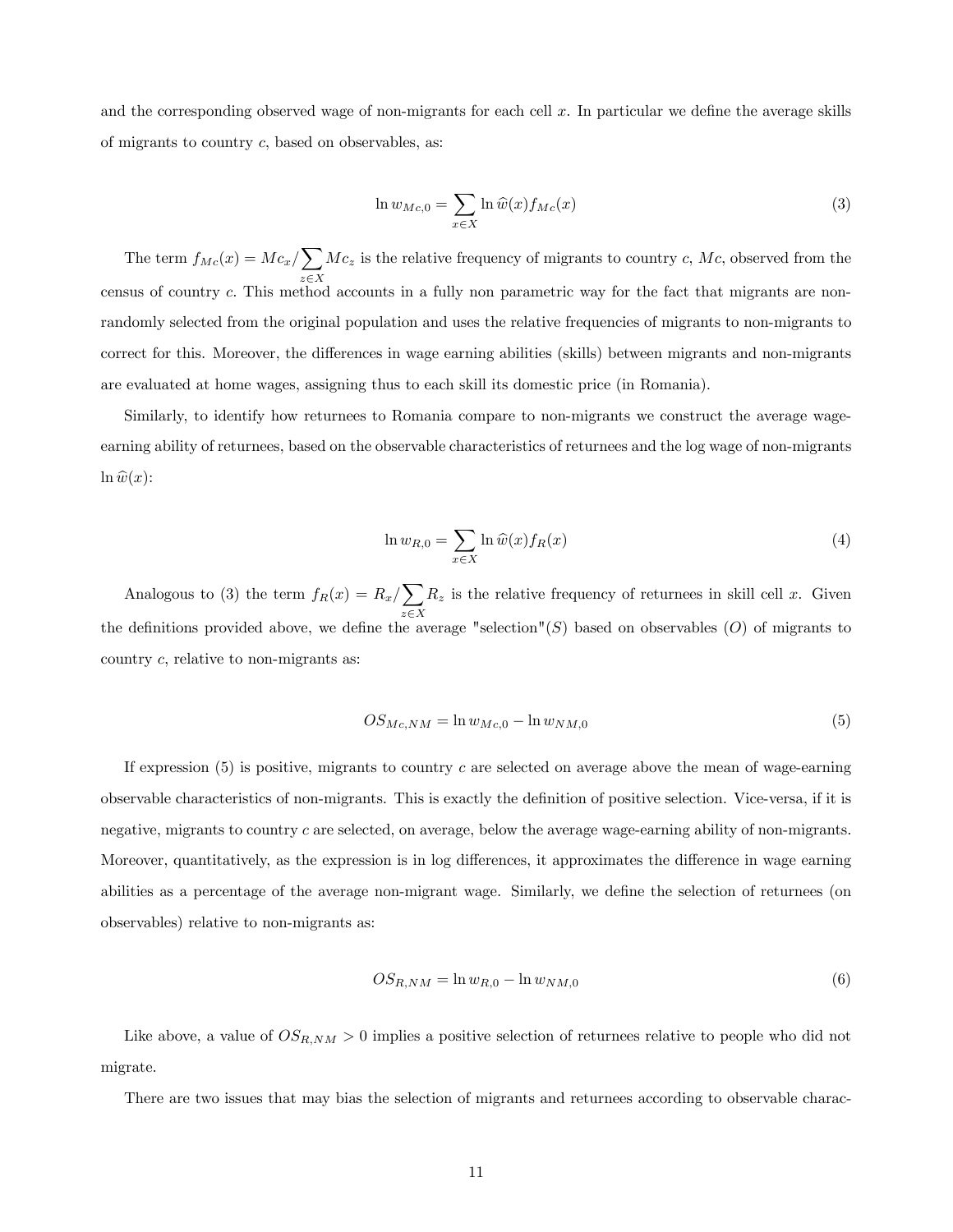and the corresponding observed wage of non-migrants for each cell $x$. In particular we define the average skills of migrants to country $c$, based on observables, as:

$$\ln w_{Mc,0} = \sum_{x \in X} \ln \widehat{w}(x) f_{Mc}(x) \tag{3}$$

The term $f_{Mc}(x) = Mc_x / \sum_{z \in X} Mc_z$ is the relative frequency of migrants to country $c$, $Mc$, observed from the census of country $c$. This method accounts in a fully non parametric way for the fact that migrants are non-randomly selected from the original population and uses the relative frequencies of migrants to non-migrants to correct for this. Moreover, the differences in wage earning abilities (skills) between migrants and non-migrants are evaluated at home wages, assigning thus to each skill its domestic price (in Romania).

Similarly, to identify how returnees to Romania compare to non-migrants we construct the average wage-earning ability of returnees, based on the observable characteristics of returnees and the log wage of non-migrants $\ln \widehat{w}(x)$:

$$\ln w_{R,0} = \sum_{x \in X} \ln \widehat{w}(x) f_R(x) \tag{4}$$

Analogous to (3) the term $f_R(x) = R_x / \sum_{z \in X} R_z$ is the relative frequency of returnees in skill cell $x$. Given the definitions provided above, we define the average "selection"($S$) based on observables ($O$) of migrants to country $c$, relative to non-migrants as:

$$OS_{Mc,NM} = \ln w_{Mc,0} - \ln w_{NM,0} \tag{5}$$

If expression (5) is positive, migrants to country $c$ are selected on average above the mean of wage-earning observable characteristics of non-migrants. This is exactly the definition of positive selection. Vice-versa, if it is negative, migrants to country $c$ are selected, on average, below the average wage-earning ability of non-migrants. Moreover, quantitatively, as the expression is in log differences, it approximates the difference in wage earning abilities as a percentage of the average non-migrant wage. Similarly, we define the selection of returnees (on observables) relative to non-migrants as:

$$OS_{R,NM} = \ln w_{R,0} - \ln w_{NM,0} \tag{6}$$

Like above, a value of $OS_{R,NM} > 0$ implies a positive selection of returnees relative to people who did not migrate.

There are two issues that may bias the selection of migrants and returnees according to observable charac-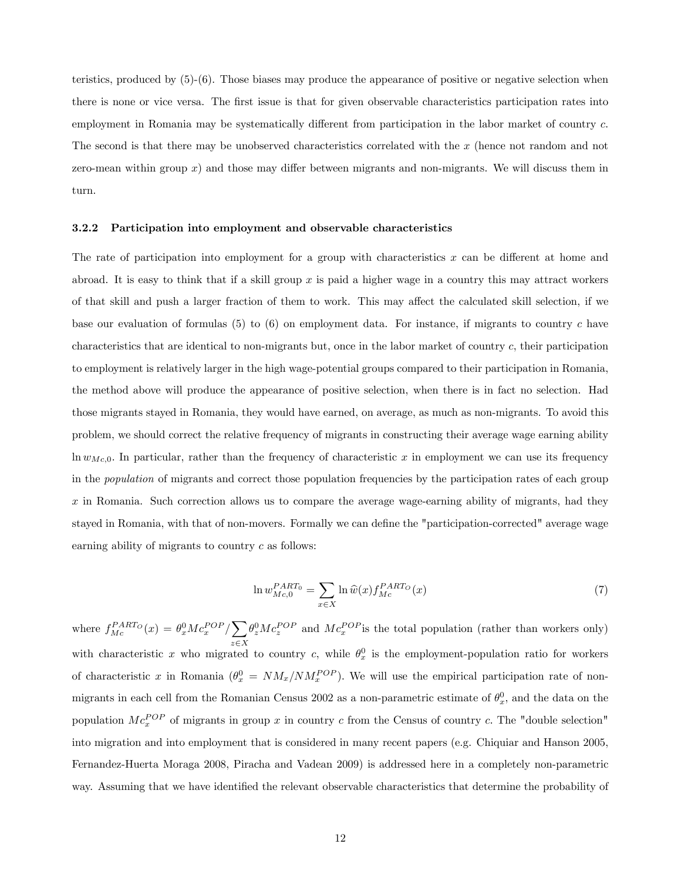teristics, produced by (5)-(6). Those biases may produce the appearance of positive or negative selection when there is none or vice versa. The first issue is that for given observable characteristics participation rates into employment in Romania may be systematically different from participation in the labor market of country $c$. The second is that there may be unobserved characteristics correlated with the $x$ (hence not random and not zero-mean within group $x$) and those may differ between migrants and non-migrants. We will discuss them in turn.

### 3.2.2 Participation into employment and observable characteristics

The rate of participation into employment for a group with characteristics $x$ can be different at home and abroad. It is easy to think that if a skill group $x$ is paid a higher wage in a country this may attract workers of that skill and push a larger fraction of them to work. This may affect the calculated skill selection, if we base our evaluation of formulas (5) to (6) on employment data. For instance, if migrants to country $c$ have characteristics that are identical to non-migrants but, once in the labor market of country $c$, their participation to employment is relatively larger in the high wage-potential groups compared to their participation in Romania, the method above will produce the appearance of positive selection, when there is in fact no selection. Had those migrants stayed in Romania, they would have earned, on average, as much as non-migrants. To avoid this problem, we should correct the relative frequency of migrants in constructing their average wage earning ability $\ln w_{Mc,0}$. In particular, rather than the frequency of characteristic $x$ in employment we can use its frequency in the *population* of migrants and correct those population frequencies by the participation rates of each group $x$ in Romania. Such correction allows us to compare the average wage-earning ability of migrants, had they stayed in Romania, with that of non-movers. Formally we can define the "participation-corrected" average wage earning ability of migrants to country $c$ as follows:

$$\ln w_{Mc,0}^{PART_0} = \sum_{x \in X} \ln \widehat{w}(x) f_{Mc}^{PART_O}(x) \tag{7}$$

where $f_{Mc}^{PART_O}(x) = \theta_x^0 Mc_x^{POP} / \sum_{z \in X} \theta_z^0 Mc_z^{POP}$ and $Mc_x^{POP}$is the total population (rather than workers only) with characteristic $x$ who migrated to country $c$, while $\theta_x^0$ is the employment-population ratio for workers of characteristic $x$ in Romania ($\theta_x^0 = NM_x / NM_x^{POP}$). We will use the empirical participation rate of non-migrants in each cell from the Romanian Census 2002 as a non-parametric estimate of $\theta_x^0$, and the data on the population $Mc_x^{POP}$ of migrants in group $x$ in country $c$ from the Census of country $c$. The "double selection" into migration and into employment that is considered in many recent papers (e.g. Chiquiar and Hanson 2005, Fernandez-Huerta Moraga 2008, Piracha and Vadean 2009) is addressed here in a completely non-parametric way. Assuming that we have identified the relevant observable characteristics that determine the probability of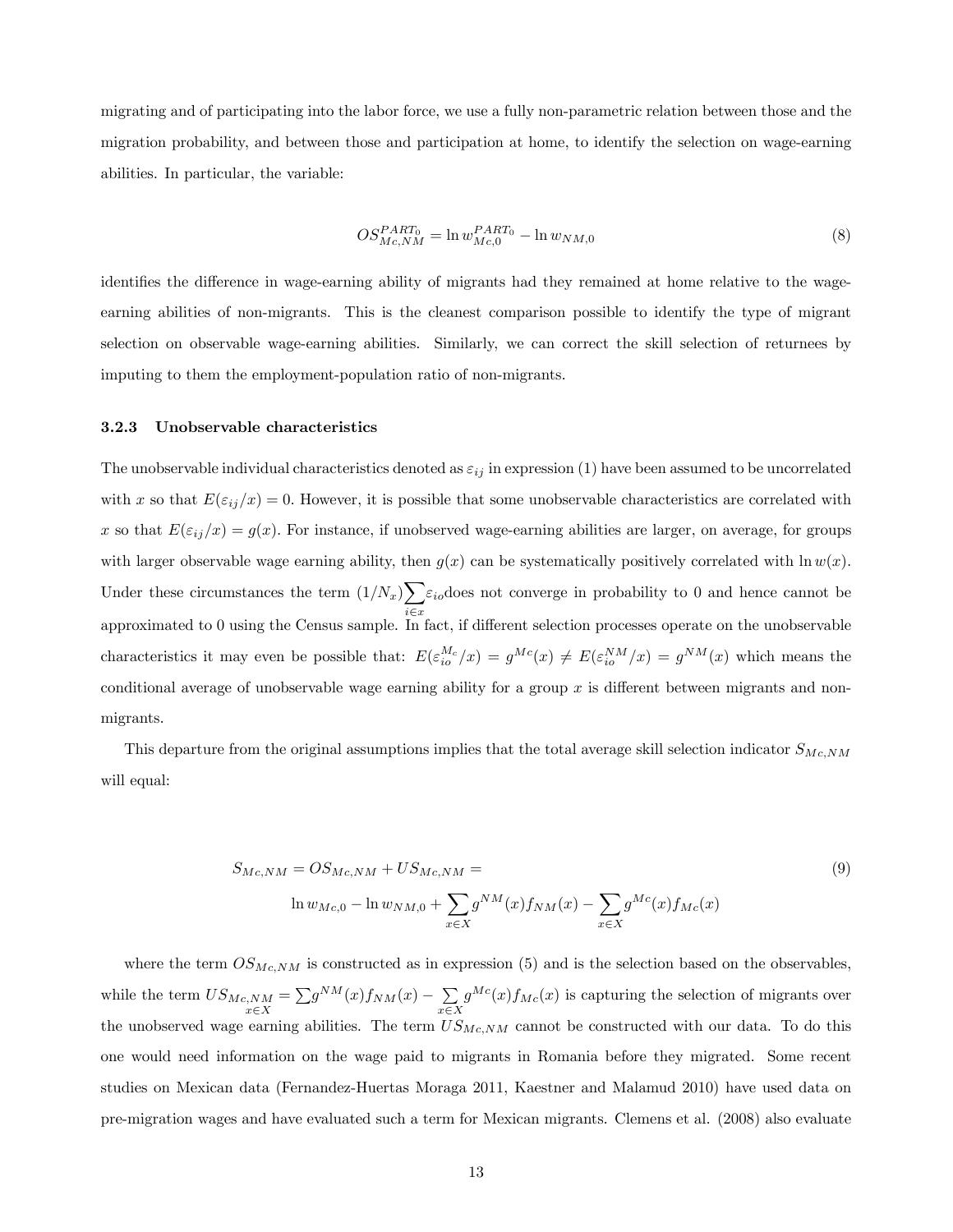migrating and of participating into the labor force, we use a fully non-parametric relation between those and the migration probability, and between those and participation at home, to identify the selection on wage-earning abilities. In particular, the variable:

$$OS_{Mc,NM}^{PART_0} = \ln w_{Mc,0}^{PART_0} - \ln w_{NM,0} \tag{8}$$

identifies the difference in wage-earning ability of migrants had they remained at home relative to the wage-earning abilities of non-migrants. This is the cleanest comparison possible to identify the type of migrant selection on observable wage-earning abilities. Similarly, we can correct the skill selection of returnees by imputing to them the employment-population ratio of non-migrants.

### 3.2.3 Unobservable characteristics

The unobservable individual characteristics denoted as $\varepsilon_{ij}$ in expression (1) have been assumed to be uncorrelated with $x$ so that $E(\varepsilon_{ij}/x) = 0$. However, it is possible that some unobservable characteristics are correlated with $x$ so that $E(\varepsilon_{ij}/x) = g(x)$. For instance, if unobserved wage-earning abilities are larger, on average, for groups with larger observable wage earning ability, then $g(x)$ can be systematically positively correlated with $\ln w(x)$. Under these circumstances the term $(1/N_x)\sum_{i\in x}\varepsilon_{io}$does not converge in probability to 0 and hence cannot be approximated to 0 using the Census sample. In fact, if different selection processes operate on the unobservable characteristics it may even be possible that: $E(\varepsilon_{io}^{M_c}/x) = g^{Mc}(x) \neq E(\varepsilon_{io}^{NM}/x) = g^{NM}(x)$ which means the conditional average of unobservable wage earning ability for a group $x$ is different between migrants and non-migrants.

This departure from the original assumptions implies that the total average skill selection indicator $S_{Mc,NM}$ will equal:

$$S_{Mc,NM} = OS_{Mc,NM} + US_{Mc,NM} = \\ \ln w_{Mc,0} - \ln w_{NM,0} + \sum_{x\in X} g^{NM}(x) f_{NM}(x) - \sum_{x\in X} g^{Mc}(x) f_{Mc}(x) \tag{9}$$

where the term $OS_{Mc,NM}$ is constructed as in expression (5) and is the selection based on the observables, while the term $US_{Mc,NM} = \sum_{x\in X} g^{NM}(x) f_{NM}(x) - \sum_{x\in X} g^{Mc}(x) f_{Mc}(x)$ is capturing the selection of migrants over the unobserved wage earning abilities. The term $US_{Mc,NM}$ cannot be constructed with our data. To do this one would need information on the wage paid to migrants in Romania before they migrated. Some recent studies on Mexican data (Fernandez-Huertas Moraga 2011, Kaestner and Malamud 2010) have used data on pre-migration wages and have evaluated such a term for Mexican migrants. Clemens et al. (2008) also evaluate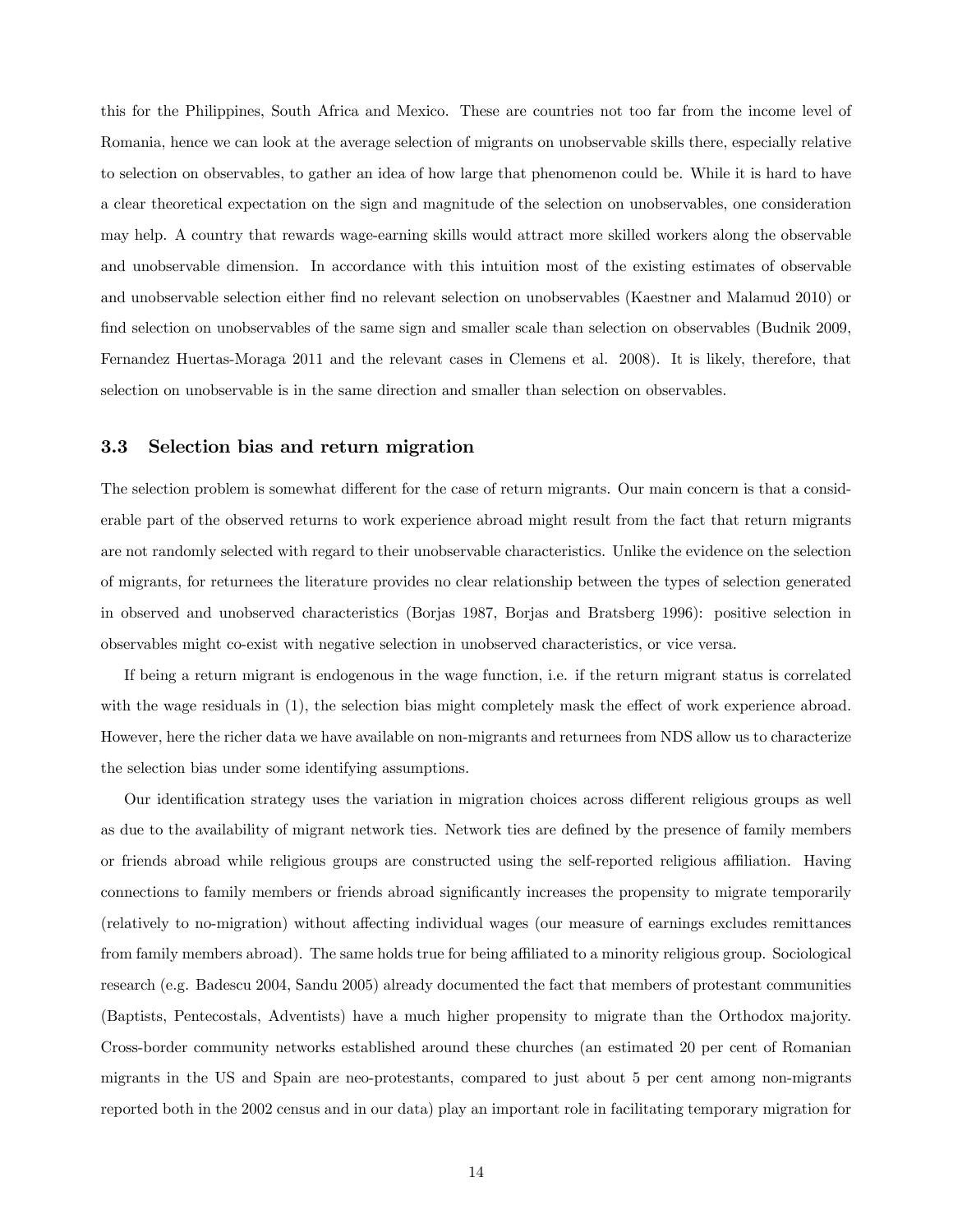this for the Philippines, South Africa and Mexico. These are countries not too far from the income level of Romania, hence we can look at the average selection of migrants on unobservable skills there, especially relative to selection on observables, to gather an idea of how large that phenomenon could be. While it is hard to have a clear theoretical expectation on the sign and magnitude of the selection on unobservables, one consideration may help. A country that rewards wage-earning skills would attract more skilled workers along the observable and unobservable dimension. In accordance with this intuition most of the existing estimates of observable and unobservable selection either find no relevant selection on unobservables (Kaestner and Malamud 2010) or find selection on unobservables of the same sign and smaller scale than selection on observables (Budnik 2009, Fernandez Huertas-Moraga 2011 and the relevant cases in Clemens et al. 2008). It is likely, therefore, that selection on unobservable is in the same direction and smaller than selection on observables.

### 3.3 Selection bias and return migration

The selection problem is somewhat different for the case of return migrants. Our main concern is that a considerable part of the observed returns to work experience abroad might result from the fact that return migrants are not randomly selected with regard to their unobservable characteristics. Unlike the evidence on the selection of migrants, for returnees the literature provides no clear relationship between the types of selection generated in observed and unobserved characteristics (Borjas 1987, Borjas and Bratsberg 1996): positive selection in observables might co-exist with negative selection in unobserved characteristics, or vice versa.

If being a return migrant is endogenous in the wage function, i.e. if the return migrant status is correlated with the wage residuals in (1), the selection bias might completely mask the effect of work experience abroad. However, here the richer data we have available on non-migrants and returnees from NDS allow us to characterize the selection bias under some identifying assumptions.

Our identification strategy uses the variation in migration choices across different religious groups as well as due to the availability of migrant network ties. Network ties are defined by the presence of family members or friends abroad while religious groups are constructed using the self-reported religious affiliation. Having connections to family members or friends abroad significantly increases the propensity to migrate temporarily (relatively to no-migration) without affecting individual wages (our measure of earnings excludes remittances from family members abroad). The same holds true for being affiliated to a minority religious group. Sociological research (e.g. Badescu 2004, Sandu 2005) already documented the fact that members of protestant communities (Baptists, Pentecostals, Adventists) have a much higher propensity to migrate than the Orthodox majority. Cross-border community networks established around these churches (an estimated 20 per cent of Romanian migrants in the US and Spain are neo-protestants, compared to just about 5 per cent among non-migrants reported both in the 2002 census and in our data) play an important role in facilitating temporary migration for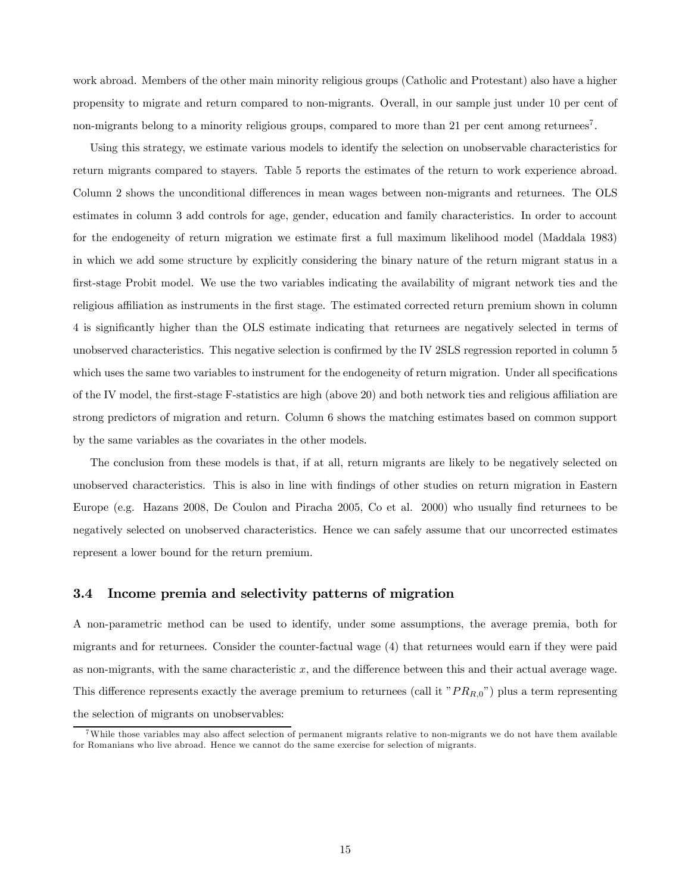work abroad. Members of the other main minority religious groups (Catholic and Protestant) also have a higher propensity to migrate and return compared to non-migrants. Overall, in our sample just under 10 per cent of non-migrants belong to a minority religious groups, compared to more than 21 per cent among returnees[7].

Using this strategy, we estimate various models to identify the selection on unobservable characteristics for return migrants compared to stayers. Table 5 reports the estimates of the return to work experience abroad. Column 2 shows the unconditional differences in mean wages between non-migrants and returnees. The OLS estimates in column 3 add controls for age, gender, education and family characteristics. In order to account for the endogeneity of return migration we estimate first a full maximum likelihood model (Maddala 1983) in which we add some structure by explicitly considering the binary nature of the return migrant status in a first-stage Probit model. We use the two variables indicating the availability of migrant network ties and the religious affiliation as instruments in the first stage. The estimated corrected return premium shown in column 4 is significantly higher than the OLS estimate indicating that returnees are negatively selected in terms of unobserved characteristics. This negative selection is confirmed by the IV 2SLS regression reported in column 5 which uses the same two variables to instrument for the endogeneity of return migration. Under all specifications of the IV model, the first-stage F-statistics are high (above 20) and both network ties and religious affiliation are strong predictors of migration and return. Column 6 shows the matching estimates based on common support by the same variables as the covariates in the other models.

The conclusion from these models is that, if at all, return migrants are likely to be negatively selected on unobserved characteristics. This is also in line with findings of other studies on return migration in Eastern Europe (e.g. Hazans 2008, De Coulon and Piracha 2005, Co et al. 2000) who usually find returnees to be negatively selected on unobserved characteristics. Hence we can safely assume that our uncorrected estimates represent a lower bound for the return premium.

### 3.4 Income premia and selectivity patterns of migration

A non-parametric method can be used to identify, under some assumptions, the average premia, both for migrants and for returnees. Consider the counter-factual wage (4) that returnees would earn if they were paid as non-migrants, with the same characteristic $x$, and the difference between this and their actual average wage. This difference represents exactly the average premium to returnees (call it "$PR_{R,0}$") plus a term representing the selection of migrants on unobservables:

[7] While those variables may also affect selection of permanent migrants relative to non-migrants we do not have them available for Romanians who live abroad. Hence we cannot do the same exercise for selection of migrants.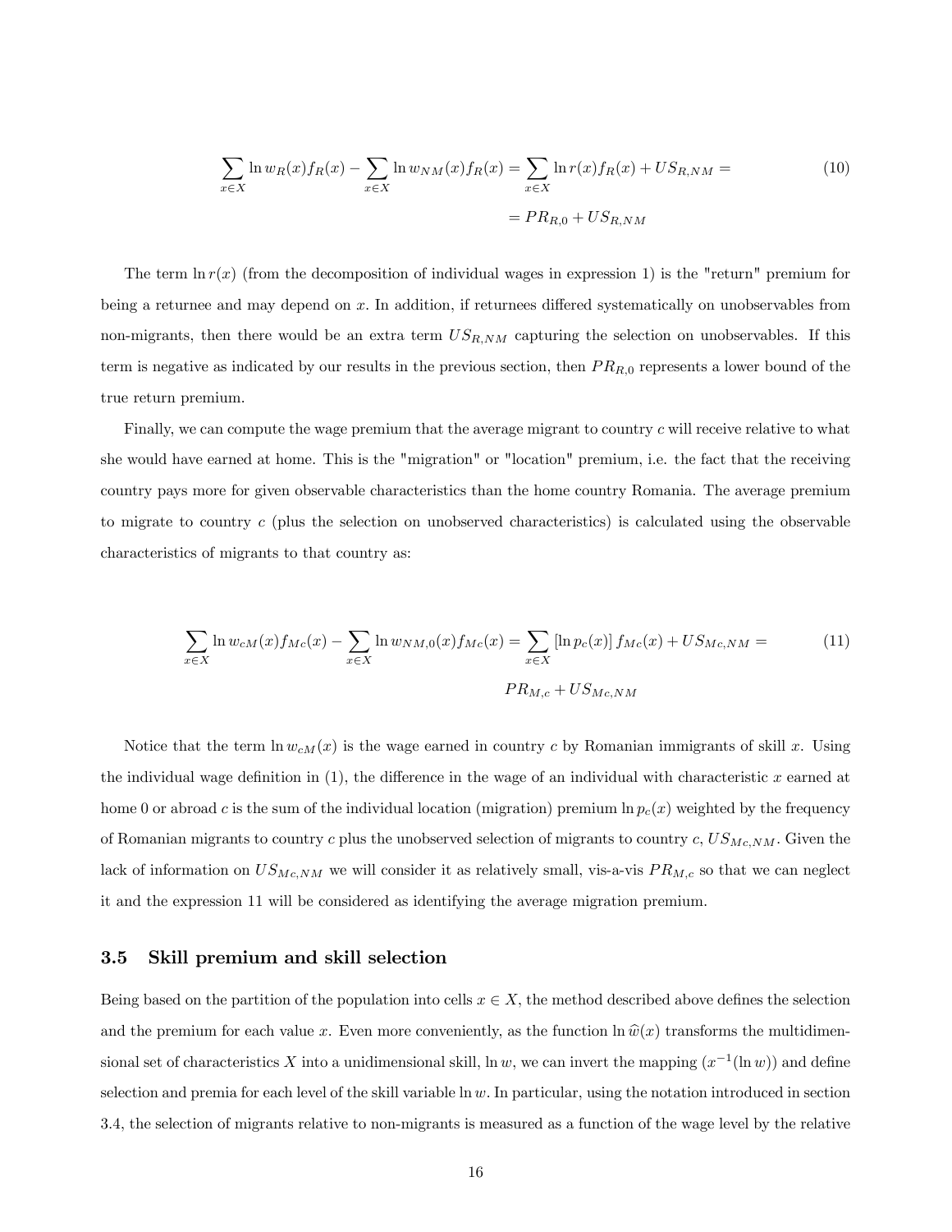$$\sum_{x \in X} \ln w_R(x) f_R(x) - \sum_{x \in X} \ln w_{NM}(x) f_R(x) = \sum_{x \in X} \ln r(x) f_R(x) + US_{R,NM} = \tag{10}$$

$$= PR_{R,0} + US_{R,NM}$$

The term $\ln r(x)$ (from the decomposition of individual wages in expression 1) is the "return" premium for being a returnee and may depend on $x$. In addition, if returnees differed systematically on unobservables from non-migrants, then there would be an extra term $US_{R,NM}$ capturing the selection on unobservables. If this term is negative as indicated by our results in the previous section, then $PR_{R,0}$ represents a lower bound of the true return premium.

Finally, we can compute the wage premium that the average migrant to country $c$ will receive relative to what she would have earned at home. This is the "migration" or "location" premium, i.e. the fact that the receiving country pays more for given observable characteristics than the home country Romania. The average premium to migrate to country $c$ (plus the selection on unobserved characteristics) is calculated using the observable characteristics of migrants to that country as:

$$\sum_{x \in X} \ln w_{cM}(x) f_{Mc}(x) - \sum_{x \in X} \ln w_{NM,0}(x) f_{Mc}(x) = \sum_{x \in X} \left[\ln p_c(x)\right] f_{Mc}(x) + US_{Mc,NM} = \tag{11}$$

$$PR_{M,c} + US_{Mc,NM}$$

Notice that the term $\ln w_{cM}(x)$ is the wage earned in country $c$ by Romanian immigrants of skill $x$. Using the individual wage definition in (1), the difference in the wage of an individual with characteristic $x$ earned at home 0 or abroad $c$ is the sum of the individual location (migration) premium $\ln p_c(x)$ weighted by the frequency of Romanian migrants to country $c$ plus the unobserved selection of migrants to country $c$, $US_{Mc,NM}$. Given the lack of information on $US_{Mc,NM}$ we will consider it as relatively small, vis-a-vis $PR_{M,c}$ so that we can neglect it and the expression 11 will be considered as identifying the average migration premium.

### 3.5 Skill premium and skill selection

Being based on the partition of the population into cells $x \in X$, the method described above defines the selection and the premium for each value $x$. Even more conveniently, as the function $\ln \widehat{w}(x)$ transforms the multidimensional set of characteristics $X$ into a unidimensional skill, $\ln w$, we can invert the mapping ($x^{-1}(\ln w)$) and define selection and premia for each level of the skill variable $\ln w$. In particular, using the notation introduced in section 3.4, the selection of migrants relative to non-migrants is measured as a function of the wage level by the relative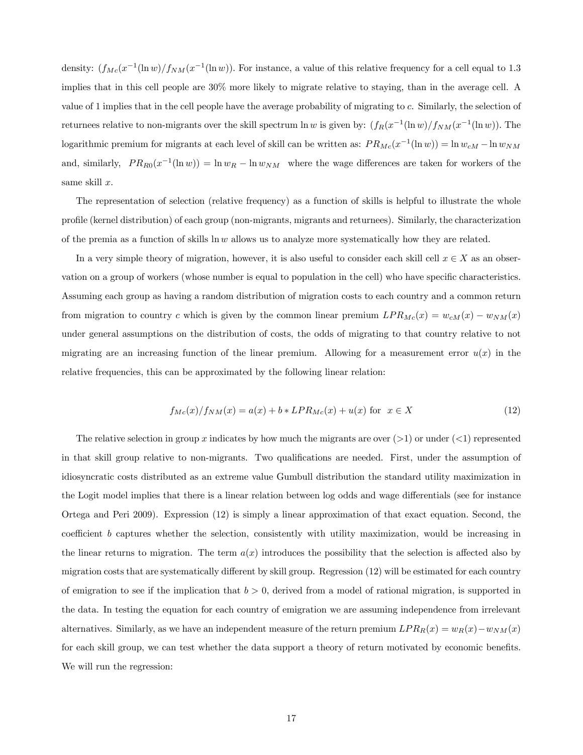density: $(f_{Mc}(x^{-1}(\ln w)/f_{NM}(x^{-1}(\ln w))$. For instance, a value of this relative frequency for a cell equal to 1.3 implies that in this cell people are 30% more likely to migrate relative to staying, than in the average cell. A value of 1 implies that in the cell people have the average probability of migrating to $c$. Similarly, the selection of returnees relative to non-migrants over the skill spectrum $\ln w$ is given by: $(f_R(x^{-1}(\ln w)/f_{NM}(x^{-1}(\ln w))$. The logarithmic premium for migrants at each level of skill can be written as: $PR_{Mc}(x^{-1}(\ln w)) = \ln w_{cM} - \ln w_{NM}$ and, similarly, $PR_{R0}(x^{-1}(\ln w)) = \ln w_R - \ln w_{NM}$ where the wage differences are taken for workers of the same skill $x$.

The representation of selection (relative frequency) as a function of skills is helpful to illustrate the whole profile (kernel distribution) of each group (non-migrants, migrants and returnees). Similarly, the characterization of the premia as a function of skills $\ln w$ allows us to analyze more systematically how they are related.

In a very simple theory of migration, however, it is also useful to consider each skill cell $x \in X$ as an observation on a group of workers (whose number is equal to population in the cell) who have specific characteristics. Assuming each group as having a random distribution of migration costs to each country and a common return from migration to country $c$ which is given by the common linear premium $LPR_{Mc}(x) = w_{cM}(x) - w_{NM}(x)$ under general assumptions on the distribution of costs, the odds of migrating to that country relative to not migrating are an increasing function of the linear premium. Allowing for a measurement error $u(x)$ in the relative frequencies, this can be approximated by the following linear relation:

$$f_{Mc}(x)/f_{NM}(x) = a(x) + b * LPR_{Mc}(x) + u(x) \text{ for } x \in X \tag{12}$$

The relative selection in group $x$ indicates by how much the migrants are over (>1) or under (<1) represented in that skill group relative to non-migrants. Two qualifications are needed. First, under the assumption of idiosyncratic costs distributed as an extreme value Gumbull distribution the standard utility maximization in the Logit model implies that there is a linear relation between log odds and wage differentials (see for instance Ortega and Peri 2009). Expression (12) is simply a linear approximation of that exact equation. Second, the coefficient $b$ captures whether the selection, consistently with utility maximization, would be increasing in the linear returns to migration. The term $a(x)$ introduces the possibility that the selection is affected also by migration costs that are systematically different by skill group. Regression (12) will be estimated for each country of emigration to see if the implication that $b > 0$, derived from a model of rational migration, is supported in the data. In testing the equation for each country of emigration we are assuming independence from irrelevant alternatives. Similarly, as we have an independent measure of the return premium $LPR_R(x) = w_R(x) - w_{NM}(x)$ for each skill group, we can test whether the data support a theory of return motivated by economic benefits. We will run the regression: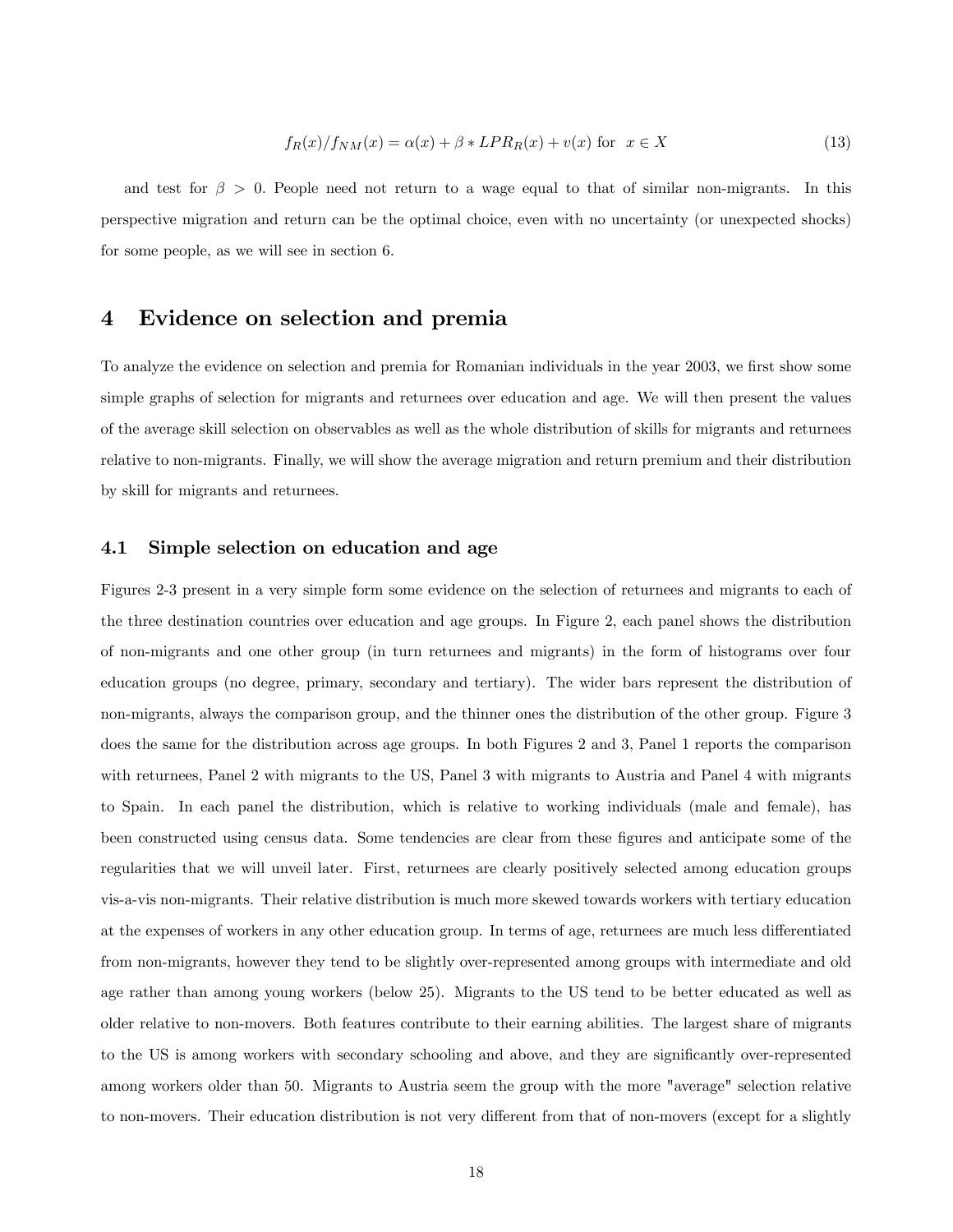$$f_R(x)/f_{NM}(x) = \alpha(x) + \beta * LPR_R(x) + v(x) \text{ for } x \in X \tag{13}$$

and test for $\beta > 0$. People need not return to a wage equal to that of similar non-migrants. In this perspective migration and return can be the optimal choice, even with no uncertainty (or unexpected shocks) for some people, as we will see in section 6.

# 4 Evidence on selection and premia

To analyze the evidence on selection and premia for Romanian individuals in the year 2003, we first show some simple graphs of selection for migrants and returnees over education and age. We will then present the values of the average skill selection on observables as well as the whole distribution of skills for migrants and returnees relative to non-migrants. Finally, we will show the average migration and return premium and their distribution by skill for migrants and returnees.

## 4.1 Simple selection on education and age

Figures 2-3 present in a very simple form some evidence on the selection of returnees and migrants to each of the three destination countries over education and age groups. In Figure 2, each panel shows the distribution of non-migrants and one other group (in turn returnees and migrants) in the form of histograms over four education groups (no degree, primary, secondary and tertiary). The wider bars represent the distribution of non-migrants, always the comparison group, and the thinner ones the distribution of the other group. Figure 3 does the same for the distribution across age groups. In both Figures 2 and 3, Panel 1 reports the comparison with returnees, Panel 2 with migrants to the US, Panel 3 with migrants to Austria and Panel 4 with migrants to Spain. In each panel the distribution, which is relative to working individuals (male and female), has been constructed using census data. Some tendencies are clear from these figures and anticipate some of the regularities that we will unveil later. First, returnees are clearly positively selected among education groups vis-a-vis non-migrants. Their relative distribution is much more skewed towards workers with tertiary education at the expenses of workers in any other education group. In terms of age, returnees are much less differentiated from non-migrants, however they tend to be slightly over-represented among groups with intermediate and old age rather than among young workers (below 25). Migrants to the US tend to be better educated as well as older relative to non-movers. Both features contribute to their earning abilities. The largest share of migrants to the US is among workers with secondary schooling and above, and they are significantly over-represented among workers older than 50. Migrants to Austria seem the group with the more "average" selection relative to non-movers. Their education distribution is not very different from that of non-movers (except for a slightly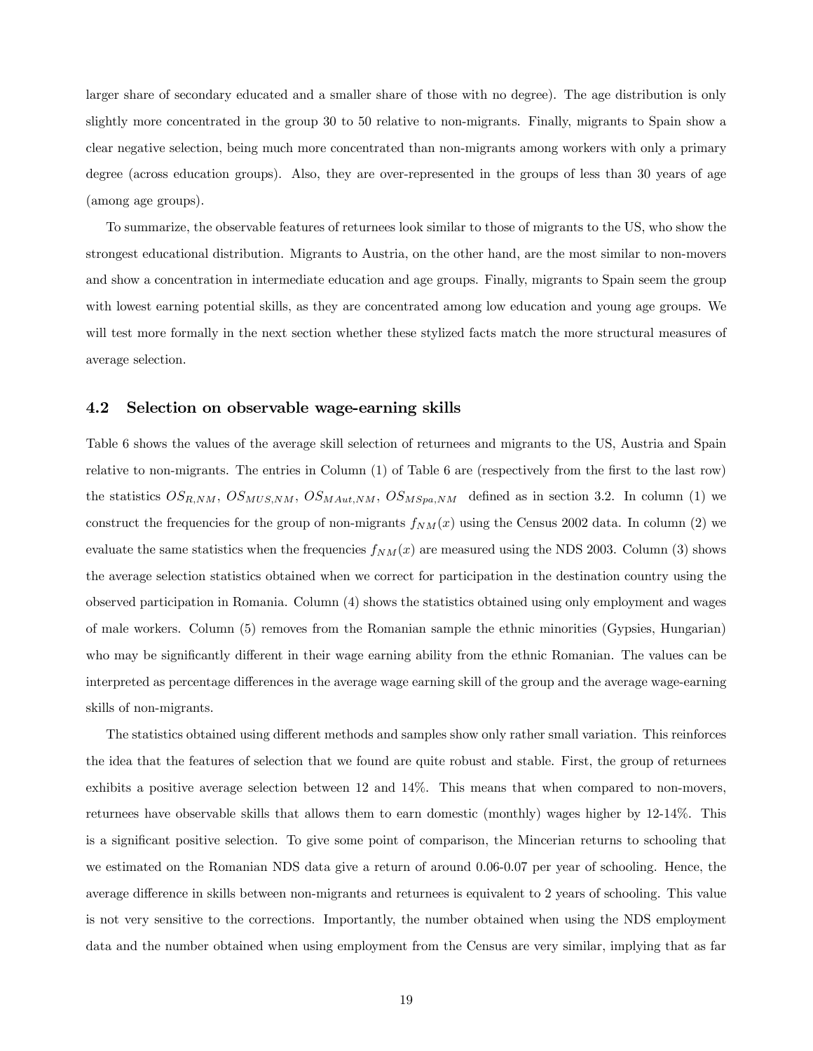larger share of secondary educated and a smaller share of those with no degree). The age distribution is only slightly more concentrated in the group 30 to 50 relative to non-migrants. Finally, migrants to Spain show a clear negative selection, being much more concentrated than non-migrants among workers with only a primary degree (across education groups). Also, they are over-represented in the groups of less than 30 years of age (among age groups).

To summarize, the observable features of returnees look similar to those of migrants to the US, who show the strongest educational distribution. Migrants to Austria, on the other hand, are the most similar to non-movers and show a concentration in intermediate education and age groups. Finally, migrants to Spain seem the group with lowest earning potential skills, as they are concentrated among low education and young age groups. We will test more formally in the next section whether these stylized facts match the more structural measures of average selection.

### 4.2 Selection on observable wage-earning skills

Table 6 shows the values of the average skill selection of returnees and migrants to the US, Austria and Spain relative to non-migrants. The entries in Column (1) of Table 6 are (respectively from the first to the last row) the statistics $OS_{R,NM}$, $OS_{MUS,NM}$, $OS_{MAut,NM}$, $OS_{MSpa,NM}$ defined as in section 3.2. In column (1) we construct the frequencies for the group of non-migrants $f_{NM}(x)$ using the Census 2002 data. In column (2) we evaluate the same statistics when the frequencies $f_{NM}(x)$ are measured using the NDS 2003. Column (3) shows the average selection statistics obtained when we correct for participation in the destination country using the observed participation in Romania. Column (4) shows the statistics obtained using only employment and wages of male workers. Column (5) removes from the Romanian sample the ethnic minorities (Gypsies, Hungarian) who may be significantly different in their wage earning ability from the ethnic Romanian. The values can be interpreted as percentage differences in the average wage earning skill of the group and the average wage-earning skills of non-migrants.

The statistics obtained using different methods and samples show only rather small variation. This reinforces the idea that the features of selection that we found are quite robust and stable. First, the group of returnees exhibits a positive average selection between 12 and 14%. This means that when compared to non-movers, returnees have observable skills that allows them to earn domestic (monthly) wages higher by 12-14%. This is a significant positive selection. To give some point of comparison, the Mincerian returns to schooling that we estimated on the Romanian NDS data give a return of around 0.06-0.07 per year of schooling. Hence, the average difference in skills between non-migrants and returnees is equivalent to 2 years of schooling. This value is not very sensitive to the corrections. Importantly, the number obtained when using the NDS employment data and the number obtained when using employment from the Census are very similar, implying that as far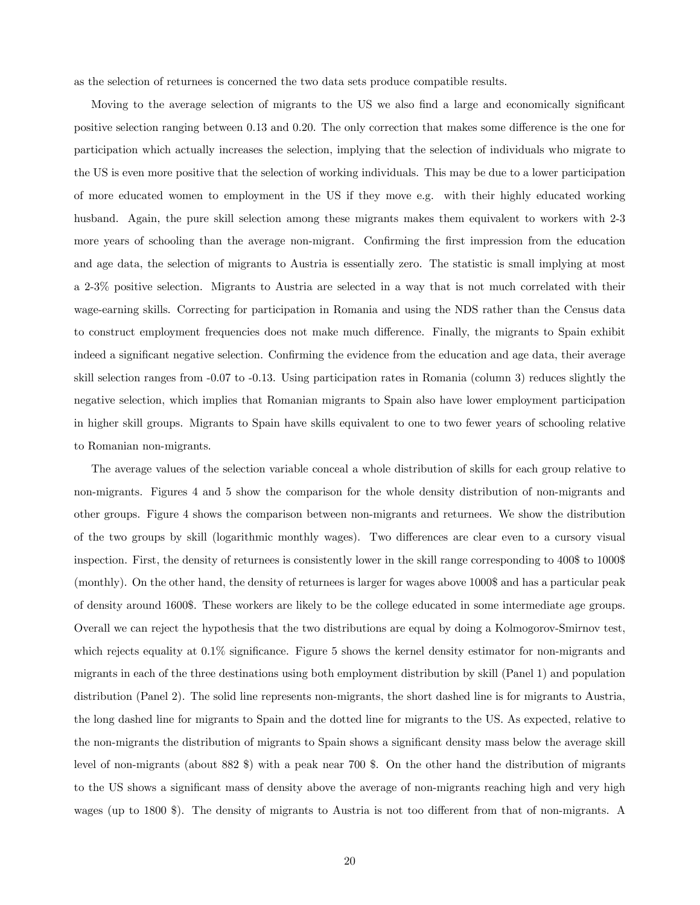as the selection of returnees is concerned the two data sets produce compatible results.

Moving to the average selection of migrants to the US we also find a large and economically significant positive selection ranging between 0.13 and 0.20. The only correction that makes some difference is the one for participation which actually increases the selection, implying that the selection of individuals who migrate to the US is even more positive that the selection of working individuals. This may be due to a lower participation of more educated women to employment in the US if they move e.g. with their highly educated working husband. Again, the pure skill selection among these migrants makes them equivalent to workers with 2-3 more years of schooling than the average non-migrant. Confirming the first impression from the education and age data, the selection of migrants to Austria is essentially zero. The statistic is small implying at most a 2-3% positive selection. Migrants to Austria are selected in a way that is not much correlated with their wage-earning skills. Correcting for participation in Romania and using the NDS rather than the Census data to construct employment frequencies does not make much difference. Finally, the migrants to Spain exhibit indeed a significant negative selection. Confirming the evidence from the education and age data, their average skill selection ranges from -0.07 to -0.13. Using participation rates in Romania (column 3) reduces slightly the negative selection, which implies that Romanian migrants to Spain also have lower employment participation in higher skill groups. Migrants to Spain have skills equivalent to one to two fewer years of schooling relative to Romanian non-migrants.

The average values of the selection variable conceal a whole distribution of skills for each group relative to non-migrants. Figures 4 and 5 show the comparison for the whole density distribution of non-migrants and other groups. Figure 4 shows the comparison between non-migrants and returnees. We show the distribution of the two groups by skill (logarithmic monthly wages). Two differences are clear even to a cursory visual inspection. First, the density of returnees is consistently lower in the skill range corresponding to 400$ to 1000$ (monthly). On the other hand, the density of returnees is larger for wages above 1000$ and has a particular peak of density around 1600$. These workers are likely to be the college educated in some intermediate age groups. Overall we can reject the hypothesis that the two distributions are equal by doing a Kolmogorov-Smirnov test, which rejects equality at 0.1% significance. Figure 5 shows the kernel density estimator for non-migrants and migrants in each of the three destinations using both employment distribution by skill (Panel 1) and population distribution (Panel 2). The solid line represents non-migrants, the short dashed line is for migrants to Austria, the long dashed line for migrants to Spain and the dotted line for migrants to the US. As expected, relative to the non-migrants the distribution of migrants to Spain shows a significant density mass below the average skill level of non-migrants (about 882 $) with a peak near 700 $. On the other hand the distribution of migrants to the US shows a significant mass of density above the average of non-migrants reaching high and very high wages (up to 1800 $). The density of migrants to Austria is not too different from that of non-migrants. A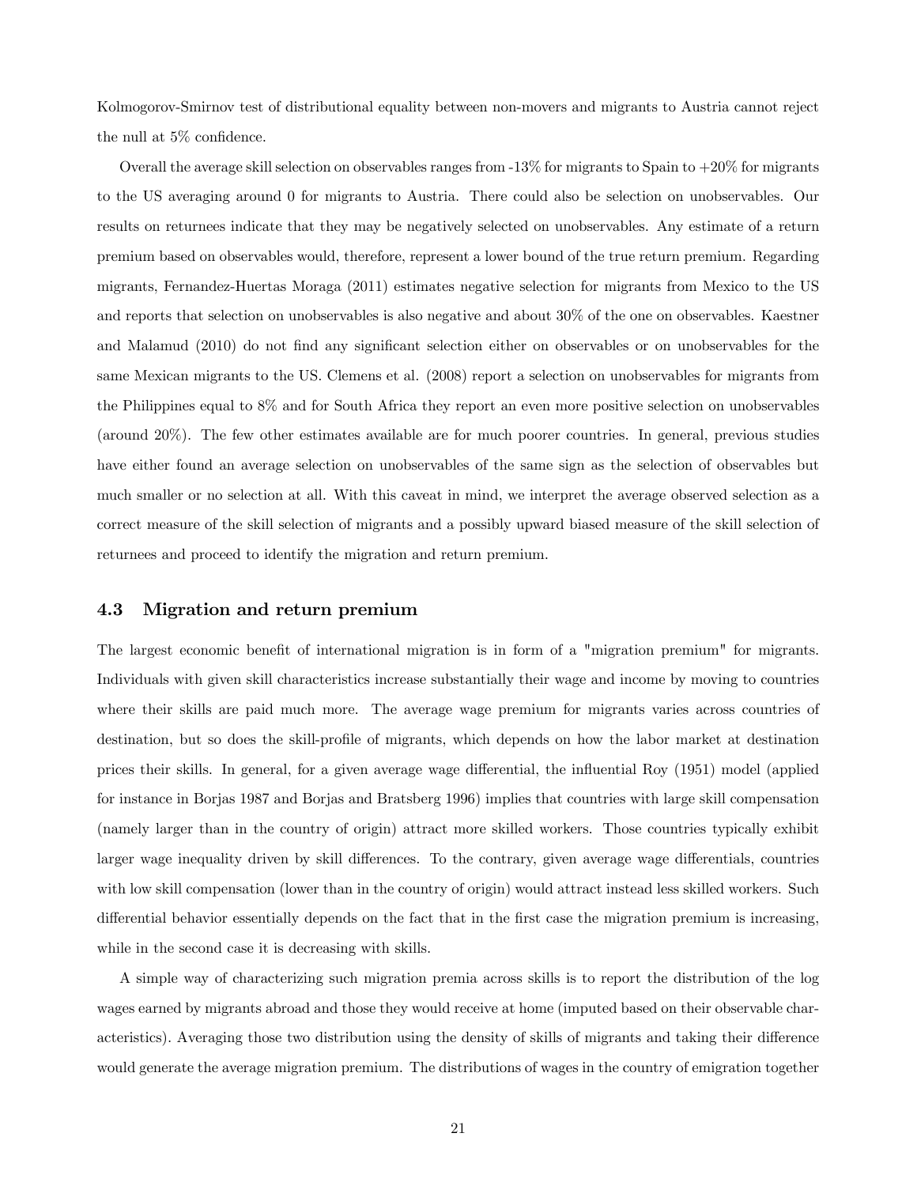Kolmogorov-Smirnov test of distributional equality between non-movers and migrants to Austria cannot reject the null at 5% confidence.

Overall the average skill selection on observables ranges from -13% for migrants to Spain to +20% for migrants to the US averaging around 0 for migrants to Austria. There could also be selection on unobservables. Our results on returnees indicate that they may be negatively selected on unobservables. Any estimate of a return premium based on observables would, therefore, represent a lower bound of the true return premium. Regarding migrants, Fernandez-Huertas Moraga (2011) estimates negative selection for migrants from Mexico to the US and reports that selection on unobservables is also negative and about 30% of the one on observables. Kaestner and Malamud (2010) do not find any significant selection either on observables or on unobservables for the same Mexican migrants to the US. Clemens et al. (2008) report a selection on unobservables for migrants from the Philippines equal to 8% and for South Africa they report an even more positive selection on unobservables (around 20%). The few other estimates available are for much poorer countries. In general, previous studies have either found an average selection on unobservables of the same sign as the selection of observables but much smaller or no selection at all. With this caveat in mind, we interpret the average observed selection as a correct measure of the skill selection of migrants and a possibly upward biased measure of the skill selection of returnees and proceed to identify the migration and return premium.

### 4.3 Migration and return premium

The largest economic benefit of international migration is in form of a "migration premium" for migrants. Individuals with given skill characteristics increase substantially their wage and income by moving to countries where their skills are paid much more. The average wage premium for migrants varies across countries of destination, but so does the skill-profile of migrants, which depends on how the labor market at destination prices their skills. In general, for a given average wage differential, the influential Roy (1951) model (applied for instance in Borjas 1987 and Borjas and Bratsberg 1996) implies that countries with large skill compensation (namely larger than in the country of origin) attract more skilled workers. Those countries typically exhibit larger wage inequality driven by skill differences. To the contrary, given average wage differentials, countries with low skill compensation (lower than in the country of origin) would attract instead less skilled workers. Such differential behavior essentially depends on the fact that in the first case the migration premium is increasing, while in the second case it is decreasing with skills.

A simple way of characterizing such migration premia across skills is to report the distribution of the log wages earned by migrants abroad and those they would receive at home (imputed based on their observable characteristics). Averaging those two distribution using the density of skills of migrants and taking their difference would generate the average migration premium. The distributions of wages in the country of emigration together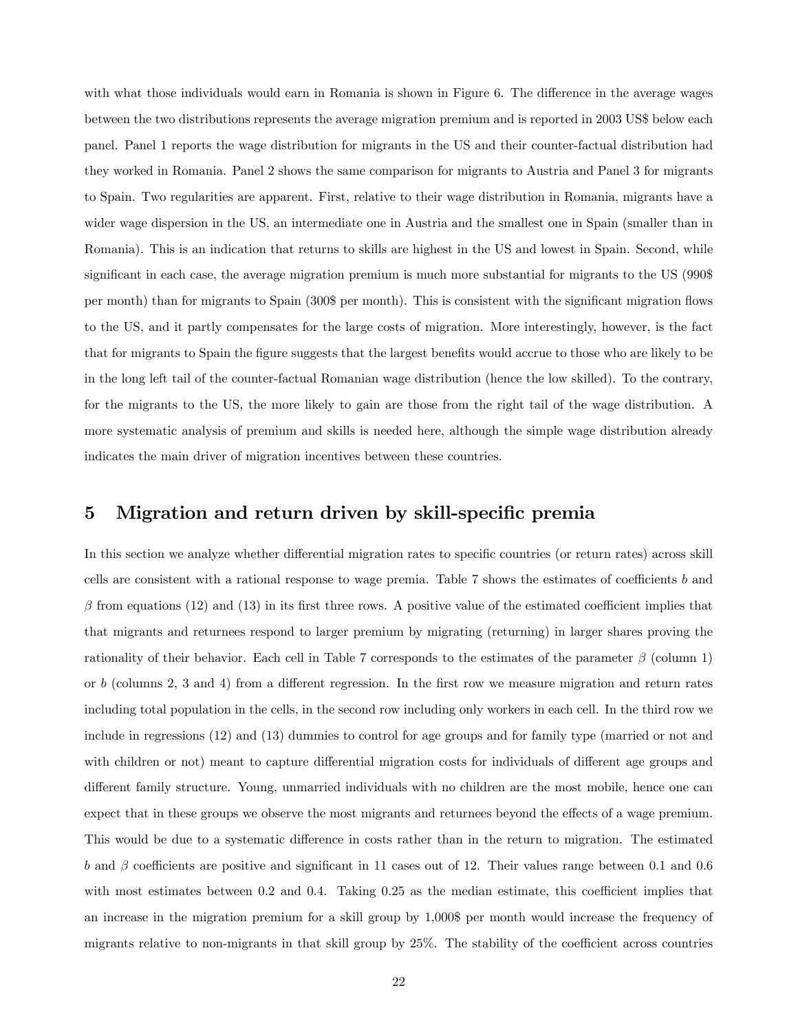with what those individuals would earn in Romania is shown in Figure 6. The difference in the average wages between the two distributions represents the average migration premium and is reported in 2003 US$ below each panel. Panel 1 reports the wage distribution for migrants in the US and their counter-factual distribution had they worked in Romania. Panel 2 shows the same comparison for migrants to Austria and Panel 3 for migrants to Spain. Two regularities are apparent. First, relative to their wage distribution in Romania, migrants have a wider wage dispersion in the US, an intermediate one in Austria and the smallest one in Spain (smaller than in Romania). This is an indication that returns to skills are highest in the US and lowest in Spain. Second, while significant in each case, the average migration premium is much more substantial for migrants to the US (990$ per month) than for migrants to Spain (300$ per month). This is consistent with the significant migration flows to the US, and it partly compensates for the large costs of migration. More interestingly, however, is the fact that for migrants to Spain the figure suggests that the largest benefits would accrue to those who are likely to be in the long left tail of the counter-factual Romanian wage distribution (hence the low skilled). To the contrary, for the migrants to the US, the more likely to gain are those from the right tail of the wage distribution. A more systematic analysis of premium and skills is needed here, although the simple wage distribution already indicates the main driver of migration incentives between these countries.

## 5 Migration and return driven by skill-specific premia

In this section we analyze whether differential migration rates to specific countries (or return rates) across skill cells are consistent with a rational response to wage premia. Table 7 shows the estimates of coefficients $b$ and $\beta$ from equations (12) and (13) in its first three rows. A positive value of the estimated coefficient implies that that migrants and returnees respond to larger premium by migrating (returning) in larger shares proving the rationality of their behavior. Each cell in Table 7 corresponds to the estimates of the parameter $\beta$ (column 1) or $b$ (columns 2, 3 and 4) from a different regression. In the first row we measure migration and return rates including total population in the cells, in the second row including only workers in each cell. In the third row we include in regressions (12) and (13) dummies to control for age groups and for family type (married or not and with children or not) meant to capture differential migration costs for individuals of different age groups and different family structure. Young, unmarried individuals with no children are the most mobile, hence one can expect that in these groups we observe the most migrants and returnees beyond the effects of a wage premium. This would be due to a systematic difference in costs rather than in the return to migration. The estimated $b$ and $\beta$ coefficients are positive and significant in 11 cases out of 12. Their values range between 0.1 and 0.6 with most estimates between 0.2 and 0.4. Taking 0.25 as the median estimate, this coefficient implies that an increase in the migration premium for a skill group by 1,000$ per month would increase the frequency of migrants relative to non-migrants in that skill group by 25%. The stability of the coefficient across countries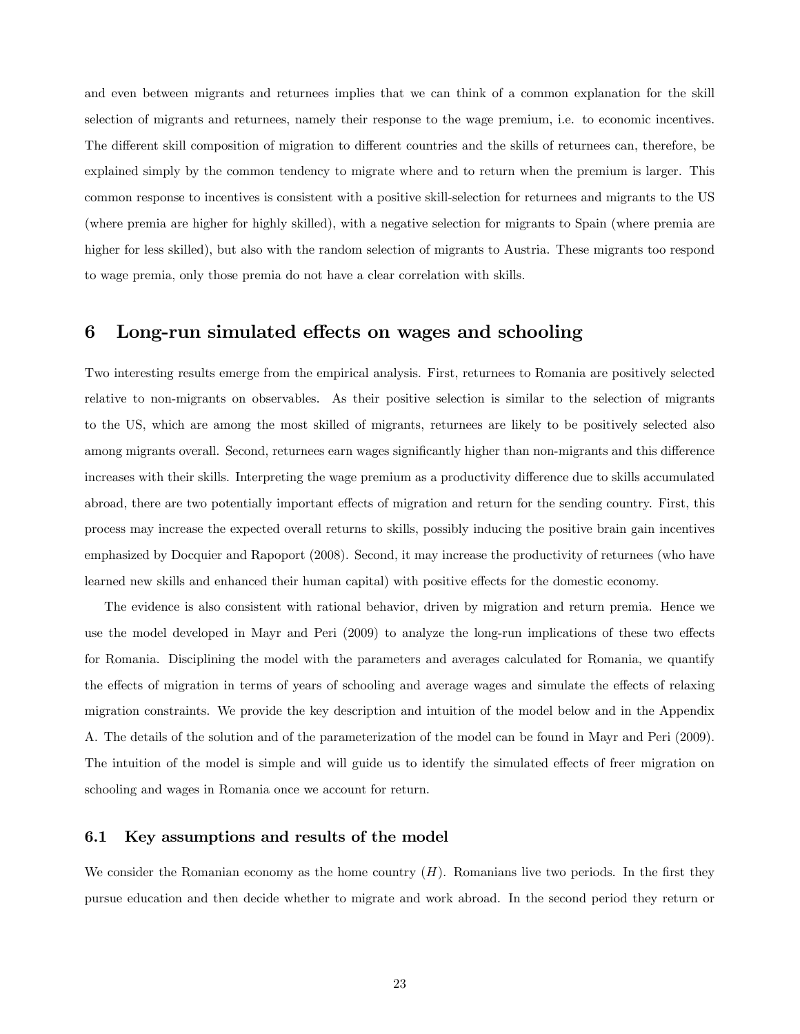and even between migrants and returnees implies that we can think of a common explanation for the skill selection of migrants and returnees, namely their response to the wage premium, i.e. to economic incentives. The different skill composition of migration to different countries and the skills of returnees can, therefore, be explained simply by the common tendency to migrate where and to return when the premium is larger. This common response to incentives is consistent with a positive skill-selection for returnees and migrants to the US (where premia are higher for highly skilled), with a negative selection for migrants to Spain (where premia are higher for less skilled), but also with the random selection of migrants to Austria. These migrants too respond to wage premia, only those premia do not have a clear correlation with skills.

# 6 Long-run simulated effects on wages and schooling

Two interesting results emerge from the empirical analysis. First, returnees to Romania are positively selected relative to non-migrants on observables. As their positive selection is similar to the selection of migrants to the US, which are among the most skilled of migrants, returnees are likely to be positively selected also among migrants overall. Second, returnees earn wages significantly higher than non-migrants and this difference increases with their skills. Interpreting the wage premium as a productivity difference due to skills accumulated abroad, there are two potentially important effects of migration and return for the sending country. First, this process may increase the expected overall returns to skills, possibly inducing the positive brain gain incentives emphasized by Docquier and Rapoport (2008). Second, it may increase the productivity of returnees (who have learned new skills and enhanced their human capital) with positive effects for the domestic economy.

The evidence is also consistent with rational behavior, driven by migration and return premia. Hence we use the model developed in Mayr and Peri (2009) to analyze the long-run implications of these two effects for Romania. Disciplining the model with the parameters and averages calculated for Romania, we quantify the effects of migration in terms of years of schooling and average wages and simulate the effects of relaxing migration constraints. We provide the key description and intuition of the model below and in the Appendix A. The details of the solution and of the parameterization of the model can be found in Mayr and Peri (2009). The intuition of the model is simple and will guide us to identify the simulated effects of freer migration on schooling and wages in Romania once we account for return.

## 6.1 Key assumptions and results of the model

We consider the Romanian economy as the home country ($H$). Romanians live two periods. In the first they pursue education and then decide whether to migrate and work abroad. In the second period they return or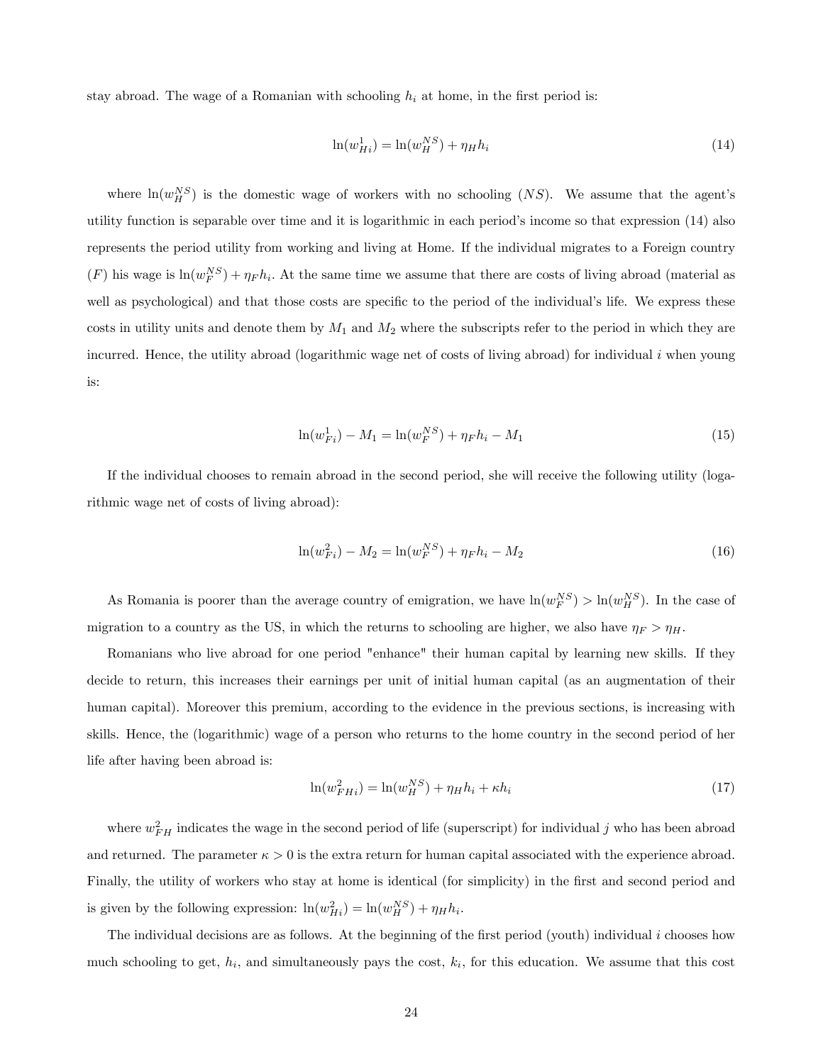stay abroad. The wage of a Romanian with schooling $h_i$ at home, in the first period is:

$$\ln(w_{Hi}^1) = \ln(w_H^{NS}) + \eta_H h_i \tag{14}$$

where $\ln(w_H^{NS})$ is the domestic wage of workers with no schooling ($NS$). We assume that the agent's utility function is separable over time and it is logarithmic in each period's income so that expression (14) also represents the period utility from working and living at Home. If the individual migrates to a Foreign country ($F$) his wage is $\ln(w_F^{NS}) + \eta_F h_i$. At the same time we assume that there are costs of living abroad (material as well as psychological) and that those costs are specific to the period of the individual's life. We express these costs in utility units and denote them by $M_1$ and $M_2$ where the subscripts refer to the period in which they are incurred. Hence, the utility abroad (logarithmic wage net of costs of living abroad) for individual $i$ when young is:

$$\ln(w_{Fi}^1) - M_1 = \ln(w_F^{NS}) + \eta_F h_i - M_1 \tag{15}$$

If the individual chooses to remain abroad in the second period, she will receive the following utility (logarithmic wage net of costs of living abroad):

$$\ln(w_{Fi}^2) - M_2 = \ln(w_F^{NS}) + \eta_F h_i - M_2 \tag{16}$$

As Romania is poorer than the average country of emigration, we have $\ln(w_F^{NS}) > \ln(w_H^{NS})$. In the case of migration to a country as the US, in which the returns to schooling are higher, we also have $\eta_F > \eta_H$.

Romanians who live abroad for one period "enhance" their human capital by learning new skills. If they decide to return, this increases their earnings per unit of initial human capital (as an augmentation of their human capital). Moreover this premium, according to the evidence in the previous sections, is increasing with skills. Hence, the (logarithmic) wage of a person who returns to the home country in the second period of her life after having been abroad is:

$$\ln(w_{FHi}^2) = \ln(w_H^{NS}) + \eta_H h_i + \kappa h_i \tag{17}$$

where $w_{FH}^2$ indicates the wage in the second period of life (superscript) for individual $j$ who has been abroad and returned. The parameter $\kappa > 0$ is the extra return for human capital associated with the experience abroad. Finally, the utility of workers who stay at home is identical (for simplicity) in the first and second period and is given by the following expression: $\ln(w_{Hi}^2) = \ln(w_H^{NS}) + \eta_H h_i$.

The individual decisions are as follows. At the beginning of the first period (youth) individual $i$ chooses how much schooling to get, $h_i$, and simultaneously pays the cost, $k_i$, for this education. We assume that this cost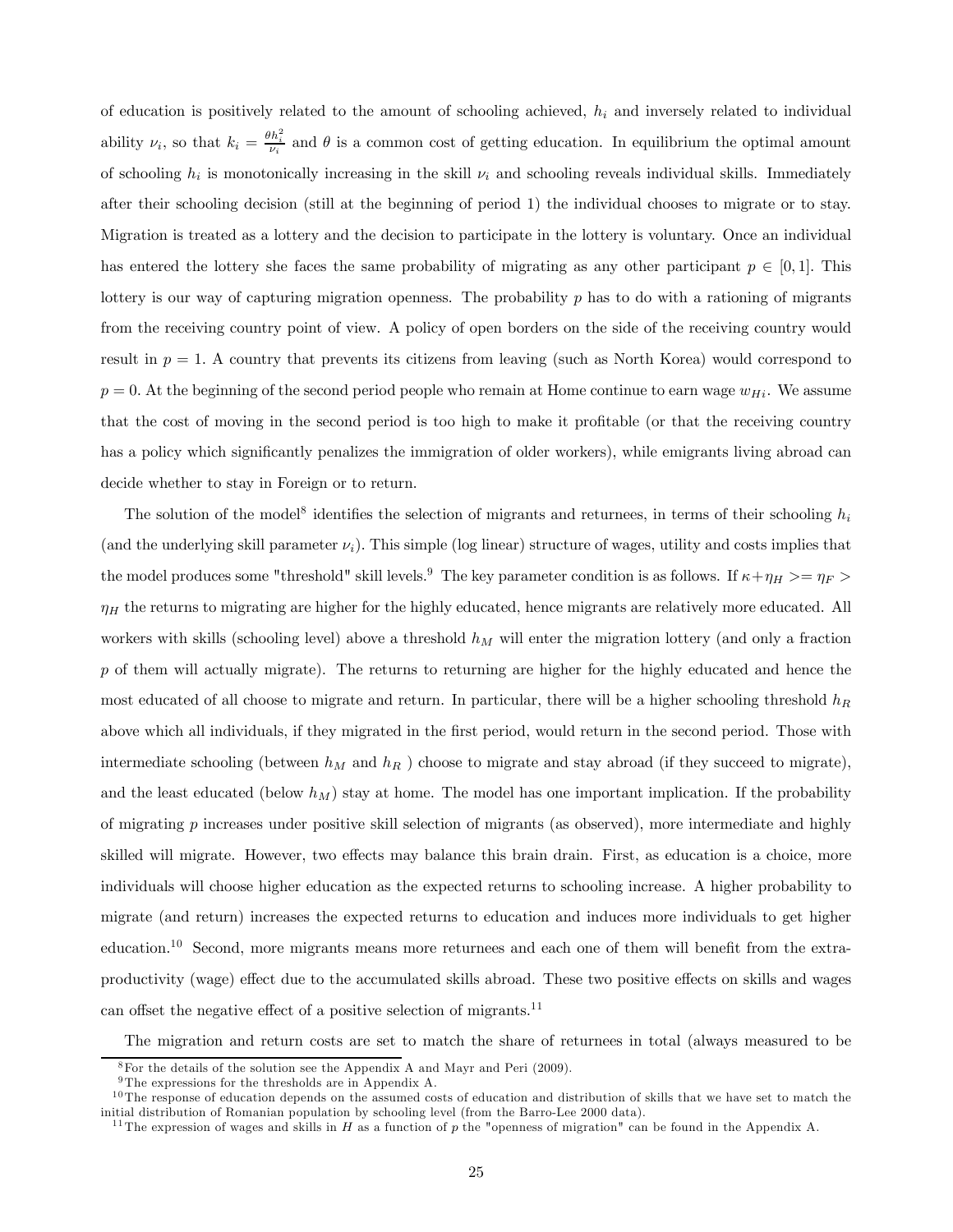of education is positively related to the amount of schooling achieved, $h_i$ and inversely related to individual ability $\nu_i$, so that $k_i = \frac{\theta h_i^2}{\nu_i}$ and $\theta$ is a common cost of getting education. In equilibrium the optimal amount of schooling $h_i$ is monotonically increasing in the skill $\nu_i$ and schooling reveals individual skills. Immediately after their schooling decision (still at the beginning of period 1) the individual chooses to migrate or to stay. Migration is treated as a lottery and the decision to participate in the lottery is voluntary. Once an individual has entered the lottery she faces the same probability of migrating as any other participant $p \in [0, 1]$. This lottery is our way of capturing migration openness. The probability $p$ has to do with a rationing of migrants from the receiving country point of view. A policy of open borders on the side of the receiving country would result in $p = 1$. A country that prevents its citizens from leaving (such as North Korea) would correspond to $p = 0$. At the beginning of the second period people who remain at Home continue to earn wage $w_{Hi}$. We assume that the cost of moving in the second period is too high to make it profitable (or that the receiving country has a policy which significantly penalizes the immigration of older workers), while emigrants living abroad can decide whether to stay in Foreign or to return.

The solution of the model[8] identifies the selection of migrants and returnees, in terms of their schooling $h_i$ (and the underlying skill parameter $\nu_i$). This simple (log linear) structure of wages, utility and costs implies that the model produces some "threshold" skill levels.[9] The key parameter condition is as follows. If $\kappa + \eta_H >= \eta_F > \eta_H$ the returns to migrating are higher for the highly educated, hence migrants are relatively more educated. All workers with skills (schooling level) above a threshold $h_M$ will enter the migration lottery (and only a fraction $p$ of them will actually migrate). The returns to returning are higher for the highly educated and hence the most educated of all choose to migrate and return. In particular, there will be a higher schooling threshold $h_R$ above which all individuals, if they migrated in the first period, would return in the second period. Those with intermediate schooling (between $h_M$ and $h_R$ ) choose to migrate and stay abroad (if they succeed to migrate), and the least educated (below $h_M$) stay at home. The model has one important implication. If the probability of migrating $p$ increases under positive skill selection of migrants (as observed), more intermediate and highly skilled will migrate. However, two effects may balance this brain drain. First, as education is a choice, more individuals will choose higher education as the expected returns to schooling increase. A higher probability to migrate (and return) increases the expected returns to education and induces more individuals to get higher education.[10] Second, more migrants means more returnees and each one of them will benefit from the extra-productivity (wage) effect due to the accumulated skills abroad. These two positive effects on skills and wages can offset the negative effect of a positive selection of migrants.[11]

The migration and return costs are set to match the share of returnees in total (always measured to be

[8] For the details of the solution see the Appendix A and Mayr and Peri (2009).

[9] The expressions for the thresholds are in Appendix A.

[10] The response of education depends on the assumed costs of education and distribution of skills that we have set to match the initial distribution of Romanian population by schooling level (from the Barro-Lee 2000 data).

[11] The expression of wages and skills in $H$ as a function of $p$ the "openness of migration" can be found in the Appendix A.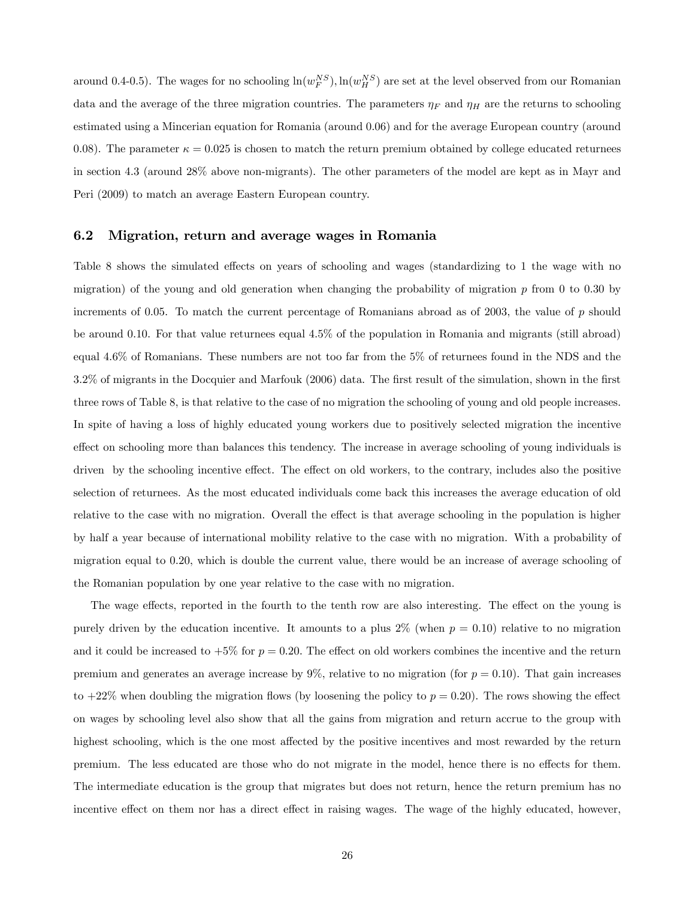around 0.4-0.5). The wages for no schooling $\ln(w_F^{NS}), \ln(w_H^{NS})$ are set at the level observed from our Romanian data and the average of the three migration countries. The parameters $\eta_F$ and $\eta_H$ are the returns to schooling estimated using a Mincerian equation for Romania (around 0.06) and for the average European country (around 0.08). The parameter $\kappa = 0.025$ is chosen to match the return premium obtained by college educated returnees in section 4.3 (around 28% above non-migrants). The other parameters of the model are kept as in Mayr and Peri (2009) to match an average Eastern European country.

### 6.2 Migration, return and average wages in Romania

Table 8 shows the simulated effects on years of schooling and wages (standardizing to 1 the wage with no migration) of the young and old generation when changing the probability of migration $p$ from 0 to 0.30 by increments of 0.05. To match the current percentage of Romanians abroad as of 2003, the value of $p$ should be around 0.10. For that value returnees equal 4.5% of the population in Romania and migrants (still abroad) equal 4.6% of Romanians. These numbers are not too far from the 5% of returnees found in the NDS and the 3.2% of migrants in the Docquier and Marfouk (2006) data. The first result of the simulation, shown in the first three rows of Table 8, is that relative to the case of no migration the schooling of young and old people increases. In spite of having a loss of highly educated young workers due to positively selected migration the incentive effect on schooling more than balances this tendency. The increase in average schooling of young individuals is driven by the schooling incentive effect. The effect on old workers, to the contrary, includes also the positive selection of returnees. As the most educated individuals come back this increases the average education of old relative to the case with no migration. Overall the effect is that average schooling in the population is higher by half a year because of international mobility relative to the case with no migration. With a probability of migration equal to 0.20, which is double the current value, there would be an increase of average schooling of the Romanian population by one year relative to the case with no migration.

The wage effects, reported in the fourth to the tenth row are also interesting. The effect on the young is purely driven by the education incentive. It amounts to a plus 2% (when $p = 0.10$) relative to no migration and it could be increased to +5% for $p = 0.20$. The effect on old workers combines the incentive and the return premium and generates an average increase by 9%, relative to no migration (for $p = 0.10$). That gain increases to +22% when doubling the migration flows (by loosening the policy to $p = 0.20$). The rows showing the effect on wages by schooling level also show that all the gains from migration and return accrue to the group with highest schooling, which is the one most affected by the positive incentives and most rewarded by the return premium. The less educated are those who do not migrate in the model, hence there is no effects for them. The intermediate education is the group that migrates but does not return, hence the return premium has no incentive effect on them nor has a direct effect in raising wages. The wage of the highly educated, however,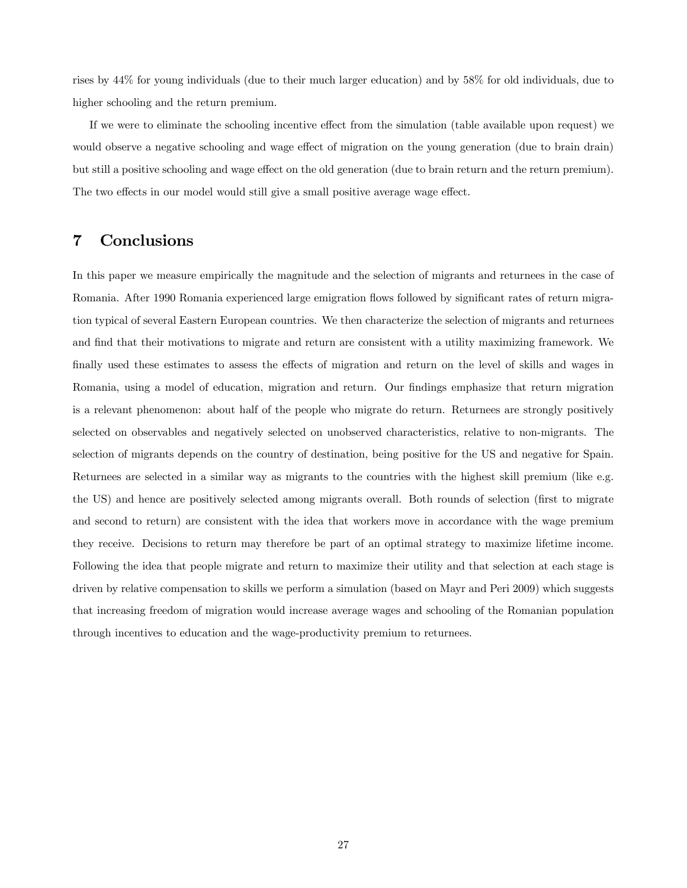rises by 44% for young individuals (due to their much larger education) and by 58% for old individuals, due to higher schooling and the return premium.

If we were to eliminate the schooling incentive effect from the simulation (table available upon request) we would observe a negative schooling and wage effect of migration on the young generation (due to brain drain) but still a positive schooling and wage effect on the old generation (due to brain return and the return premium). The two effects in our model would still give a small positive average wage effect.

## 7 Conclusions

In this paper we measure empirically the magnitude and the selection of migrants and returnees in the case of Romania. After 1990 Romania experienced large emigration flows followed by significant rates of return migration typical of several Eastern European countries. We then characterize the selection of migrants and returnees and find that their motivations to migrate and return are consistent with a utility maximizing framework. We finally used these estimates to assess the effects of migration and return on the level of skills and wages in Romania, using a model of education, migration and return. Our findings emphasize that return migration is a relevant phenomenon: about half of the people who migrate do return. Returnees are strongly positively selected on observables and negatively selected on unobserved characteristics, relative to non-migrants. The selection of migrants depends on the country of destination, being positive for the US and negative for Spain. Returnees are selected in a similar way as migrants to the countries with the highest skill premium (like e.g. the US) and hence are positively selected among migrants overall. Both rounds of selection (first to migrate and second to return) are consistent with the idea that workers move in accordance with the wage premium they receive. Decisions to return may therefore be part of an optimal strategy to maximize lifetime income. Following the idea that people migrate and return to maximize their utility and that selection at each stage is driven by relative compensation to skills we perform a simulation (based on Mayr and Peri 2009) which suggests that increasing freedom of migration would increase average wages and schooling of the Romanian population through incentives to education and the wage-productivity premium to returnees.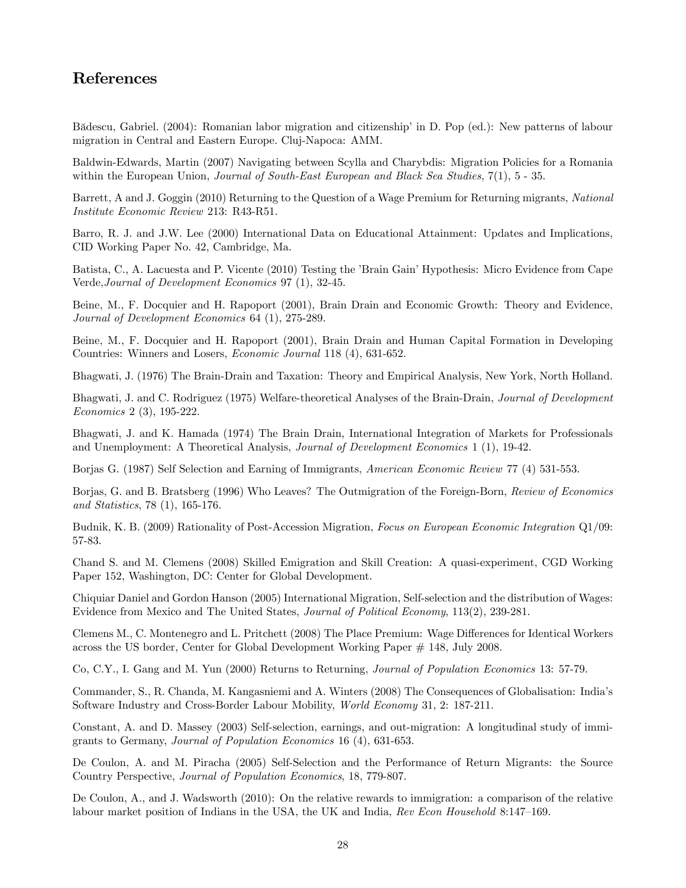## References

Bădescu, Gabriel. (2004): Romanian labor migration and citizenship' in D. Pop (ed.): New patterns of labour migration in Central and Eastern Europe. Cluj-Napoca: AMM.

Baldwin-Edwards, Martin (2007) Navigating between Scylla and Charybdis: Migration Policies for a Romania within the European Union, *Journal of South-East European and Black Sea Studies*, 7(1), 5 - 35.

Barrett, A and J. Goggin (2010) Returning to the Question of a Wage Premium for Returning migrants, *National Institute Economic Review* 213: R43-R51.

Barro, R. J. and J.W. Lee (2000) International Data on Educational Attainment: Updates and Implications, CID Working Paper No. 42, Cambridge, Ma.

Batista, C., A. Lacuesta and P. Vicente (2010) Testing the 'Brain Gain' Hypothesis: Micro Evidence from Cape Verde,*Journal of Development Economics* 97 (1), 32-45.

Beine, M., F. Docquier and H. Rapoport (2001), Brain Drain and Economic Growth: Theory and Evidence, *Journal of Development Economics* 64 (1), 275-289.

Beine, M., F. Docquier and H. Rapoport (2001), Brain Drain and Human Capital Formation in Developing Countries: Winners and Losers, *Economic Journal* 118 (4), 631-652.

Bhagwati, J. (1976) The Brain-Drain and Taxation: Theory and Empirical Analysis, New York, North Holland.

Bhagwati, J. and C. Rodriguez (1975) Welfare-theoretical Analyses of the Brain-Drain, *Journal of Development Economics* 2 (3), 195-222.

Bhagwati, J. and K. Hamada (1974) The Brain Drain, International Integration of Markets for Professionals and Unemployment: A Theoretical Analysis, *Journal of Development Economics* 1 (1), 19-42.

Borjas G. (1987) Self Selection and Earning of Immigrants, *American Economic Review* 77 (4) 531-553.

Borjas, G. and B. Bratsberg (1996) Who Leaves? The Outmigration of the Foreign-Born, *Review of Economics and Statistics*, 78 (1), 165-176.

Budnik, K. B. (2009) Rationality of Post-Accession Migration, *Focus on European Economic Integration* Q1/09: 57-83.

Chand S. and M. Clemens (2008) Skilled Emigration and Skill Creation: A quasi-experiment, CGD Working Paper 152, Washington, DC: Center for Global Development.

Chiquiar Daniel and Gordon Hanson (2005) International Migration, Self-selection and the distribution of Wages: Evidence from Mexico and The United States, *Journal of Political Economy*, 113(2), 239-281.

Clemens M., C. Montenegro and L. Pritchett (2008) The Place Premium: Wage Differences for Identical Workers across the US border, Center for Global Development Working Paper # 148, July 2008.

Co, C.Y., I. Gang and M. Yun (2000) Returns to Returning, *Journal of Population Economics* 13: 57-79.

Commander, S., R. Chanda, M. Kangasniemi and A. Winters (2008) The Consequences of Globalisation: India's Software Industry and Cross-Border Labour Mobility, *World Economy* 31, 2: 187-211.

Constant, A. and D. Massey (2003) Self-selection, earnings, and out-migration: A longitudinal study of immigrants to Germany, *Journal of Population Economics* 16 (4), 631-653.

De Coulon, A. and M. Piracha (2005) Self-Selection and the Performance of Return Migrants: the Source Country Perspective, *Journal of Population Economics*, 18, 779-807.

De Coulon, A., and J. Wadsworth (2010): On the relative rewards to immigration: a comparison of the relative labour market position of Indians in the USA, the UK and India, *Rev Econ Household* 8:147–169.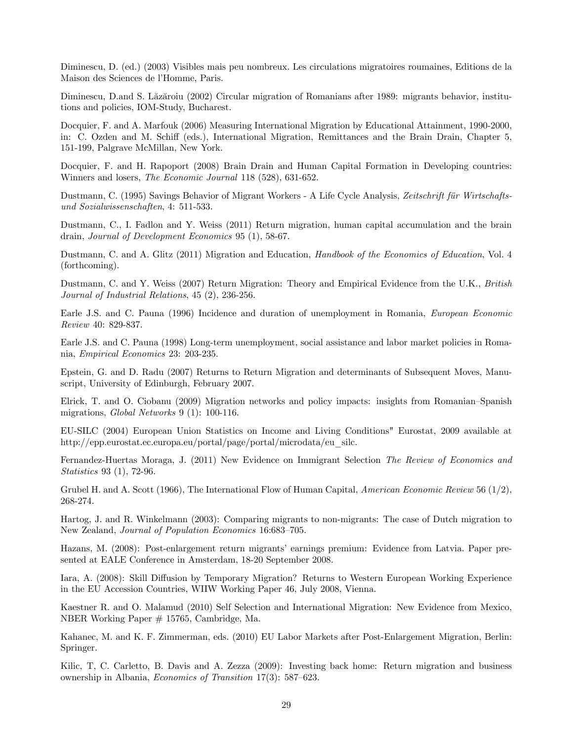Diminescu, D. (ed.) (2003) Visibles mais peu nombreux. Les circulations migratoires roumaines, Editions de la Maison des Sciences de l'Homme, Paris.

Diminescu, D.and S. Lăzăroiu (2002) Circular migration of Romanians after 1989: migrants behavior, institutions and policies, IOM-Study, Bucharest.

Docquier, F. and A. Marfouk (2006) Measuring International Migration by Educational Attainment, 1990-2000, in: C. Ozden and M. Schiff (eds.), International Migration, Remittances and the Brain Drain, Chapter 5, 151-199, Palgrave McMillan, New York.

Docquier, F. and H. Rapoport (2008) Brain Drain and Human Capital Formation in Developing countries: Winners and losers, *The Economic Journal* 118 (528), 631-652.

Dustmann, C. (1995) Savings Behavior of Migrant Workers - A Life Cycle Analysis, *Zeitschrift für Wirtschafts- und Sozialwissenschaften*, 4: 511-533.

Dustmann, C., I. Fadlon and Y. Weiss (2011) Return migration, human capital accumulation and the brain drain, *Journal of Development Economics* 95 (1), 58-67.

Dustmann, C. and A. Glitz (2011) Migration and Education, *Handbook of the Economics of Education*, Vol. 4 (forthcoming).

Dustmann, C. and Y. Weiss (2007) Return Migration: Theory and Empirical Evidence from the U.K., *British Journal of Industrial Relations*, 45 (2), 236-256.

Earle J.S. and C. Pauna (1996) Incidence and duration of unemployment in Romania, *European Economic Review* 40: 829-837.

Earle J.S. and C. Pauna (1998) Long-term unemployment, social assistance and labor market policies in Romania, *Empirical Economics* 23: 203-235.

Epstein, G. and D. Radu (2007) Returns to Return Migration and determinants of Subsequent Moves, Manuscript, University of Edinburgh, February 2007.

Elrick, T. and O. Ciobanu (2009) Migration networks and policy impacts: insights from Romanian–Spanish migrations, *Global Networks* 9 (1): 100-116.

EU-SILC (2004) European Union Statistics on Income and Living Conditions" Eurostat, 2009 available at http://epp.eurostat.ec.europa.eu/portal/page/portal/microdata/eu_silc.

Fernandez-Huertas Moraga, J. (2011) New Evidence on Immigrant Selection *The Review of Economics and Statistics* 93 (1), 72-96.

Grubel H. and A. Scott (1966), The International Flow of Human Capital, *American Economic Review* 56 (1/2), 268-274.

Hartog, J. and R. Winkelmann (2003): Comparing migrants to non-migrants: The case of Dutch migration to New Zealand, *Journal of Population Economics* 16:683–705.

Hazans, M. (2008): Post-enlargement return migrants' earnings premium: Evidence from Latvia. Paper presented at EALE Conference in Amsterdam, 18-20 September 2008.

Iara, A. (2008): Skill Diffusion by Temporary Migration? Returns to Western European Working Experience in the EU Accession Countries, WIIW Working Paper 46, July 2008, Vienna.

Kaestner R. and O. Malamud (2010) Self Selection and International Migration: New Evidence from Mexico, NBER Working Paper # 15765, Cambridge, Ma.

Kahanec, M. and K. F. Zimmerman, eds. (2010) EU Labor Markets after Post-Enlargement Migration, Berlin: Springer.

Kilic, T, C. Carletto, B. Davis and A. Zezza (2009): Investing back home: Return migration and business ownership in Albania, *Economics of Transition* 17(3): 587–623.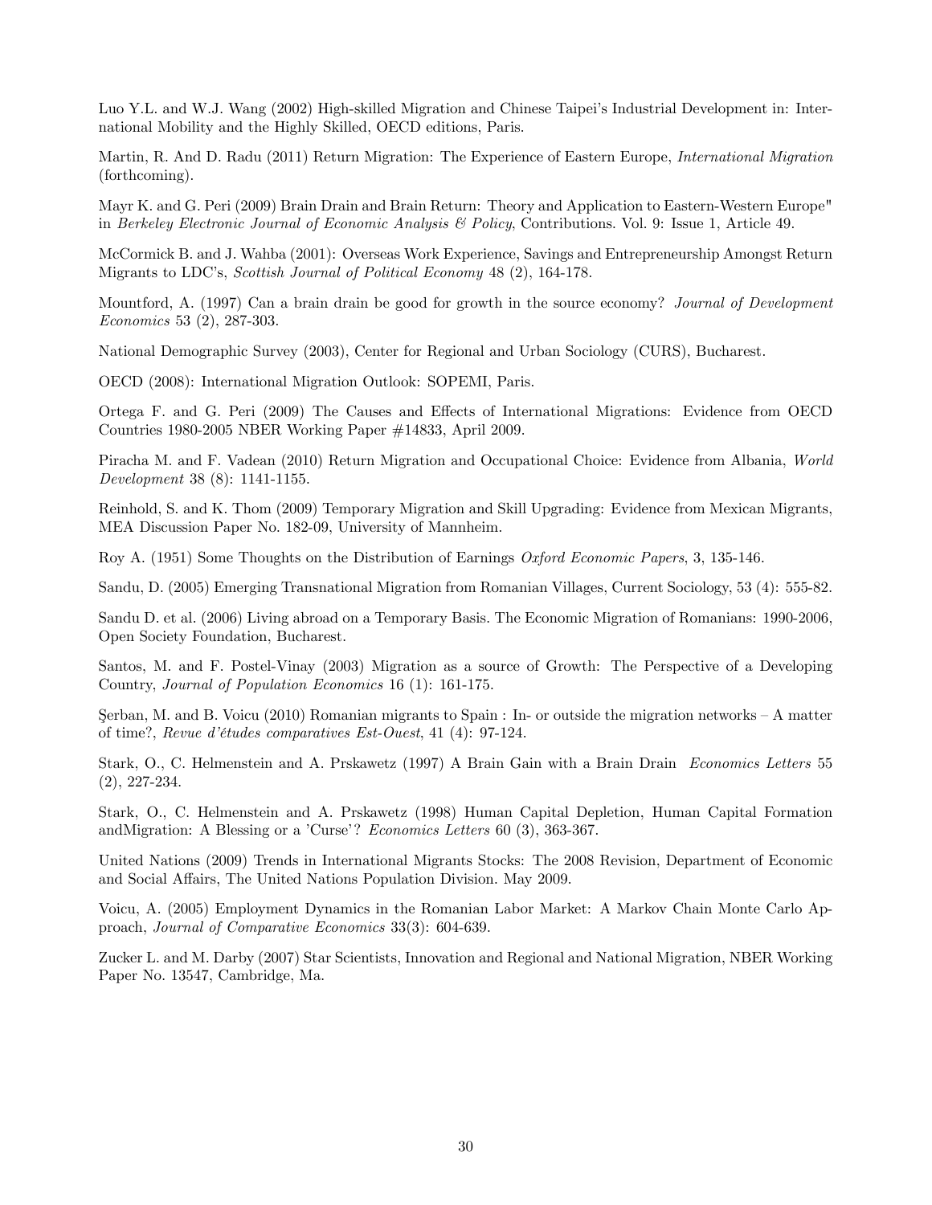Luo Y.L. and W.J. Wang (2002) High-skilled Migration and Chinese Taipei's Industrial Development in: International Mobility and the Highly Skilled, OECD editions, Paris.

Martin, R. And D. Radu (2011) Return Migration: The Experience of Eastern Europe, *International Migration* (forthcoming).

Mayr K. and G. Peri (2009) Brain Drain and Brain Return: Theory and Application to Eastern-Western Europe" in *Berkeley Electronic Journal of Economic Analysis & Policy*, Contributions. Vol. 9: Issue 1, Article 49.

McCormick B. and J. Wahba (2001): Overseas Work Experience, Savings and Entrepreneurship Amongst Return Migrants to LDC's, *Scottish Journal of Political Economy* 48 (2), 164-178.

Mountford, A. (1997) Can a brain drain be good for growth in the source economy? *Journal of Development Economics* 53 (2), 287-303.

National Demographic Survey (2003), Center for Regional and Urban Sociology (CURS), Bucharest.

OECD (2008): International Migration Outlook: SOPEMI, Paris.

Ortega F. and G. Peri (2009) The Causes and Effects of International Migrations: Evidence from OECD Countries 1980-2005 NBER Working Paper #14833, April 2009.

Piracha M. and F. Vadean (2010) Return Migration and Occupational Choice: Evidence from Albania, *World Development* 38 (8): 1141-1155.

Reinhold, S. and K. Thom (2009) Temporary Migration and Skill Upgrading: Evidence from Mexican Migrants, MEA Discussion Paper No. 182-09, University of Mannheim.

Roy A. (1951) Some Thoughts on the Distribution of Earnings *Oxford Economic Papers*, 3, 135-146.

Sandu, D. (2005) Emerging Transnational Migration from Romanian Villages, Current Sociology, 53 (4): 555-82.

Sandu D. et al. (2006) Living abroad on a Temporary Basis. The Economic Migration of Romanians: 1990-2006, Open Society Foundation, Bucharest.

Santos, M. and F. Postel-Vinay (2003) Migration as a source of Growth: The Perspective of a Developing Country, *Journal of Population Economics* 16 (1): 161-175.

Şerban, M. and B. Voicu (2010) Romanian migrants to Spain : In- or outside the migration networks – A matter of time?, *Revue d'études comparatives Est-Ouest*, 41 (4): 97-124.

Stark, O., C. Helmenstein and A. Prskawetz (1997) A Brain Gain with a Brain Drain *Economics Letters* 55 (2), 227-234.

Stark, O., C. Helmenstein and A. Prskawetz (1998) Human Capital Depletion, Human Capital Formation andMigration: A Blessing or a 'Curse'? *Economics Letters* 60 (3), 363-367.

United Nations (2009) Trends in International Migrants Stocks: The 2008 Revision, Department of Economic and Social Affairs, The United Nations Population Division. May 2009.

Voicu, A. (2005) Employment Dynamics in the Romanian Labor Market: A Markov Chain Monte Carlo Approach, *Journal of Comparative Economics* 33(3): 604-639.

Zucker L. and M. Darby (2007) Star Scientists, Innovation and Regional and National Migration, NBER Working Paper No. 13547, Cambridge, Ma.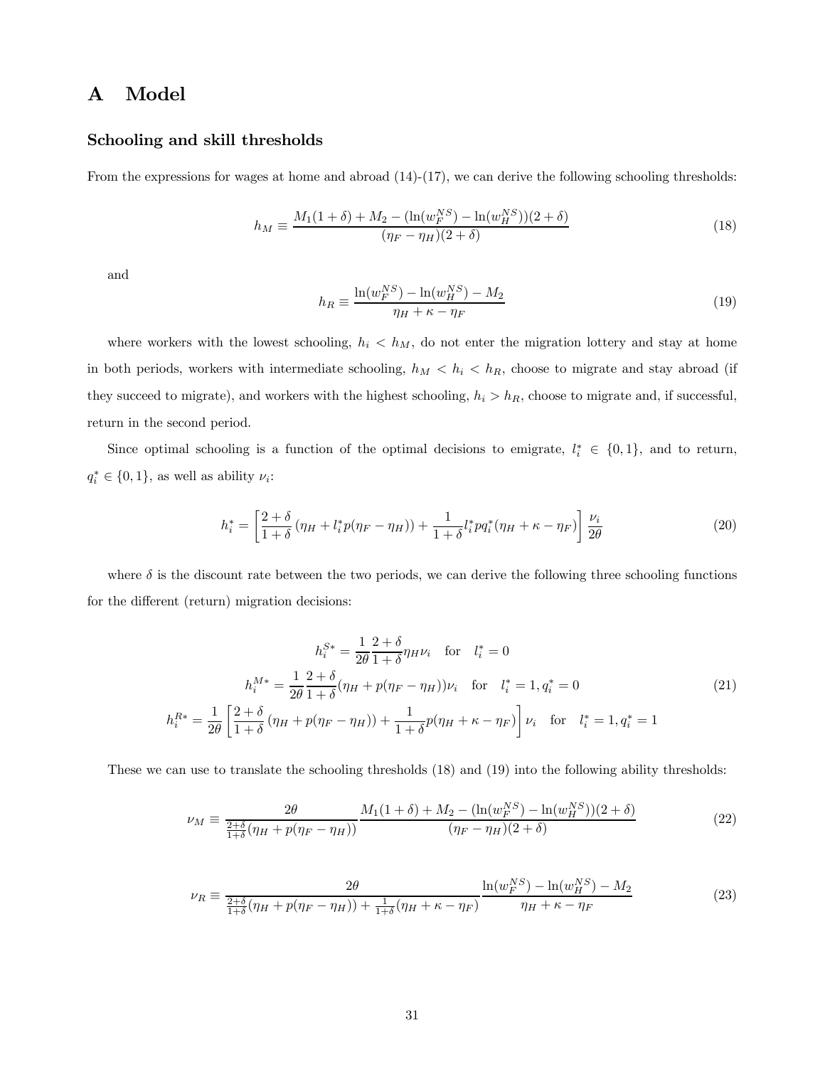# A Model

### Schooling and skill thresholds

From the expressions for wages at home and abroad (14)-(17), we can derive the following schooling thresholds:

$$h_M \equiv \frac{M_1(1+\delta) + M_2 - (\ln(w_F^{NS}) - \ln(w_H^{NS}))(2+\delta)}{(\eta_F - \eta_H)(2+\delta)} \tag{18}$$

and

$$h_R \equiv \frac{\ln(w_F^{NS}) - \ln(w_H^{NS}) - M_2}{\eta_H + \kappa - \eta_F} \tag{19}$$

where workers with the lowest schooling, $h_i < h_M$, do not enter the migration lottery and stay at home in both periods, workers with intermediate schooling, $h_M < h_i < h_R$, choose to migrate and stay abroad (if they succeed to migrate), and workers with the highest schooling, $h_i > h_R$, choose to migrate and, if successful, return in the second period.

Since optimal schooling is a function of the optimal decisions to emigrate, $l_i^* \in \{0,1\}$, and to return, $q_i^* \in \{0,1\}$, as well as ability $\nu_i$:

$$h_i^* = \left[\frac{2+\delta}{1+\delta}\left(\eta_H + l_i^* p(\eta_F - \eta_H)\right) + \frac{1}{1+\delta} l_i^* p q_i^* (\eta_H + \kappa - \eta_F)\right] \frac{\nu_i}{2\theta} \tag{20}$$

where $\delta$ is the discount rate between the two periods, we can derive the following three schooling functions for the different (return) migration decisions:

$$\begin{aligned}
h_i^{S*} &= \frac{1}{2\theta}\frac{2+\delta}{1+\delta}\eta_H \nu_i \quad \text{for} \quad l_i^* = 0 \\
h_i^{M*} &= \frac{1}{2\theta}\frac{2+\delta}{1+\delta}(\eta_H + p(\eta_F - \eta_H))\nu_i \quad \text{for} \quad l_i^* = 1, q_i^* = 0 \\
h_i^{R*} &= \frac{1}{2\theta}\left[\frac{2+\delta}{1+\delta}\left(\eta_H + p(\eta_F - \eta_H)\right) + \frac{1}{1+\delta}p(\eta_H + \kappa - \eta_F)\right]\nu_i \quad \text{for} \quad l_i^* = 1, q_i^* = 1
\end{aligned} \tag{21}$$

These we can use to translate the schooling thresholds (18) and (19) into the following ability thresholds:

$$\nu_M \equiv \frac{2\theta}{\frac{2+\delta}{1+\delta}(\eta_H + p(\eta_F - \eta_H))} \frac{M_1(1+\delta) + M_2 - (\ln(w_F^{NS}) - \ln(w_H^{NS}))(2+\delta)}{(\eta_F - \eta_H)(2+\delta)} \tag{22}$$

$$\nu_R \equiv \frac{2\theta}{\frac{2+\delta}{1+\delta}(\eta_H + p(\eta_F - \eta_H)) + \frac{1}{1+\delta}(\eta_H + \kappa - \eta_F)} \frac{\ln(w_F^{NS}) - \ln(w_H^{NS}) - M_2}{\eta_H + \kappa - \eta_F} \tag{23}$$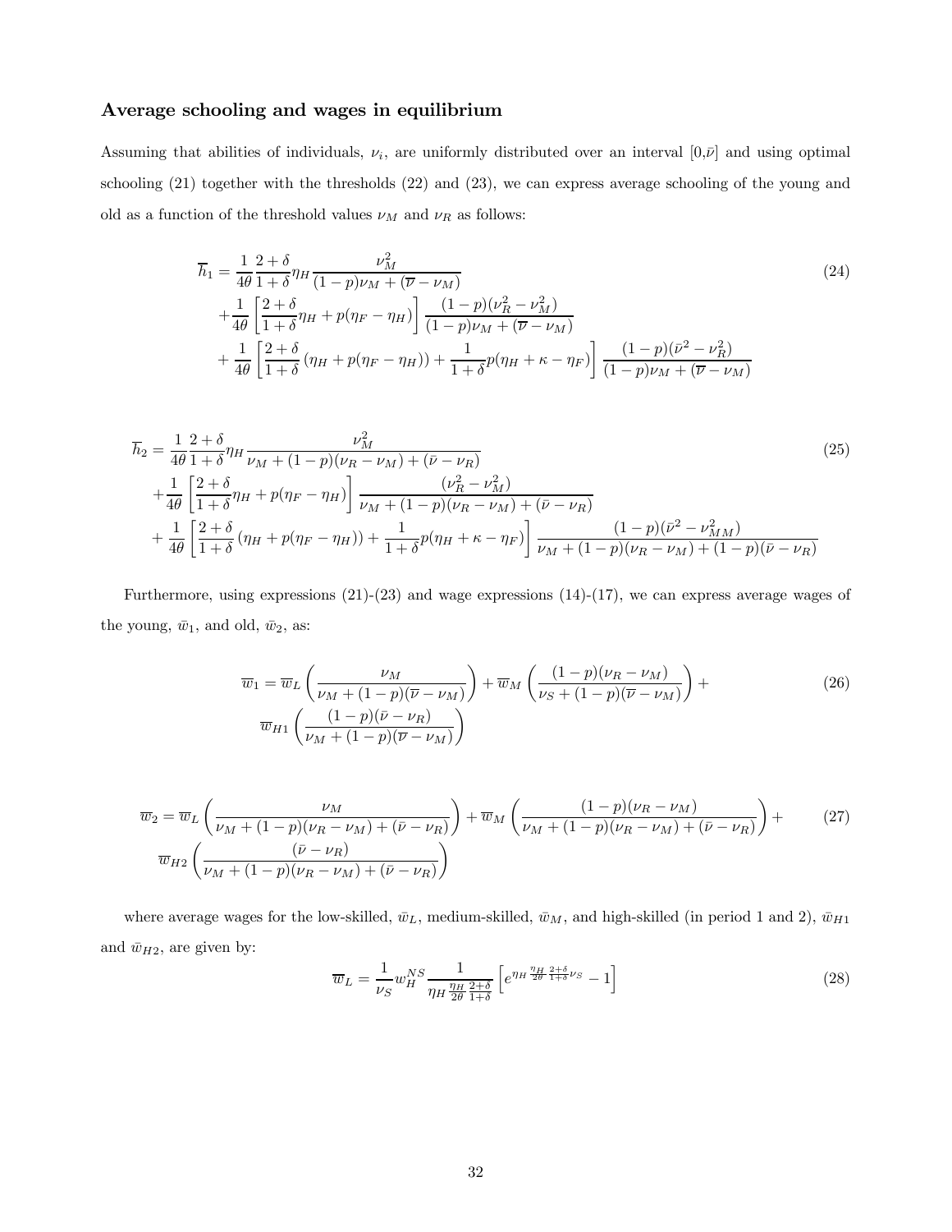### Average schooling and wages in equilibrium

Assuming that abilities of individuals, $\nu_i$, are uniformly distributed over an interval $[0,\bar{\nu}]$ and using optimal schooling (21) together with the thresholds (22) and (23), we can express average schooling of the young and old as a function of the threshold values $\nu_M$ and $\nu_R$ as follows:

$$
\begin{aligned}
\overline{h}_1 &= \frac{1}{4\theta}\frac{2+\delta}{1+\delta}\eta_H \frac{\nu_M^2}{(1-p)\nu_M + (\overline{\nu} - \nu_M)} \\
&+ \frac{1}{4\theta}\left[\frac{2+\delta}{1+\delta}\eta_H + p(\eta_F - \eta_H)\right]\frac{(1-p)(\nu_R^2 - \nu_M^2)}{(1-p)\nu_M + (\overline{\nu} - \nu_M)} \\
&+ \frac{1}{4\theta}\left[\frac{2+\delta}{1+\delta}\left(\eta_H + p(\eta_F - \eta_H)\right) + \frac{1}{1+\delta}p(\eta_H + \kappa - \eta_F)\right]\frac{(1-p)(\bar{\nu}^2 - \nu_R^2)}{(1-p)\nu_M + (\overline{\nu} - \nu_M)}
\end{aligned} \tag{24}
$$

$$
\begin{aligned}
\overline{h}_2 &= \frac{1}{4\theta}\frac{2+\delta}{1+\delta}\eta_H \frac{\nu_M^2}{\nu_M + (1-p)(\nu_R - \nu_M) + (\bar{\nu} - \nu_R)} \\
&+ \frac{1}{4\theta}\left[\frac{2+\delta}{1+\delta}\eta_H + p(\eta_F - \eta_H)\right]\frac{(\nu_R^2 - \nu_M^2)}{\nu_M + (1-p)(\nu_R - \nu_M) + (\bar{\nu} - \nu_R)} \\
&+ \frac{1}{4\theta}\left[\frac{2+\delta}{1+\delta}\left(\eta_H + p(\eta_F - \eta_H)\right) + \frac{1}{1+\delta}p(\eta_H + \kappa - \eta_F)\right]\frac{(1-p)(\bar{\nu}^2 - \nu_{MM}^2)}{\nu_M + (1-p)(\nu_R - \nu_M) + (1-p)(\bar{\nu} - \nu_R)}
\end{aligned} \tag{25}
$$

Furthermore, using expressions (21)-(23) and wage expressions (14)-(17), we can express average wages of the young, $\bar{w}_1$, and old, $\bar{w}_2$, as:

$$
\begin{aligned}
\overline{w}_1 = \overline{w}_L\left(\frac{\nu_M}{\nu_M + (1-p)(\overline{\nu} - \nu_M)}\right) + \overline{w}_M\left(\frac{(1-p)(\nu_R - \nu_M)}{\nu_S + (1-p)(\overline{\nu} - \nu_M)}\right) + \\
\overline{w}_{H1}\left(\frac{(1-p)(\bar{\nu} - \nu_R)}{\nu_M + (1-p)(\overline{\nu} - \nu_M)}\right)
\end{aligned} \tag{26}
$$

$$
\begin{aligned}
\overline{w}_2 = \overline{w}_L\left(\frac{\nu_M}{\nu_M + (1-p)(\nu_R - \nu_M) + (\bar{\nu} - \nu_R)}\right) + \overline{w}_M\left(\frac{(1-p)(\nu_R - \nu_M)}{\nu_M + (1-p)(\nu_R - \nu_M) + (\bar{\nu} - \nu_R)}\right) + \\
\overline{w}_{H2}\left(\frac{(\bar{\nu} - \nu_R)}{\nu_M + (1-p)(\nu_R - \nu_M) + (\bar{\nu} - \nu_R)}\right)
\end{aligned} \tag{27}
$$

where average wages for the low-skilled, $\bar{w}_L$, medium-skilled, $\bar{w}_M$, and high-skilled (in period 1 and 2), $\bar{w}_{H1}$ and $\bar{w}_{H2}$, are given by:

$$
\overline{w}_L = \frac{1}{\nu_S} w_H^{NS} \frac{1}{\eta_H \frac{\eta_H}{2\theta}\frac{2+\delta}{1+\delta}}\left[e^{\eta_H \frac{\eta_H}{2\theta}\frac{2+\delta}{1+\delta}\nu_S} - 1\right] \tag{28}
$$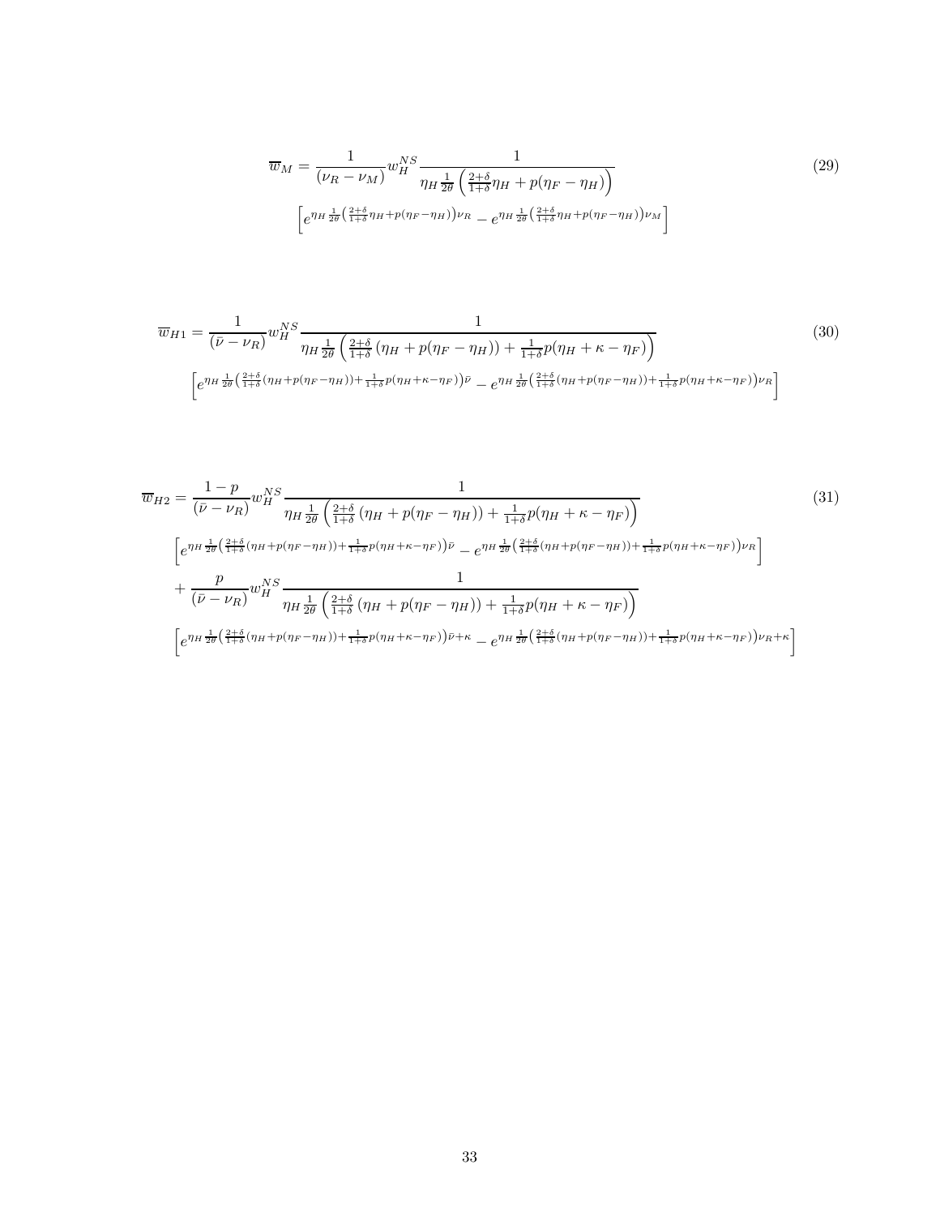$$\overline{w}_M = \frac{1}{(\nu_R - \nu_M)} w_H^{NS} \frac{1}{\eta_H \frac{1}{2\theta}\left(\frac{2+\delta}{1+\delta}\eta_H + p(\eta_F - \eta_H)\right)} \left[e^{\eta_H \frac{1}{2\theta}\left(\frac{2+\delta}{1+\delta}\eta_H + p(\eta_F - \eta_H)\right)\nu_R} - e^{\eta_H \frac{1}{2\theta}\left(\frac{2+\delta}{1+\delta}\eta_H + p(\eta_F - \eta_H)\right)\nu_M}\right] \tag{29}$$

$$\overline{w}_{H1} = \frac{1}{(\bar{\nu} - \nu_R)} w_H^{NS} \frac{1}{\eta_H \frac{1}{2\theta}\left(\frac{2+\delta}{1+\delta}\left(\eta_H + p(\eta_F - \eta_H)\right) + \frac{1}{1+\delta}p(\eta_H + \kappa - \eta_F)\right)} \left[e^{\eta_H \frac{1}{2\theta}\left(\frac{2+\delta}{1+\delta}(\eta_H + p(\eta_F - \eta_H)) + \frac{1}{1+\delta}p(\eta_H + \kappa - \eta_F)\right)\bar{\nu}} - e^{\eta_H \frac{1}{2\theta}\left(\frac{2+\delta}{1+\delta}(\eta_H + p(\eta_F - \eta_H)) + \frac{1}{1+\delta}p(\eta_H + \kappa - \eta_F)\right)\nu_R}\right] \tag{30}$$

$$\begin{aligned}
\overline{w}_{H2} = {} & \frac{1-p}{(\bar{\nu} - \nu_R)} w_H^{NS} \frac{1}{\eta_H \frac{1}{2\theta}\left(\frac{2+\delta}{1+\delta}\left(\eta_H + p(\eta_F - \eta_H)\right) + \frac{1}{1+\delta}p(\eta_H + \kappa - \eta_F)\right)} \\
& \left[e^{\eta_H \frac{1}{2\theta}\left(\frac{2+\delta}{1+\delta}(\eta_H + p(\eta_F - \eta_H)) + \frac{1}{1+\delta}p(\eta_H + \kappa - \eta_F)\right)\bar{\nu}} - e^{\eta_H \frac{1}{2\theta}\left(\frac{2+\delta}{1+\delta}(\eta_H + p(\eta_F - \eta_H)) + \frac{1}{1+\delta}p(\eta_H + \kappa - \eta_F)\right)\nu_R}\right] \\
& + \frac{p}{(\bar{\nu} - \nu_R)} w_H^{NS} \frac{1}{\eta_H \frac{1}{2\theta}\left(\frac{2+\delta}{1+\delta}\left(\eta_H + p(\eta_F - \eta_H)\right) + \frac{1}{1+\delta}p(\eta_H + \kappa - \eta_F)\right)} \\
& \left[e^{\eta_H \frac{1}{2\theta}\left(\frac{2+\delta}{1+\delta}(\eta_H + p(\eta_F - \eta_H)) + \frac{1}{1+\delta}p(\eta_H + \kappa - \eta_F)\right)\bar{\nu} + \kappa} - e^{\eta_H \frac{1}{2\theta}\left(\frac{2+\delta}{1+\delta}(\eta_H + p(\eta_F - \eta_H)) + \frac{1}{1+\delta}p(\eta_H + \kappa - \eta_F)\right)\nu_R + \kappa}\right]
\end{aligned} \tag{31}$$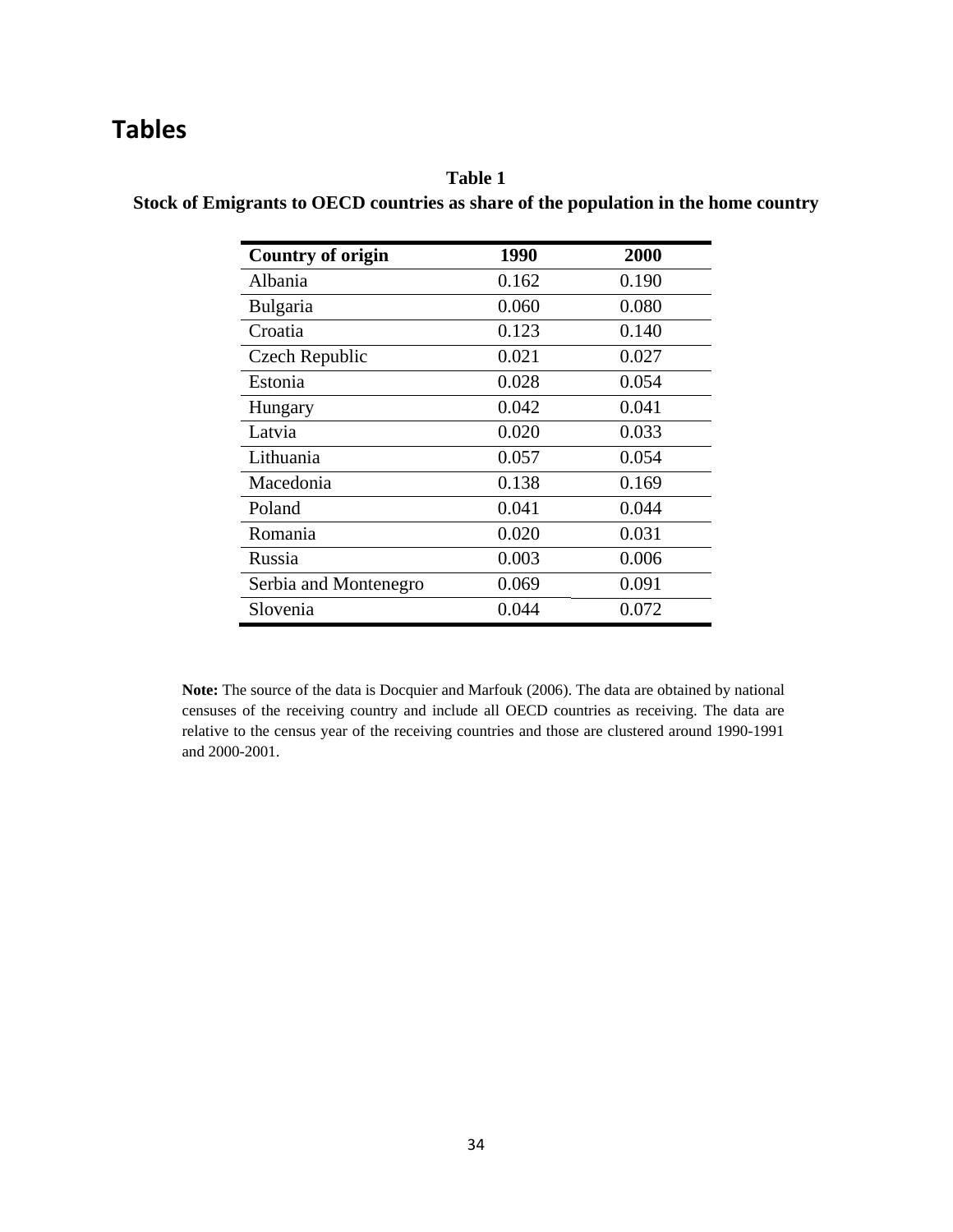# Tables

**Table 1**

**Stock of Emigrants to OECD countries as share of the population in the home country**

| Country of origin | 1990 | 2000 |
|---|---|---|
| Albania | 0.162 | 0.190 |
| Bulgaria | 0.060 | 0.080 |
| Croatia | 0.123 | 0.140 |
| Czech Republic | 0.021 | 0.027 |
| Estonia | 0.028 | 0.054 |
| Hungary | 0.042 | 0.041 |
| Latvia | 0.020 | 0.033 |
| Lithuania | 0.057 | 0.054 |
| Macedonia | 0.138 | 0.169 |
| Poland | 0.041 | 0.044 |
| Romania | 0.020 | 0.031 |
| Russia | 0.003 | 0.006 |
| Serbia and Montenegro | 0.069 | 0.091 |
| Slovenia | 0.044 | 0.072 |

**Note:** The source of the data is Docquier and Marfouk (2006). The data are obtained by national censuses of the receiving country and include all OECD countries as receiving. The data are relative to the census year of the receiving countries and those are clustered around 1990-1991 and 2000-2001.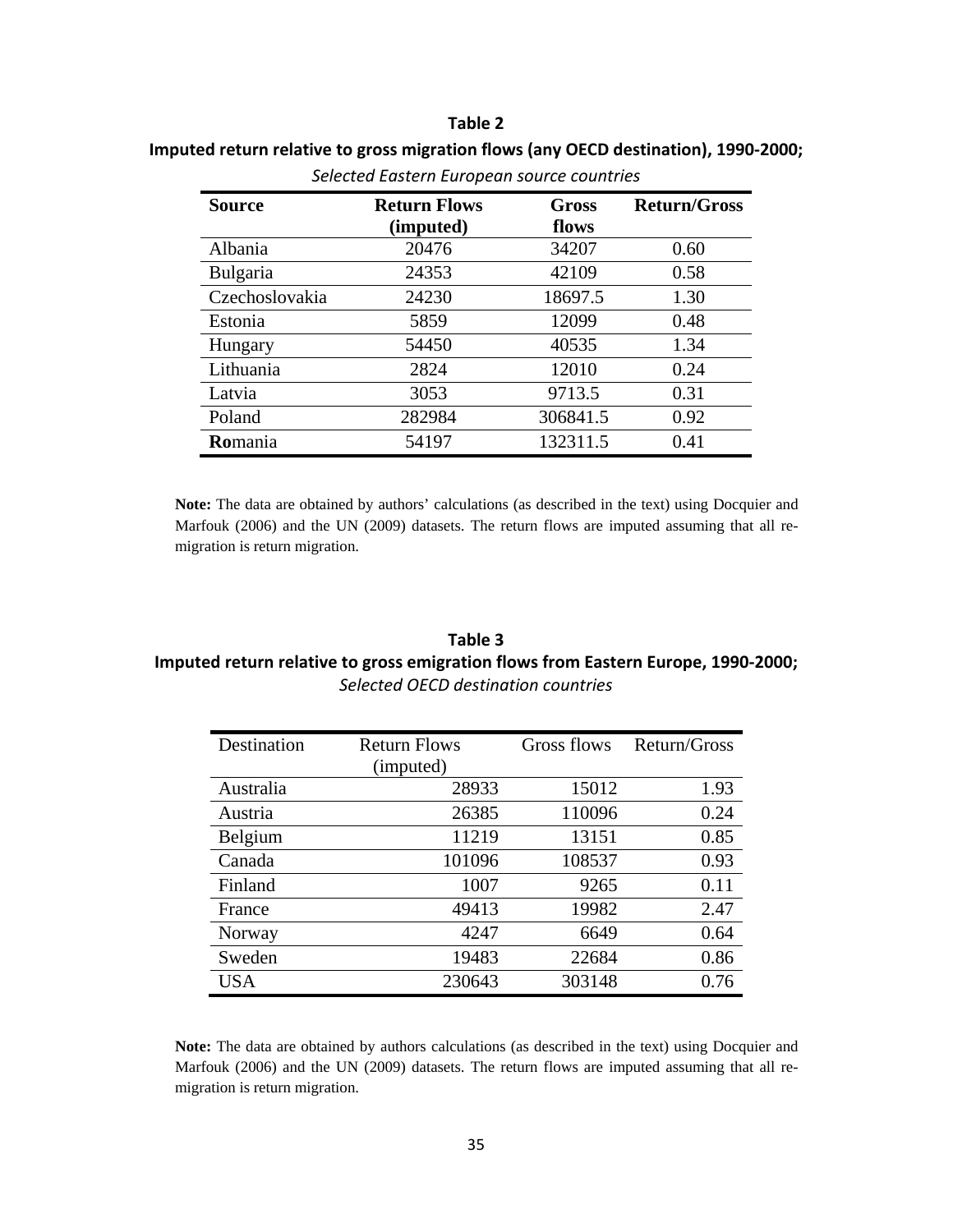**Table 2**

**Imputed return relative to gross migration flows (any OECD destination), 1990-2000;**

*Selected Eastern European source countries*

| Source | Return Flows (imputed) | Gross flows | Return/Gross |
|---|---|---|---|
| Albania | 20476 | 34207 | 0.60 |
| Bulgaria | 24353 | 42109 | 0.58 |
| Czechoslovakia | 24230 | 18697.5 | 1.30 |
| Estonia | 5859 | 12099 | 0.48 |
| Hungary | 54450 | 40535 | 1.34 |
| Lithuania | 2824 | 12010 | 0.24 |
| Latvia | 3053 | 9713.5 | 0.31 |
| Poland | 282984 | 306841.5 | 0.92 |
| **Ro**mania | 54197 | 132311.5 | 0.41 |

**Note:** The data are obtained by authors' calculations (as described in the text) using Docquier and Marfouk (2006) and the UN (2009) datasets. The return flows are imputed assuming that all re-migration is return migration.

**Table 3**

**Imputed return relative to gross emigration flows from Eastern Europe, 1990-2000;**

*Selected OECD destination countries*

| Destination | Return Flows (imputed) | Gross flows | Return/Gross |
|---|---|---|---|
| Australia | 28933 | 15012 | 1.93 |
| Austria | 26385 | 110096 | 0.24 |
| Belgium | 11219 | 13151 | 0.85 |
| Canada | 101096 | 108537 | 0.93 |
| Finland | 1007 | 9265 | 0.11 |
| France | 49413 | 19982 | 2.47 |
| Norway | 4247 | 6649 | 0.64 |
| Sweden | 19483 | 22684 | 0.86 |
| USA | 230643 | 303148 | 0.76 |

**Note:** The data are obtained by authors calculations (as described in the text) using Docquier and Marfouk (2006) and the UN (2009) datasets. The return flows are imputed assuming that all re-migration is return migration.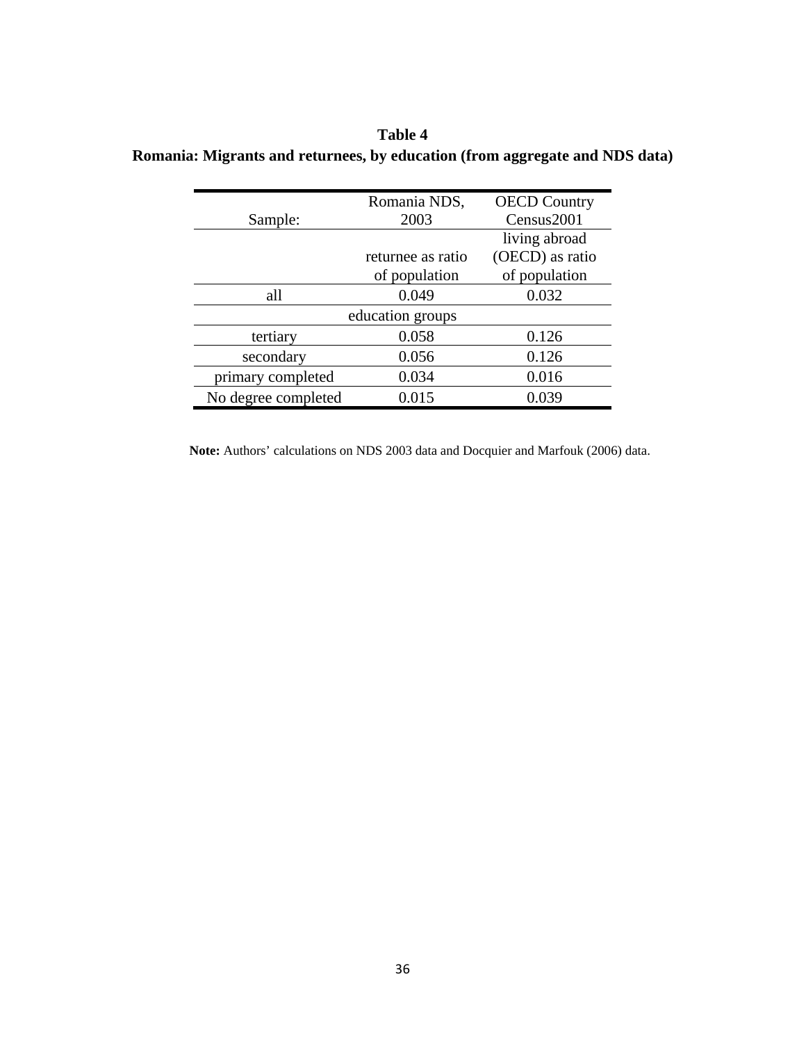**Table 4**

**Romania: Migrants and returnees, by education (from aggregate and NDS data)**

| Sample: | Romania NDS, 2003 | OECD Country Census2001 |
|---|---|---|
| | returnee as ratio of population | living abroad (OECD) as ratio of population |
| all | 0.049 | 0.032 |
| | education groups | |
| tertiary | 0.058 | 0.126 |
| secondary | 0.056 | 0.126 |
| primary completed | 0.034 | 0.016 |
| No degree completed | 0.015 | 0.039 |

**Note:** Authors' calculations on NDS 2003 data and Docquier and Marfouk (2006) data.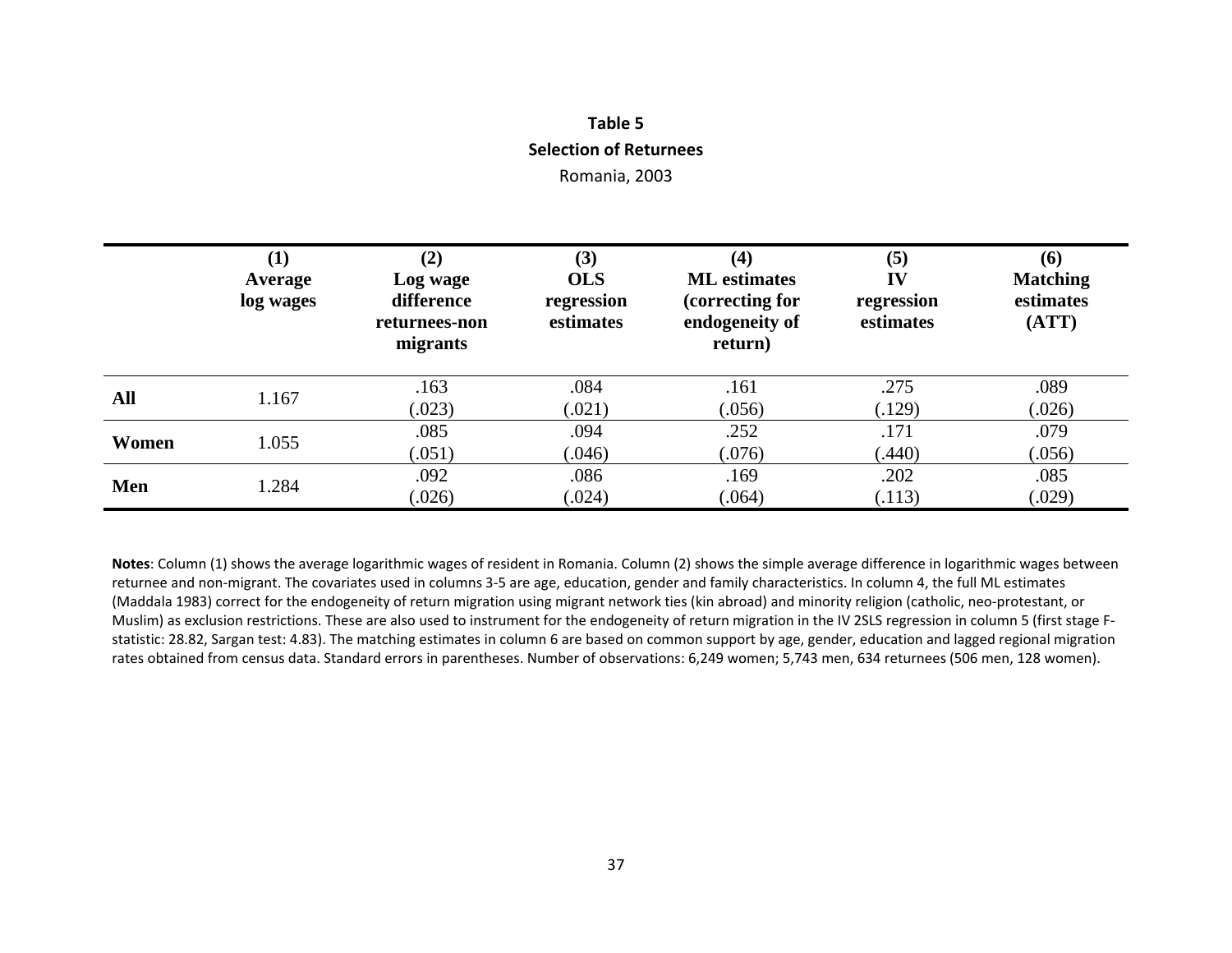## Table 5

### Selection of Returnees

Romania, 2003

| | (1) Average log wages | (2) Log wage difference returnees-non migrants | (3) OLS regression estimates | (4) ML estimates (correcting for endogeneity of return) | (5) IV regression estimates | (6) Matching estimates (ATT) |
|---|---|---|---|---|---|---|
| **All** | 1.167 | .163 | .084 | .161 | .275 | .089 |
| | | (.023) | (.021) | (.056) | (.129) | (.026) |
| **Women** | 1.055 | .085 | .094 | .252 | .171 | .079 |
| | | (.051) | (.046) | (.076) | (.440) | (.056) |
| **Men** | 1.284 | .092 | .086 | .169 | .202 | .085 |
| | | (.026) | (.024) | (.064) | (.113) | (.029) |

**Notes**: Column (1) shows the average logarithmic wages of resident in Romania. Column (2) shows the simple average difference in logarithmic wages between returnee and non-migrant. The covariates used in columns 3-5 are age, education, gender and family characteristics. In column 4, the full ML estimates (Maddala 1983) correct for the endogeneity of return migration using migrant network ties (kin abroad) and minority religion (catholic, neo-protestant, or Muslim) as exclusion restrictions. These are also used to instrument for the endogeneity of return migration in the IV 2SLS regression in column 5 (first stage F-statistic: 28.82, Sargan test: 4.83). The matching estimates in column 6 are based on common support by age, gender, education and lagged regional migration rates obtained from census data. Standard errors in parentheses. Number of observations: 6,249 women; 5,743 men, 634 returnees (506 men, 128 women).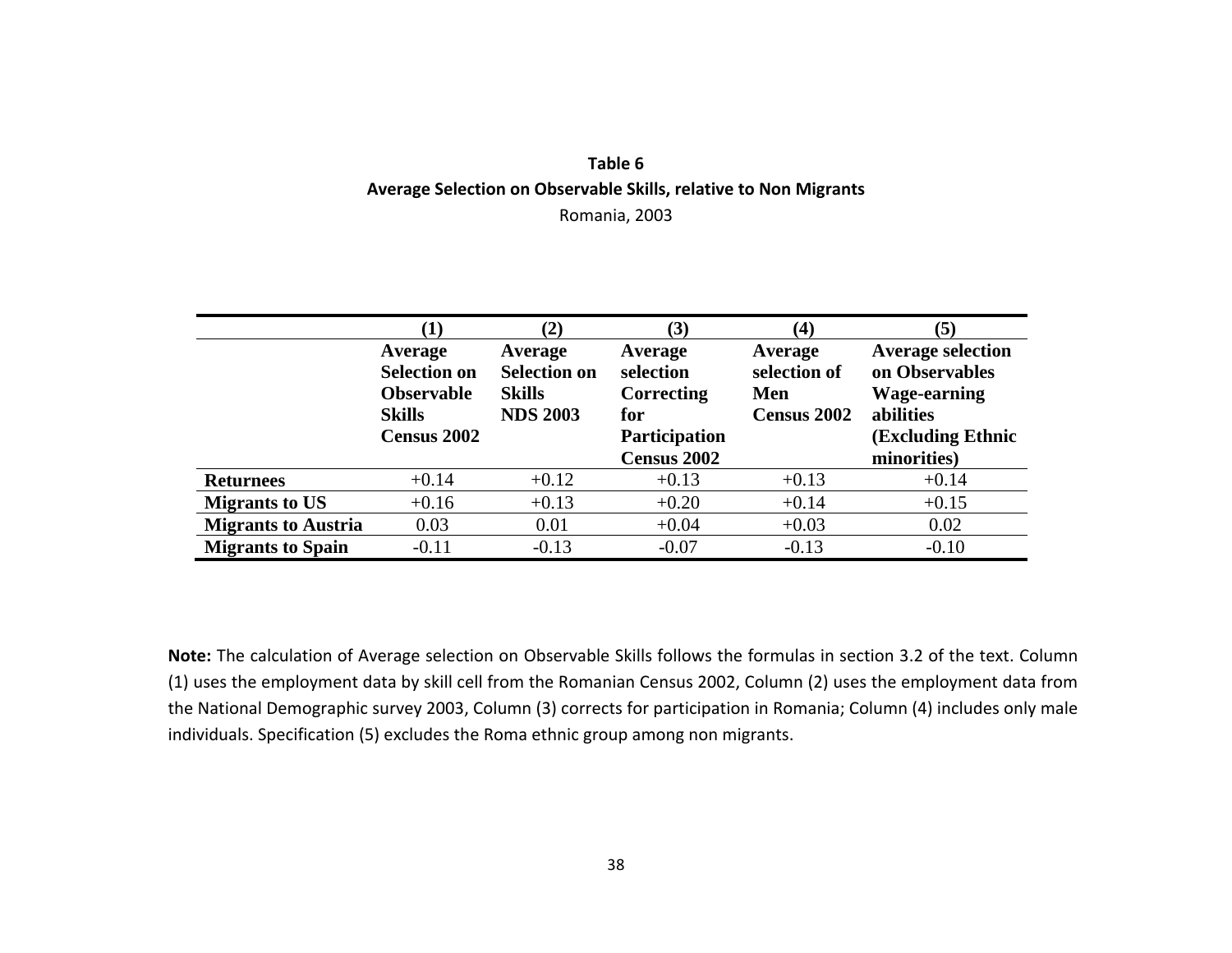**Table 6**

**Average Selection on Observable Skills, relative to Non Migrants**

Romania, 2003

| | (1) | (2) | (3) | (4) | (5) |
|---|---|---|---|---|---|
| | **Average Selection on Observable Skills Census 2002** | **Average Selection on Skills NDS 2003** | **Average selection Correcting for Participation Census 2002** | **Average selection of Men Census 2002** | **Average selection on Observables Wage-earning abilities (Excluding Ethnic minorities)** |
| **Returnees** | +0.14 | +0.12 | +0.13 | +0.13 | +0.14 |
| **Migrants to US** | +0.16 | +0.13 | +0.20 | +0.14 | +0.15 |
| **Migrants to Austria** | 0.03 | 0.01 | +0.04 | +0.03 | 0.02 |
| **Migrants to Spain** | -0.11 | -0.13 | -0.07 | -0.13 | -0.10 |

**Note:** The calculation of Average selection on Observable Skills follows the formulas in section 3.2 of the text. Column (1) uses the employment data by skill cell from the Romanian Census 2002, Column (2) uses the employment data from the National Demographic survey 2003, Column (3) corrects for participation in Romania; Column (4) includes only male individuals. Specification (5) excludes the Roma ethnic group among non migrants.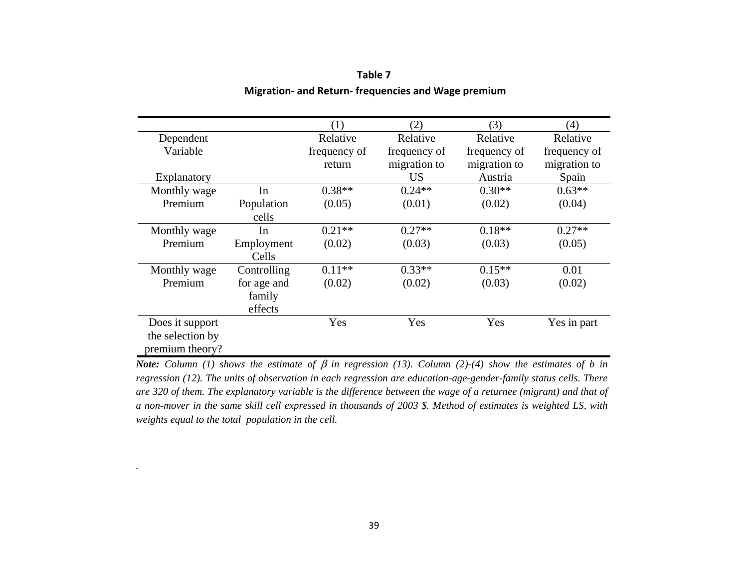**Table 7**

**Migration- and Return- frequencies and Wage premium**

| | | (1) | (2) | (3) | (4) |
|---|---|---|---|---|---|
| Dependent Variable<br><br>Explanatory | | Relative frequency of return | Relative frequency of migration to US | Relative frequency of migration to Austria | Relative frequency of migration to Spain |
| Monthly wage Premium | In Population cells | 0.38**<br>(0.05) | 0.24**<br>(0.01) | 0.30**<br>(0.02) | 0.63**<br>(0.04) |
| Monthly wage Premium | In Employment Cells | 0.21**<br>(0.02) | 0.27**<br>(0.03) | 0.18**<br>(0.03) | 0.27**<br>(0.05) |
| Monthly wage Premium | Controlling for age and family effects | 0.11**<br>(0.02) | 0.33**<br>(0.02) | 0.15**<br>(0.03) | 0.01<br>(0.02) |
| Does it support the selection by premium theory? | | Yes | Yes | Yes | Yes in part |

***Note:*** *Column (1) shows the estimate of $\beta$ in regression (13). Column (2)-(4) show the estimates of b in regression (12). The units of observation in each regression are education-age-gender-family status cells. There are 320 of them. The explanatory variable is the difference between the wage of a returnee (migrant) and that of a non-mover in the same skill cell expressed in thousands of 2003 $. Method of estimates is weighted LS, with weights equal to the total population in the cell.*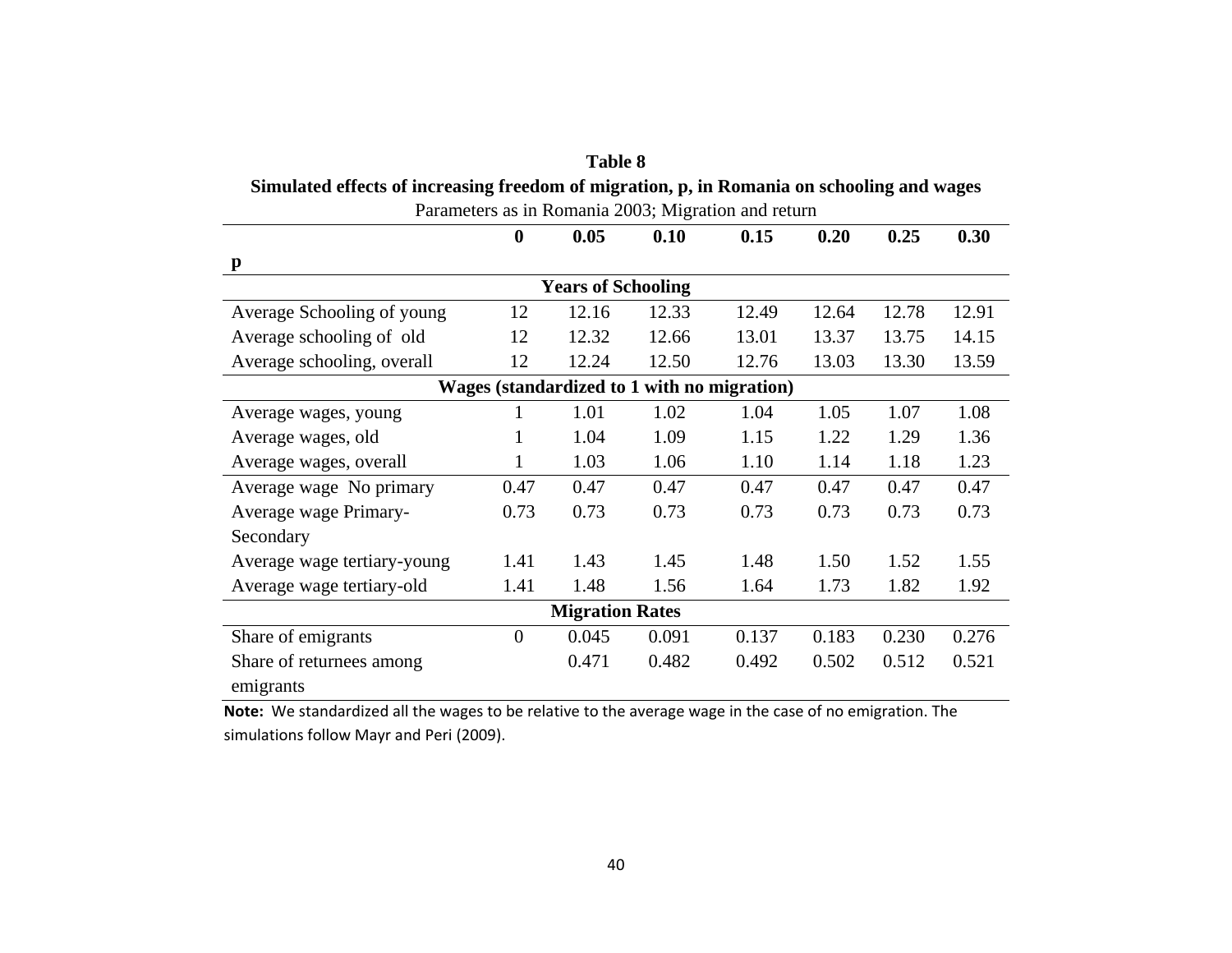**Table 8**

**Simulated effects of increasing freedom of migration, p, in Romania on schooling and wages**

Parameters as in Romania 2003; Migration and return

| p | 0 | 0.05 | 0.10 | 0.15 | 0.20 | 0.25 | 0.30 |
|---|---|---|---|---|---|---|---|
| **Years of Schooling** | | | | | | | |
| Average Schooling of young | 12 | 12.16 | 12.33 | 12.49 | 12.64 | 12.78 | 12.91 |
| Average schooling of old | 12 | 12.32 | 12.66 | 13.01 | 13.37 | 13.75 | 14.15 |
| Average schooling, overall | 12 | 12.24 | 12.50 | 12.76 | 13.03 | 13.30 | 13.59 |
| **Wages (standardized to 1 with no migration)** | | | | | | | |
| Average wages, young | 1 | 1.01 | 1.02 | 1.04 | 1.05 | 1.07 | 1.08 |
| Average wages, old | 1 | 1.04 | 1.09 | 1.15 | 1.22 | 1.29 | 1.36 |
| Average wages, overall | 1 | 1.03 | 1.06 | 1.10 | 1.14 | 1.18 | 1.23 |
| Average wage No primary | 0.47 | 0.47 | 0.47 | 0.47 | 0.47 | 0.47 | 0.47 |
| Average wage Primary-Secondary | 0.73 | 0.73 | 0.73 | 0.73 | 0.73 | 0.73 | 0.73 |
| Average wage tertiary-young | 1.41 | 1.43 | 1.45 | 1.48 | 1.50 | 1.52 | 1.55 |
| Average wage tertiary-old | 1.41 | 1.48 | 1.56 | 1.64 | 1.73 | 1.82 | 1.92 |
| **Migration Rates** | | | | | | | |
| Share of emigrants | 0 | 0.045 | 0.091 | 0.137 | 0.183 | 0.230 | 0.276 |
| Share of returnees among emigrants | | 0.471 | 0.482 | 0.492 | 0.502 | 0.512 | 0.521 |

**Note:** We standardized all the wages to be relative to the average wage in the case of no emigration. The simulations follow Mayr and Peri (2009).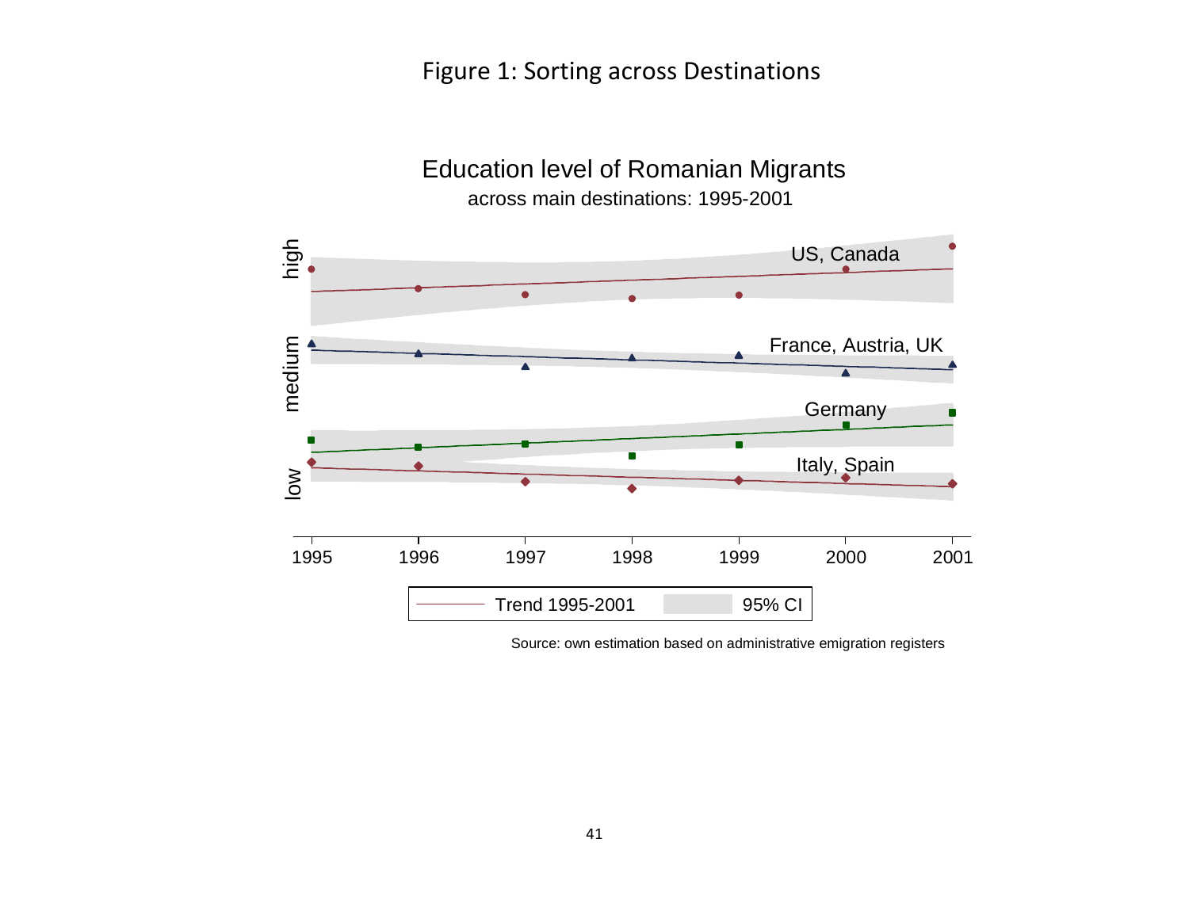Figure 1: Sorting across Destinations

Education level of Romanian Migrants

across main destinations: 1995-2001

Source: own estimation based on administrative emigration registers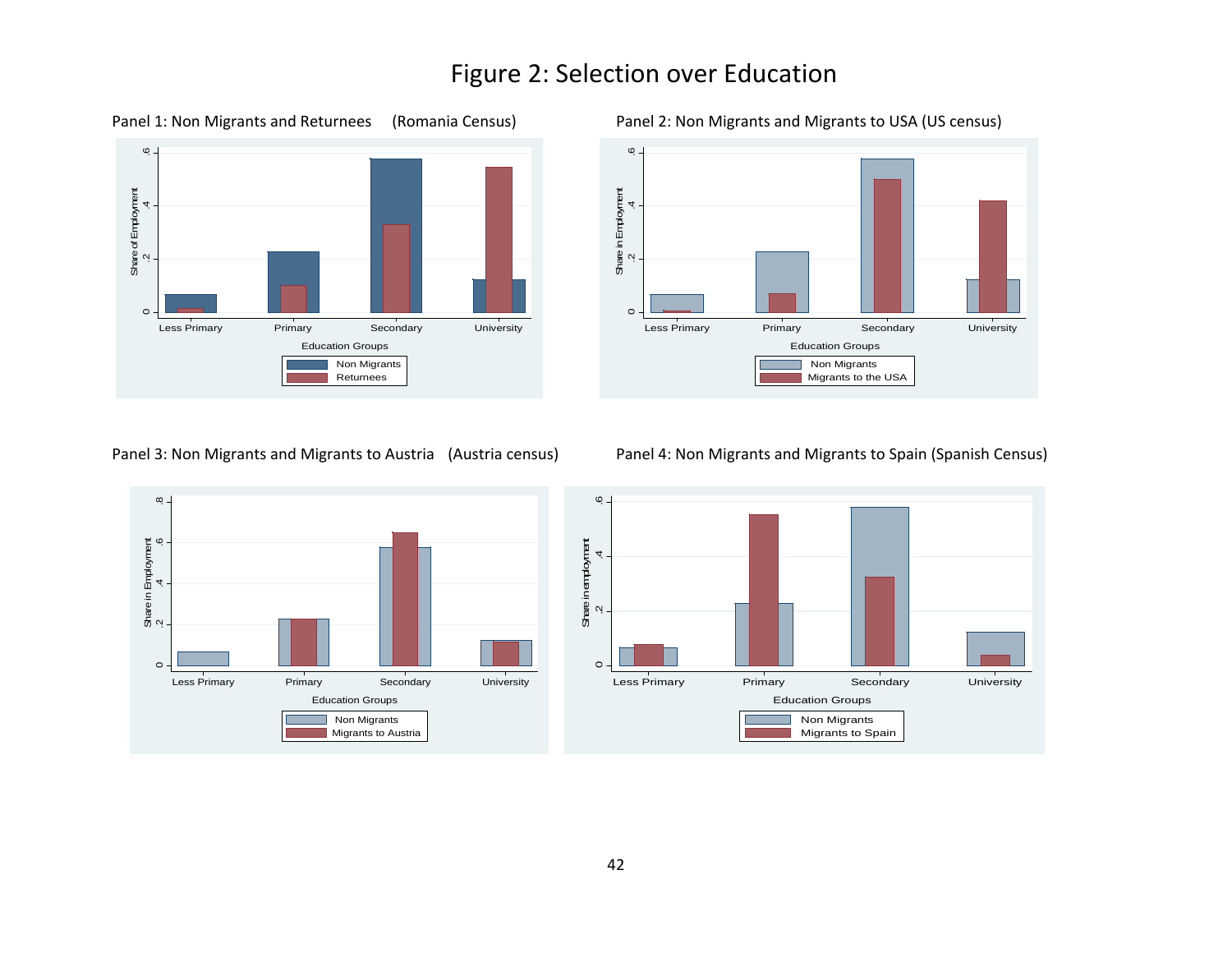# Figure 2: Selection over Education

Panel 1: Non Migrants and Returnees (Romania Census)

Panel 2: Non Migrants and Migrants to USA (US census)

Panel 3: Non Migrants and Migrants to Austria (Austria census)

Panel 4: Non Migrants and Migrants to Spain (Spanish Census)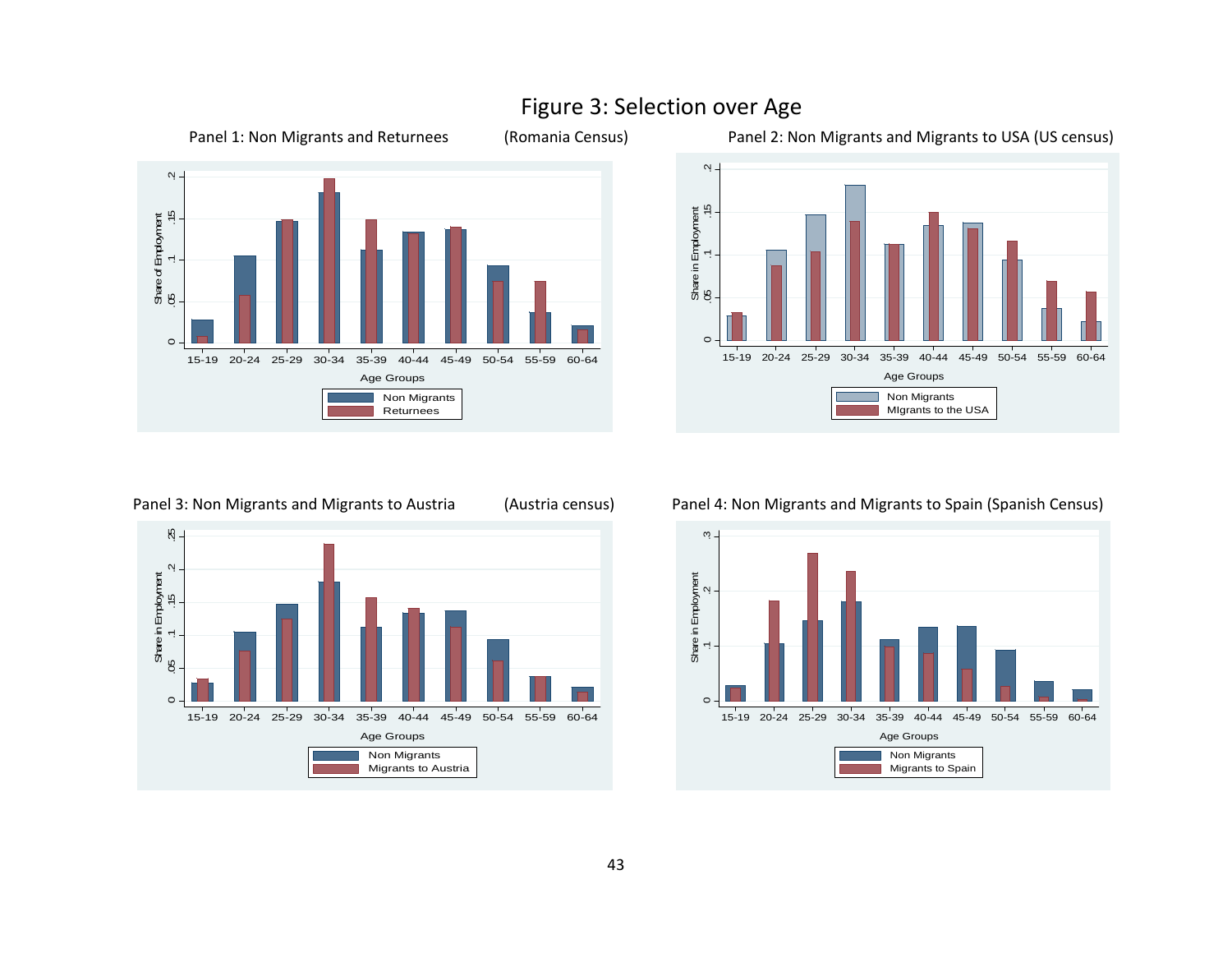# Figure 3: Selection over Age

Panel 1: Non Migrants and Returnees (Romania Census)

Panel 2: Non Migrants and Migrants to USA (US census)

Panel 3: Non Migrants and Migrants to Austria (Austria census)

Panel 4: Non Migrants and Migrants to Spain (Spanish Census)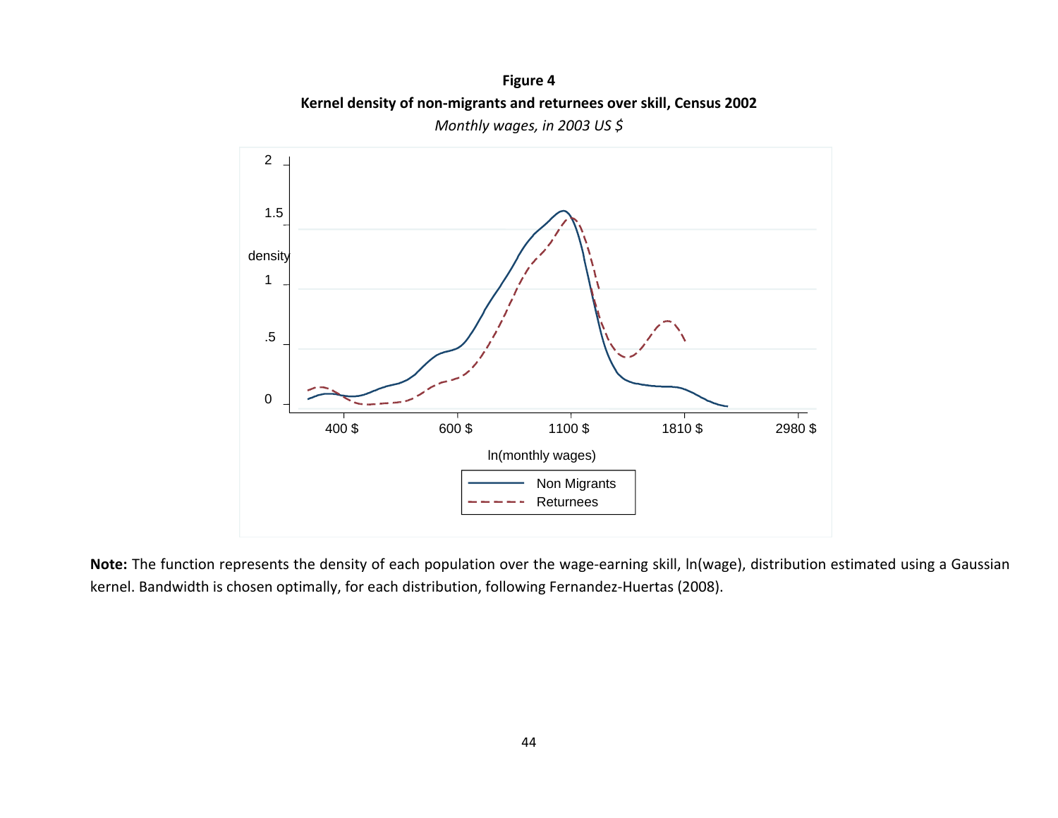**Figure 4**

**Kernel density of non-migrants and returnees over skill, Census 2002**

*Monthly wages, in 2003 US $*

**Note:** The function represents the density of each population over the wage-earning skill, ln(wage), distribution estimated using a Gaussian kernel. Bandwidth is chosen optimally, for each distribution, following Fernandez-Huertas (2008).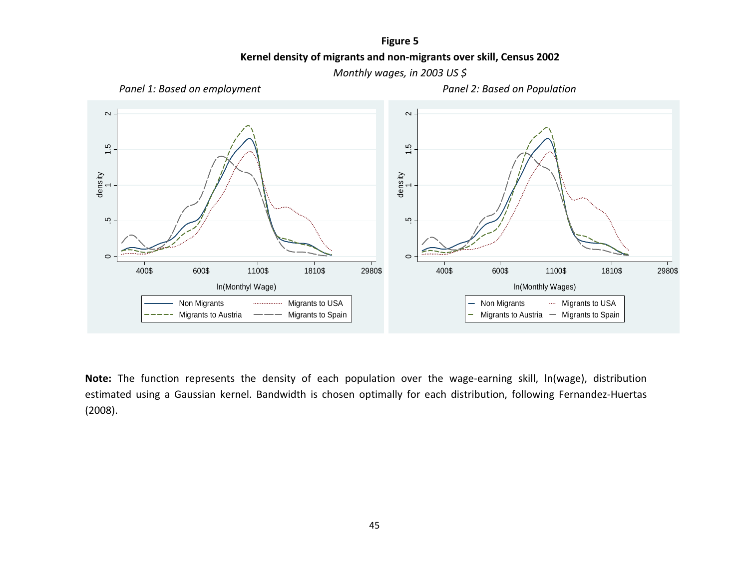**Figure 5**

**Kernel density of migrants and non-migrants over skill, Census 2002**

*Monthly wages, in 2003 US $*

*Panel 1: Based on employment* *Panel 2: Based on Population*

**Note:** The function represents the density of each population over the wage-earning skill, ln(wage), distribution estimated using a Gaussian kernel. Bandwidth is chosen optimally for each distribution, following Fernandez-Huertas (2008).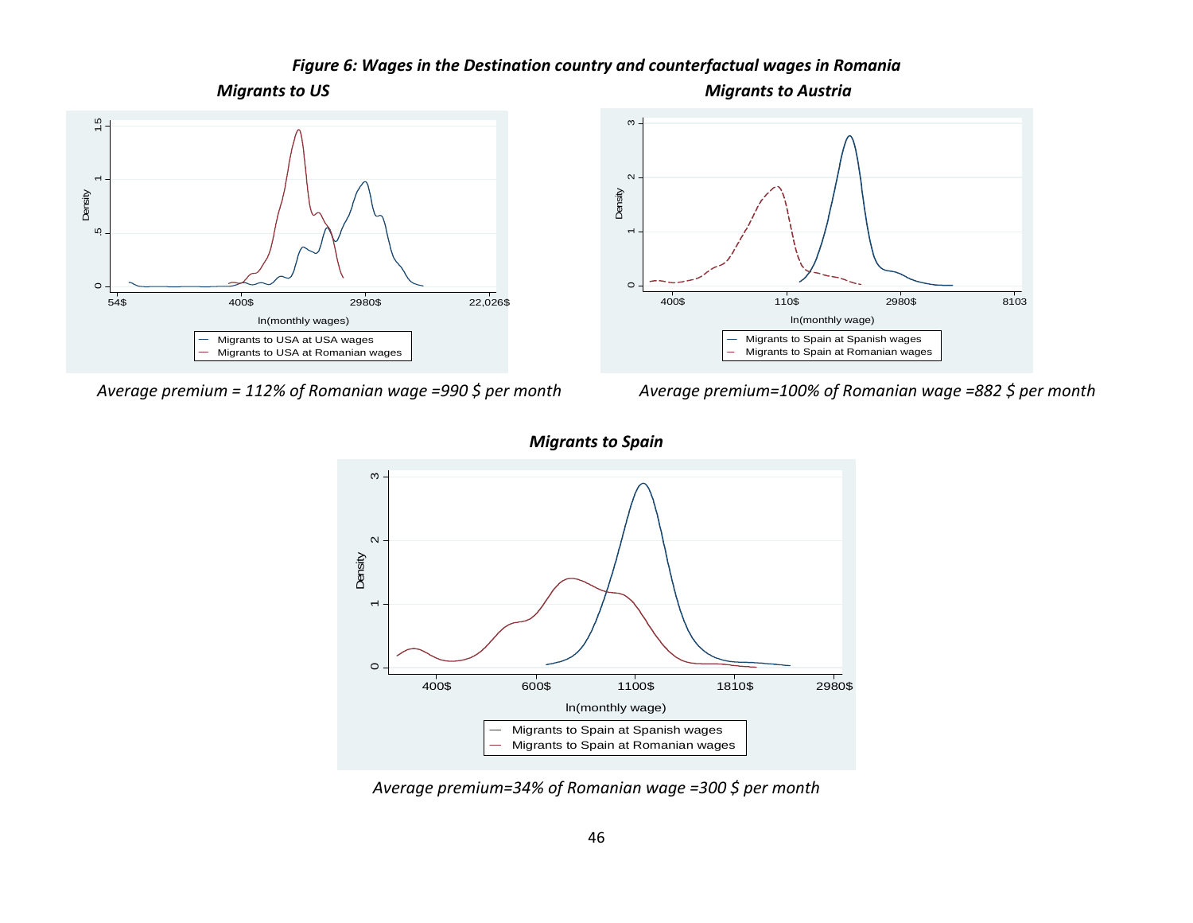*Figure 6: Wages in the Destination country and counterfactual wages in Romania*

*Migrants to US*

Density

1.5

1

.5

0

54$

400$

2980$

22,026$

ln(monthly wages)

Migrants to USA at USA wages

Migrants to USA at Romanian wages

*Average premium = 112% of Romanian wage =990 $ per month*

*Migrants to Austria*

Density

3

2

1

0

400$

110$

2980$

8103

ln(monthly wage)

Migrants to Spain at Spanish wages

Migrants to Spain at Romanian wages

*Average premium=100% of Romanian wage =882 $ per month*

*Migrants to Spain*

Density

3

2

1

0

400$

600$

1100$

1810$

2980$

ln(monthly wage)

Migrants to Spain at Spanish wages

Migrants to Spain at Romanian wages

*Average premium=34% of Romanian wage =300 $ per month*